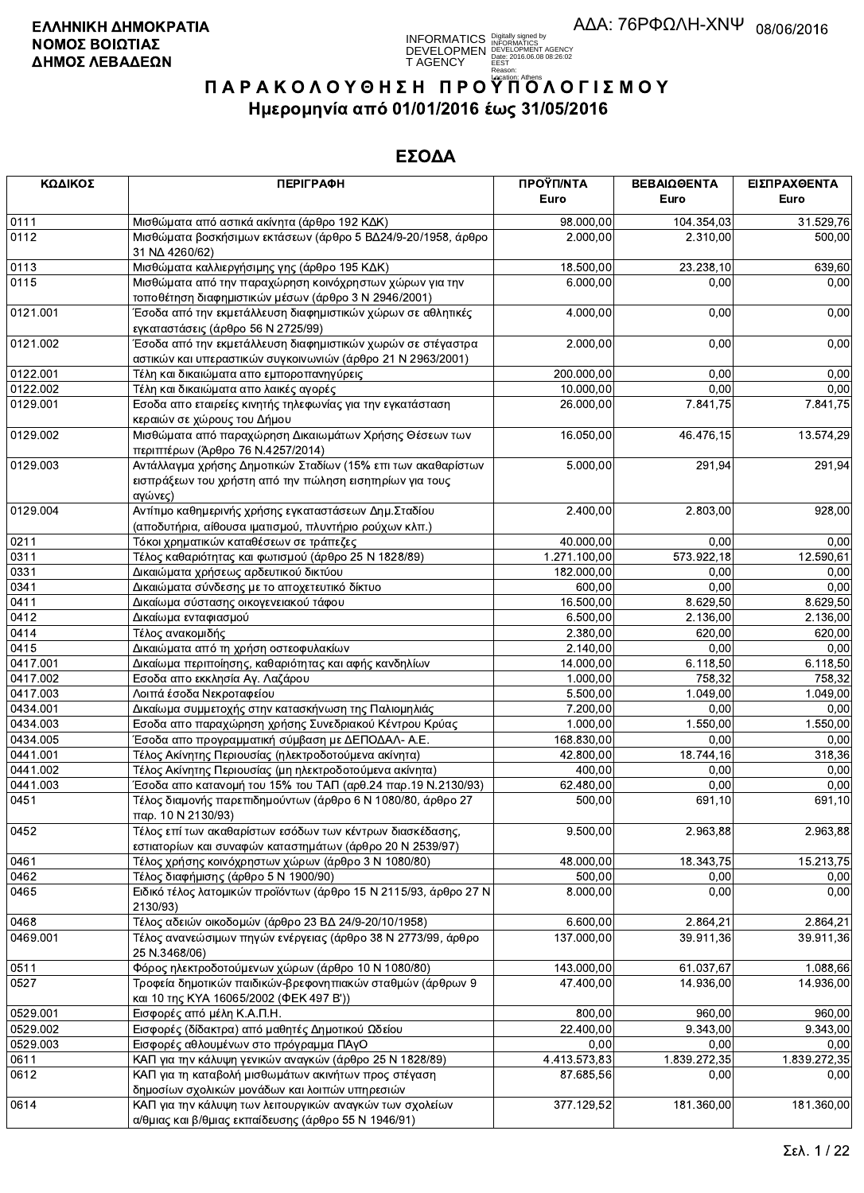**ΕΛΛΗΝΙΚΗ ΔΗΜΟΚΡΑΤΙΑ**
**ΝΟΜΟΣ ΒΟΙΩΤΙΑΣ**
**ΔΗΜΟΣ ΛΕΒΑΔΕΩΝ**

ΑΔΑ: 76ΡΦΩΛΗ-ΧΝΨ 08/06/2016

# ΠΑΡΑΚΟΛΟΥΘΗΣΗ ΠΡΟΫΠΟΛΟΓΙΣΜΟΥ
## Ημερομηνία από 01/01/2016 έως 31/05/2016

## ΕΣΟΔΑ

| ΚΩΔΙΚΟΣ | ΠΕΡΙΓΡΑΦΗ | ΠΡΟΫΠ/ΝΤΑ Euro | ΒΕΒΑΙΩΘΕΝΤΑ Euro | ΕΙΣΠΡΑΧΘΕΝΤΑ Euro |
|---|---|---|---|---|
| 0111 | Μισθώματα από αστικά ακίνητα (άρθρο 192 ΚΔΚ) | 98.000,00 | 104.354,03 | 31.529,76 |
| 0112 | Μισθώματα βοσκήσιμων εκτάσεων (άρθρο 5 ΒΔ24/9-20/1958, άρθρο 31 ΝΔ 4260/62) | 2.000,00 | 2.310,00 | 500,00 |
| 0113 | Μισθώματα καλλιεργήσιμης γης (άρθρο 195 ΚΔΚ) | 18.500,00 | 23.238,10 | 639,60 |
| 0115 | Μισθώματα από την παραχώρηση κοινόχρηστων χώρων για την τοποθέτηση διαφημιστικών μέσων (άρθρο 3 Ν 2946/2001) | 6.000,00 | 0,00 | 0,00 |
| 0121.001 | Έσοδα από την εκμετάλλευση διαφημιστικών χώρων σε αθλητικές εγκαταστάσεις (άρθρο 56 Ν 2725/99) | 4.000,00 | 0,00 | 0,00 |
| 0121.002 | Έσοδα από την εκμετάλλευση διαφημιστικών χωρών σε στέγαστρα αστικών και υπεραστικών συγκοινωνιών (άρθρο 21 Ν 2963/2001) | 2.000,00 | 0,00 | 0,00 |
| 0122.001 | Τέλη και δικαιώματα απο εμποροπανηγύρεις | 200.000,00 | 0,00 | 0,00 |
| 0122.002 | Τέλη και δικαιώματα απο λαικές αγορές | 10.000,00 | 0,00 | 0,00 |
| 0129.001 | Εσοδα απο εταιρείες κινητής τηλεφωνίας για την εγκατάσταση κεραιών σε χώρους του Δήμου | 26.000,00 | 7.841,75 | 7.841,75 |
| 0129.002 | Μισθώματα από παραχώρηση Δικαιωμάτων Χρήσης Θέσεων των περιπτέρων (Άρθρο 76 Ν.4257/2014) | 16.050,00 | 46.476,15 | 13.574,29 |
| 0129.003 | Αντάλλαγμα χρήσης Δημοτικών Σταδίων (15% επι των ακαθαρίστων εισπράξεων του χρήστη από την πώληση εισιτηρίων για τους αγώνες) | 5.000,00 | 291,94 | 291,94 |
| 0129.004 | Αντίτιμο καθημερινής χρήσης εγκαταστάσεων Δημ.Σταδίου (αποδυτήρια, αίθουσα ιματισμού, πλυντήριο ρούχων κλπ.) | 2.400,00 | 2.803,00 | 928,00 |
| 0211 | Τόκοι χρηματικών καταθέσεων σε τράπεζες | 40.000,00 | 0,00 | 0,00 |
| 0311 | Τέλος καθαριότητας και φωτισμού (άρθρο 25 Ν 1828/89) | 1.271.100,00 | 573.922,18 | 12.590,61 |
| 0331 | Δικαιώματα χρήσεως αρδευτικού δικτύου | 182.000,00 | 0,00 | 0,00 |
| 0341 | Δικαιώματα σύνδεσης με το αποχετευτικό δίκτυο | 600,00 | 0,00 | 0,00 |
| 0411 | Δικαίωμα σύστασης οικογενειακού τάφου | 16.500,00 | 8.629,50 | 8.629,50 |
| 0412 | Δικαίωμα ενταφιασμού | 6.500,00 | 2.136,00 | 2.136,00 |
| 0414 | Τέλος ανακομιδής | 2.380,00 | 620,00 | 620,00 |
| 0415 | Δικαιώματα από τη χρήση οστεοφυλακίων | 2.140,00 | 0,00 | 0,00 |
| 0417.001 | Δικαίωμα περιποίησης, καθαριότητας και αφής κανδηλίων | 14.000,00 | 6.118,50 | 6.118,50 |
| 0417.002 | Εσοδα απο εκκλησία Αγ. Λαζάρου | 1.000,00 | 758,32 | 758,32 |
| 0417.003 | Λοιπά έσοδα Νεκροταφείου | 5.500,00 | 1.049,00 | 1.049,00 |
| 0434.001 | Δικαίωμα συμμετοχής στην κατασκήνωση της Παλιομηλιάς | 7.200,00 | 0,00 | 0,00 |
| 0434.003 | Εσοδα απο παραχώρηση χρήσης Συνεδριακού Κέντρου Κρύας | 1.000,00 | 1.550,00 | 1.550,00 |
| 0434.005 | Έσοδα από προγραμματική σύμβαση με ΔΕΠΟΔΑΛ- Α.Ε. | 168.830,00 | 0,00 | 0,00 |
| 0441.001 | Τέλος Ακίνητης Περιουσίας (ηλεκτροδοτούμενα ακίνητα) | 42.800,00 | 18.744,16 | 318,36 |
| 0441.002 | Τέλος Ακίνητης Περιουσίας (μη ηλεκτροδοτούμενα ακίνητα) | 400,00 | 0,00 | 0,00 |
| 0441.003 | Έσοδα απο κατανομή του 15% του ΤΑΠ (αρθ.24 παρ.19 Ν.2130/93) | 62.480,00 | 0,00 | 0,00 |
| 0451 | Τέλος διαμονής παρεπιδημούντων (άρθρο 6 Ν 1080/80, άρθρο 27 παρ. 10 Ν 2130/93) | 500,00 | 691,10 | 691,10 |
| 0452 | Τέλος επί των ακαθαρίστων εσόδων των κέντρων διασκέδασης, εστιατορίων και συναφών καταστημάτων (άρθρο 20 Ν 2539/97) | 9.500,00 | 2.963,88 | 2.963,88 |
| 0461 | Τέλος χρήσης κοινόχρηστων χώρων (άρθρο 3 Ν 1080/80) | 48.000,00 | 18.343,75 | 15.213,75 |
| 0462 | Τέλος διαφήμισης (άρθρο 5 Ν 1900/90) | 500,00 | 0,00 | 0,00 |
| 0465 | Ειδικό τέλος λατομικών προϊόντων (άρθρο 15 Ν 2115/93, άρθρο 27 Ν 2130/93) | 8.000,00 | 0,00 | 0,00 |
| 0468 | Τέλος αδειών οικοδομών (άρθρο 23 ΒΔ 24/9-20/10/1958) | 6.600,00 | 2.864,21 | 2.864,21 |
| 0469.001 | Τέλος ανανεώσιμων πηγών ενέργειας (άρθρο 38 Ν 2773/99, άρθρο 25 Ν.3468/06) | 137.000,00 | 39.911,36 | 39.911,36 |
| 0511 | Φόρος ηλεκτροδοτούμενων χώρων (άρθρο 10 Ν 1080/80) | 143.000,00 | 61.037,67 | 1.088,66 |
| 0527 | Τροφεία δημοτικών παιδικών-βρεφονηπιακών σταθμών (άρθρων 9 και 10 της ΚΥΑ 16065/2002 (ΦΕΚ 497 Β')) | 47.400,00 | 14.936,00 | 14.936,00 |
| 0529.001 | Εισφορές από μέλη Κ.Α.Π.Η. | 800,00 | 960,00 | 960,00 |
| 0529.002 | Εισφορές (δίδακτρα) από μαθητές Δημοτικού Ωδείου | 22.400,00 | 9.343,00 | 9.343,00 |
| 0529.003 | Εισφορές αθλουμένων στο πρόγραμμα ΠΑγΟ | 0,00 | 0,00 | 0,00 |
| 0611 | ΚΑΠ για την κάλυψη γενικών αναγκών (άρθρο 25 Ν 1828/89) | 4.413.573,83 | 1.839.272,35 | 1.839.272,35 |
| 0612 | ΚΑΠ για τη καταβολή μισθωμάτων ακινήτων προς στέγαση δημοσίων σχολικών μονάδων και λοιπών υπηρεσιών | 87.685,56 | 0,00 | 0,00 |
| 0614 | ΚΑΠ για την κάλυψη των λειτουργικών αναγκών των σχολείων α/θμιας και β/θμιας εκπαίδευσης (άρθρο 55 Ν 1946/91) | 377.129,52 | 181.360,00 | 181.360,00 |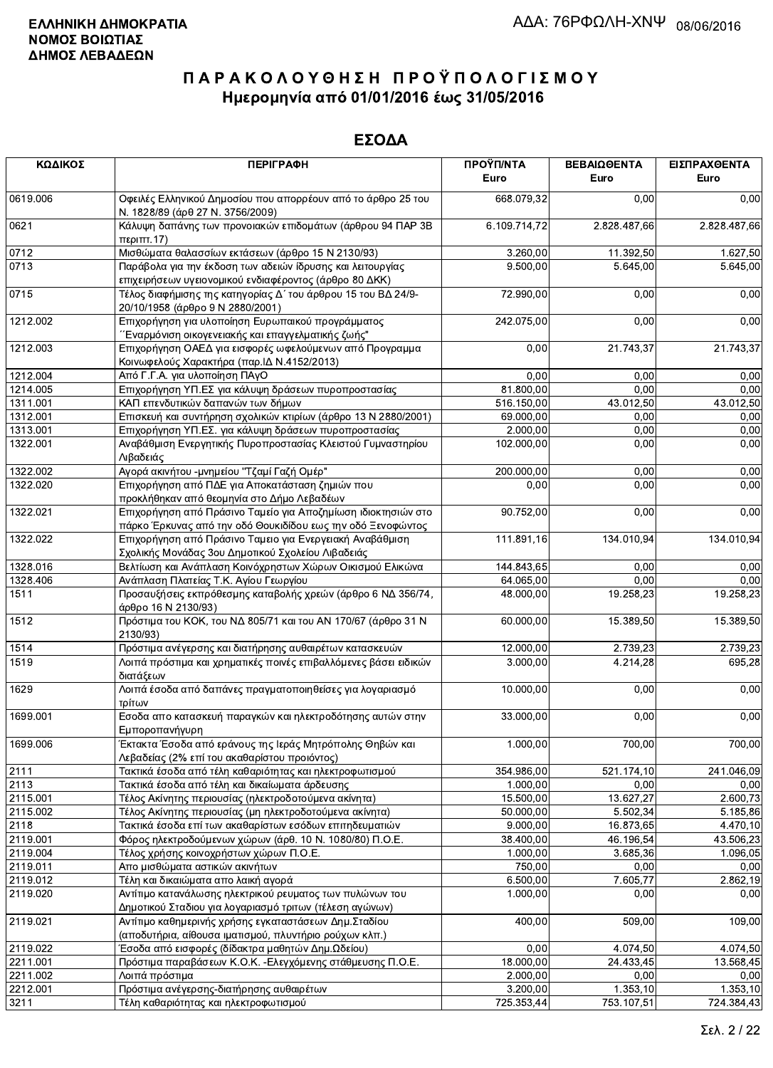**ΕΛΛΗΝΙΚΗ ΔΗΜΟΚΡΑΤΙΑ**
**ΝΟΜΟΣ ΒΟΙΩΤΙΑΣ**
**ΔΗΜΟΣ ΛΕΒΑΔΕΩΝ**

ΑΔΑ: 76ΡΦΩΛΗ-ΧΝΨ 08/06/2016

# ΠΑΡΑΚΟΛΟΥΘΗΣΗ ΠΡΟΫΠΟΛΟΓΙΣΜΟΥ
## Ημερομηνία από 01/01/2016 έως 31/05/2016

## ΕΣΟΔΑ

| ΚΩΔΙΚΟΣ | ΠΕΡΙΓΡΑΦΗ | ΠΡΟΫΠ/ΝΤΑ Euro | ΒΕΒΑΙΩΘΕΝΤΑ Euro | ΕΙΣΠΡΑΧΘΕΝΤΑ Euro |
|---|---|---|---|---|
| 0619.006 | Οφειλές Ελληνικού Δημοσίου που απορρέουν από το άρθρο 25 του Ν. 1828/89 (άρθ 27 Ν. 3756/2009) | 668.079,32 | 0,00 | 0,00 |
| 0621 | Κάλυψη δαπάνης των προνοιακών επιδομάτων (άρθρου 94 ΠΑΡ 3Β περιπτ.17) | 6.109.714,72 | 2.828.487,66 | 2.828.487,66 |
| 0712 | Μισθώματα θαλασσίων εκτάσεων (άρθρο 15 Ν 2130/93) | 3.260,00 | 11.392,50 | 1.627,50 |
| 0713 | Παράβολα για την έκδοση των αδειών ίδρυσης και λειτουργίας επιχειρήσεων υγειονομικού ενδιαφέροντος (άρθρο 80 ΔΚΚ) | 9.500,00 | 5.645,00 | 5.645,00 |
| 0715 | Τέλος διαφήμισης της κατηγορίας Δ΄ του άρθρου 15 του ΒΔ 24/9-20/10/1958 (άρθρο 9 Ν 2880/2001) | 72.990,00 | 0,00 | 0,00 |
| 1212.002 | Επιχορήγηση για υλοποίηση Ευρωπαικού προγράμματος ΄΄Εναρμόνιση οικογενειακής και επαγγελματικής ζωής" | 242.075,00 | 0,00 | 0,00 |
| 1212.003 | Επιχορήγηση ΟΑΕΔ για εισφορές ωφελούμενων από Προγραμμα Κοινωφελούς Χαρακτήρα (παρ.ΙΔ Ν.4152/2013) | 0,00 | 21.743,37 | 21.743,37 |
| 1212.004 | Από Γ.Γ.Α. για υλοποίηση ΠΑγΟ | 0,00 | 0,00 | 0,00 |
| 1214.005 | Επιχορήγηση ΥΠ.ΕΣ για κάλυψη δράσεων πυροπροστασίας | 81.800,00 | 0,00 | 0,00 |
| 1311.001 | ΚΑΠ επενδυτικών δαπανών των δήμων | 516.150,00 | 43.012,50 | 43.012,50 |
| 1312.001 | Επισκευή και συντήρηση σχολικών κτιρίων (άρθρο 13 Ν 2880/2001) | 69.000,00 | 0,00 | 0,00 |
| 1313.001 | Επιχορήγηση ΥΠ.ΕΣ. για κάλυψη δράσεων πυροπροστασίας | 2.000,00 | 0,00 | 0,00 |
| 1322.001 | Αναβάθμιση Ενεργητικής Πυροπροστασίας Κλειστού Γυμναστηρίου Λιβαδειάς | 102.000,00 | 0,00 | 0,00 |
| 1322.002 | Αγορά ακινήτου -μνημείου "Τζαμί Γαζή Ομέρ" | 200.000,00 | 0,00 | 0,00 |
| 1322.020 | Επιχορήγηση από ΠΔΕ για Αποκατάσταση ζημιών που προκλήθηκαν από θεομηνία στο Δήμο Λεβαδέων | 0,00 | 0,00 | 0,00 |
| 1322.021 | Επιχορήγηση από Πράσινο Ταμείο για Αποζημίωση ιδιοκτησιών στο πάρκο Έρκυνας από την οδό Θουκιδίδου εως την οδό Ξενοφώντος | 90.752,00 | 0,00 | 0,00 |
| 1322.022 | Επιχορήγηση από Πράσινο Ταμειο για Ενεργειακή Αναβάθμιση Σχολικής Μονάδας 3ου Δημοτικού Σχολείου Λιβαδειάς | 111.891,16 | 134.010,94 | 134.010,94 |
| 1328.016 | Βελτίωση και Ανάπλαση Κοινόχρηστων Χώρων Οικισμού Ελικώνα | 144.843,65 | 0,00 | 0,00 |
| 1328.406 | Ανάπλαση Πλατείας Τ.Κ. Αγίου Γεωργίου | 64.065,00 | 0,00 | 0,00 |
| 1511 | Προσαυξήσεις εκπρόθεσμης καταβολής χρεών (άρθρο 6 ΝΔ 356/74, άρθρο 16 Ν 2130/93) | 48.000,00 | 19.258,23 | 19.258,23 |
| 1512 | Πρόστιμα του ΚΟΚ, του ΝΔ 805/71 και του ΑΝ 170/67 (άρθρο 31 Ν 2130/93) | 60.000,00 | 15.389,50 | 15.389,50 |
| 1514 | Πρόστιμα ανέγερσης και διατήρησης αυθαιρέτων κατασκευών | 12.000,00 | 2.739,23 | 2.739,23 |
| 1519 | Λοιπά πρόστιμα και χρηματικές ποινές επιβαλλόμενες βάσει ειδικών διατάξεων | 3.000,00 | 4.214,28 | 695,28 |
| 1629 | Λοιπά έσοδα από δαπάνες πραγματοποιηθείσες για λογαριασμό τρίτων | 10.000,00 | 0,00 | 0,00 |
| 1699.001 | Εσοδα απο κατασκευή παραγκών και ηλεκτροδότησης αυτών στην Εμποροπανήγυρη | 33.000,00 | 0,00 | 0,00 |
| 1699.006 | Έκτακτα Έσοδα από εράνους της Ιεράς Μητρόπολης Θηβών και Λεβαδείας (2% επί του ακαθαρίστου προιόντος) | 1.000,00 | 700,00 | 700,00 |
| 2111 | Τακτικά έσοδα από τέλη καθαριότητας και ηλεκτροφωτισμού | 354.986,00 | 521.174,10 | 241.046,09 |
| 2113 | Τακτικά έσοδα από τέλη και δικαίωματα άρδευσης | 1.000,00 | 0,00 | 0,00 |
| 2115.001 | Τέλος Ακίνητης περιουσίας (ηλεκτροδοτούμενα ακίνητα) | 15.500,00 | 13.627,27 | 2.600,73 |
| 2115.002 | Τέλος Ακίνητης περιουσίας (μη ηλεκτροδοτούμενα ακίνητα) | 50.000,00 | 5.502,34 | 5.185,86 |
| 2118 | Τακτικά έσοδα επί των ακαθαρίστων εσόδων επιτηδευματιών | 9.000,00 | 16.873,65 | 4.470,10 |
| 2119.001 | Φόρος ηλεκτροδούμενων χώρων (άρθ. 10 Ν. 1080/80) Π.Ο.Ε. | 38.400,00 | 46.196,54 | 43.506,23 |
| 2119.004 | Τέλος χρήσης κοινοχρήστων χώρων Π.Ο.Ε. | 1.000,00 | 3.685,36 | 1.096,05 |
| 2119.011 | Απο μισθώματα αστικών ακινήτων | 750,00 | 0,00 | 0,00 |
| 2119.012 | Τέλη και δικαιώματα απο λαική αγορά | 6.500,00 | 7.605,77 | 2.862,19 |
| 2119.020 | Αντίιμο κατανάλωσης ηλεκτρικού ρευματος των πυλώνων του Δημοτικού Σταδιου για λογαρισμό τριτων (τέλεση αγώνων) | 1.000,00 | 0,00 | 0,00 |
| 2119.021 | Αντίτιμο καθημερινής χρήσης εγκαταστάσεων Δημ.Σταδίου (αποδυτήρια, αίθουσα ιματισμού, πλυντήριο ρούχων κλπ.) | 400,00 | 509,00 | 109,00 |
| 2119.022 | Έσοδα από εισφορές (δίδακτρα μαθητών Δημ.Ωδείου) | 0,00 | 4.074,50 | 4.074,50 |
| 2211.001 | Πρόστιμα παραβάσεων Κ.Ο.Κ. -Ελεγχόμενης στάθμευσης Π.Ο.Ε. | 18.000,00 | 24.433,45 | 13.568,45 |
| 2211.002 | Λοιπά πρόστιμα | 2.000,00 | 0,00 | 0,00 |
| 2212.001 | Πρόστιμα ανέγερσης-διατήρησης αυθαιρέτων | 3.200,00 | 1.353,10 | 1.353,10 |
| 3211 | Τέλη καθαριότητας και ηλεκτροφωτισμού | 725.353,44 | 753.107,51 | 724.384,43 |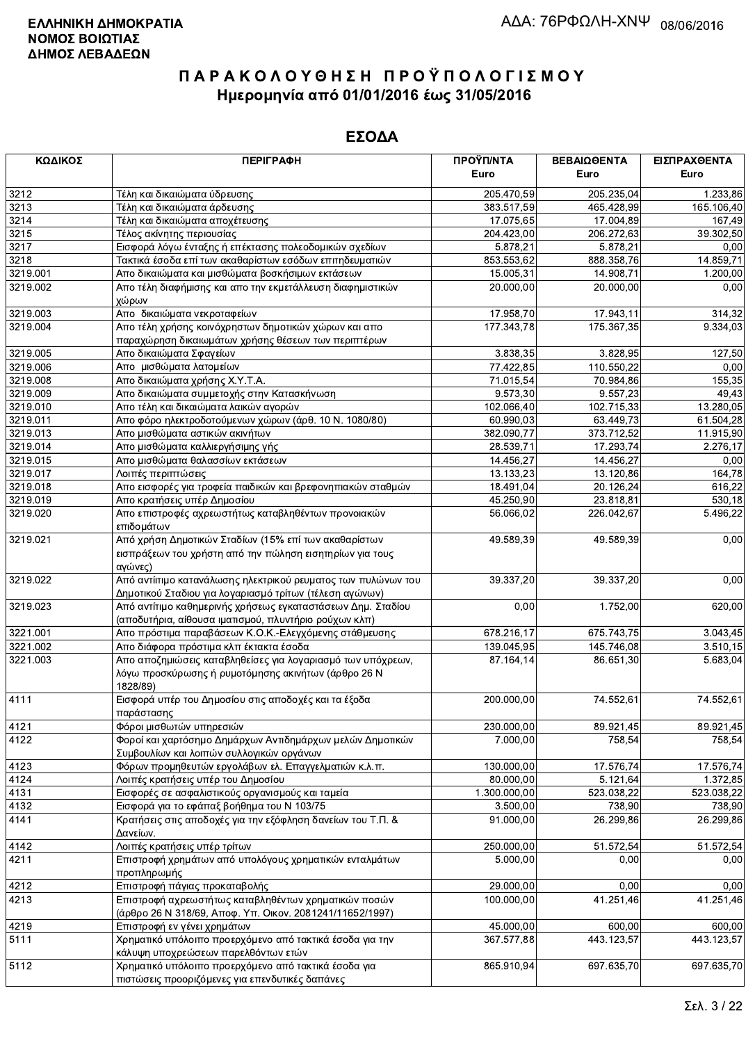**ΕΛΛΗΝΙΚΗ ΔΗΜΟΚΡΑΤΙΑ**
**ΝΟΜΟΣ ΒΟΙΩΤΙΑΣ**
**ΔΗΜΟΣ ΛΕΒΑΔΕΩΝ**

ΑΔΑ: 76ΡΦΩΛΗ-ΧΝΨ 08/06/2016

# Π Α Ρ Α Κ Ο Λ Ο Υ Θ Η Σ Η  Π Ρ Ο Ϋ Π Ο Λ Ο Γ Ι Σ Μ Ο Υ
## Ημερομηνία από 01/01/2016 έως 31/05/2016

## ΕΣΟΔΑ

| ΚΩΔΙΚΟΣ | ΠΕΡΙΓΡΑΦΗ | ΠΡΟΫΠ/ΝΤΑ Euro | ΒΕΒΑΙΩΘΕΝΤΑ Euro | ΕΙΣΠΡΑΧΘΕΝΤΑ Euro |
|---|---|---|---|---|
| 3212 | Τέλη και δικαιώματα ύδρευσης | 205.470,59 | 205.235,04 | 1.233,86 |
| 3213 | Τέλη και δικαιώματα άρδευσης | 383.517,59 | 465.428,99 | 165.106,40 |
| 3214 | Τέλη και δικαιώματα αποχέτευσης | 17.075,65 | 17.004,89 | 167,49 |
| 3215 | Τέλος ακίνητης περιουσίας | 204.423,00 | 206.272,63 | 39.302,50 |
| 3217 | Εισφορά λόγω ένταξης ή επέκτασης πολεοδομικών σχεδίων | 5.878,21 | 5.878,21 | 0,00 |
| 3218 | Τακτικά έσοδα επί των ακαθαρίστων εσόδων επιτηδευματιών | 853.553,62 | 888.358,76 | 14.859,71 |
| 3219.001 | Απο δικαιώματα και μισθώματα βοσκήσιμων εκτάσεων | 15.005,31 | 14.908,71 | 1.200,00 |
| 3219.002 | Απο τέλη διαφήμισης και απο την εκμετάλλευση διαφημιστικών χώρων | 20.000,00 | 20.000,00 | 0,00 |
| 3219.003 | Απο δικαιώματα νεκροταφείων | 17.958,70 | 17.943,11 | 314,32 |
| 3219.004 | Απο τέλη χρήσης κοινόχρηστων δημοτικών χώρων και απο παραχώρηση δικαιωμάτων χρήσης θέσεων των περιπτέρων | 177.343,78 | 175.367,35 | 9.334,03 |
| 3219.005 | Απο δικαιώματα Σφαγείων | 3.838,35 | 3.828,95 | 127,50 |
| 3219.006 | Απο μισθώματα λατομείων | 77.422,85 | 110.550,22 | 0,00 |
| 3219.008 | Απο δικαιώματα χρήσης Χ.Υ.Τ.Α. | 71.015,54 | 70.984,86 | 155,35 |
| 3219.009 | Απο δικαιώματα συμμετοχής στην Κατασκήνωση | 9.573,30 | 9.557,23 | 49,43 |
| 3219.010 | Απο τέλη και δικαιώματα λαικών αγορών | 102.066,40 | 102.715,33 | 13.280,05 |
| 3219.011 | Απο φόρο ηλεκτροδοτούμενων χώρων (άρθ. 10 Ν. 1080/80) | 60.990,03 | 63.449,73 | 61.504,28 |
| 3219.013 | Απο μισθώματα αστικών ακινήτων | 382.090,77 | 373.712,52 | 11.915,90 |
| 3219.014 | Απο μισθώματα καλλιεργήσιμης γής | 28.539,71 | 17.293,74 | 2.276,17 |
| 3219.015 | Απο μισθώματα θαλασσίων εκτάσεων | 14.456,27 | 14.456,27 | 0,00 |
| 3219.017 | Λοιπές περιπτώσεις | 13.133,23 | 13.120,86 | 164,78 |
| 3219.018 | Απο εισφορές για τροφεία παιδικών και βρεφονηπιακών σταθμών | 18.491,04 | 20.126,24 | 616,22 |
| 3219.019 | Απο κρατήσεις υπέρ Δημοσίου | 45.250,90 | 23.818,81 | 530,18 |
| 3219.020 | Απο επιστροφές αχρεωστήτως καταβληθέντων προνοιακών επιδομάτων | 56.066,02 | 226.042,67 | 5.496,22 |
| 3219.021 | Από χρήση Δημοτικών Σταδίων (15% επί των ακαθαρίστων εισπράξεων του χρήστη από την πώληση εισητηρίων για τους αγώνες) | 49.589,39 | 49.589,39 | 0,00 |
| 3219.022 | Από αντίτιμο κατανάλωσης ηλεκτρικού ρευματος των πυλώνων του Δημοτικού Σταδιου για λογαριασμό τρίτων (τέλεση αγώνων) | 39.337,20 | 39.337,20 | 0,00 |
| 3219.023 | Από αντίτιμο καθημερινής χρήσεως εγκαταστάσεων Δημ. Σταδίου (αποδυτήρια, αίθουσα ιματισμού, πλυντήριο ρούχων κλπ) | 0,00 | 1.752,00 | 620,00 |
| 3221.001 | Απο πρόστιμα παραβάσεων Κ.Ο.Κ.-Ελεγχόμενης στάθμευσης | 678.216,17 | 675.743,75 | 3.043,45 |
| 3221.002 | Απο διάφορα πρόστιμα κλπ έκτακτα έσοδα | 139.045,95 | 145.746,08 | 3.510,15 |
| 3221.003 | Απο αποζημιώσεις καταβληθείσες για λογαριασμό των υπόχρεων, λόγω προσκύρωσης ή ρυμοτόμησης ακινήτων (άρθρο 26 Ν 1828/89) | 87.164,14 | 86.651,30 | 5.683,04 |
| 4111 | Εισφορά υπέρ του Δημοσίου στις αποδοχές και τα έξοδα παράστασης | 200.000,00 | 74.552,61 | 74.552,61 |
| 4121 | Φόροι μισθωτών υπηρεσιών | 230.000,00 | 89.921,45 | 89.921,45 |
| 4122 | Φοροι και χαρτόσημο Δημάρχων Αντιδημάρχων μελών Δημοτικών Συμβουλίων και λοιπών συλλογικών οργάνων | 7.000,00 | 758,54 | 758,54 |
| 4123 | Φόρων προμηθευτών εργολάβων ελ. Επαγγελματιών κ.λ.π. | 130.000,00 | 17.576,74 | 17.576,74 |
| 4124 | Λοιπές κρατήσεις υπέρ του Δημοσίου | 80.000,00 | 5.121,64 | 1.372,85 |
| 4131 | Εισφορές σε ασφαλιστικούς οργανισμούς και ταμεία | 1.300.000,00 | 523.038,22 | 523.038,22 |
| 4132 | Εισφορά για το εφάπαξ βοήθημα του Ν 103/75 | 3.500,00 | 738,90 | 738,90 |
| 4141 | Κρατήσεις στις αποδοχές για την εξόφληση δανείων του Τ.Π. & Δανείων. | 91.000,00 | 26.299,86 | 26.299,86 |
| 4142 | Λοιπές κρατήσεις υπέρ τρίτων | 250.000,00 | 51.572,54 | 51.572,54 |
| 4211 | Επιστροφή χρημάτων από υπολόγους χρηματικών ενταλμάτων προπληρωμής | 5.000,00 | 0,00 | 0,00 |
| 4212 | Επιστροφή πάγιας προκαταβολής | 29.000,00 | 0,00 | 0,00 |
| 4213 | Επιστροφή αχρεωστήτως καταβληθέντων χρηματικών ποσών (άρθρο 26 Ν 318/69, Αποφ. Υπ. Οικον. 2081241/11652/1997) | 100.000,00 | 41.251,46 | 41.251,46 |
| 4219 | Επιστροφή εν γένει χρημάτων | 45.000,00 | 600,00 | 600,00 |
| 5111 | Χρηματικό υπόλοιπο προερχόμενο από τακτικά έσοδα για την κάλυψη υποχρεώσεων παρελθόντων ετών | 367.577,88 | 443.123,57 | 443.123,57 |
| 5112 | Χρηματικό υπόλοιπο προερχόμενο από τακτικά έσοδα για πιστώσεις προοριζόμενες για επενδυτικές δαπάνες | 865.910,94 | 697.635,70 | 697.635,70 |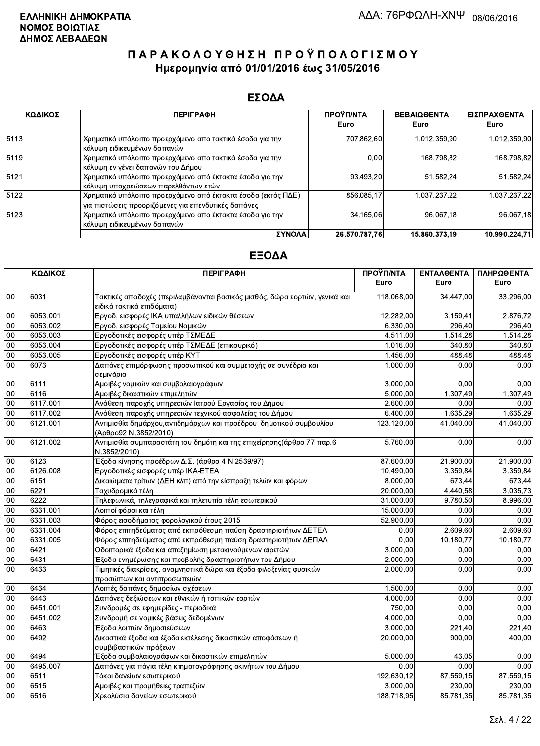ΕΛΛΗΝΙΚΗ ΔΗΜΟΚΡΑΤΙΑ
ΝΟΜΟΣ ΒΟΙΩΤΙΑΣ
ΔΗΜΟΣ ΛΕΒΑΔΕΩΝ

ΑΔΑ: 76ΡΦΩΛΗ-ΧΝΨ 08/06/2016

# ΠΑΡΑΚΟΛΟΥΘΗΣΗ ΠΡΟΫΠΟΛΟΓΙΣΜΟΥ
## Ημερομηνία από 01/01/2016 έως 31/05/2016

## ΕΣΟΔΑ

| ΚΩΔΙΚΟΣ | ΠΕΡΙΓΡΑΦΗ | ΠΡΟΫΠ/ΝΤΑ Euro | ΒΕΒΑΙΩΘΕΝΤΑ Euro | ΕΙΣΠΡΑΧΘΕΝΤΑ Euro |
|---|---|---|---|---|
| 5113 | Χρηματικό υπόλοιπο προερχόμενο απο τακτικά έσοδα για την κάλυψη ειδικευμένων δαπανών | 707.862,60 | 1.012.359,90 | 1.012.359,90 |
| 5119 | Χρηματικό υπόλοιπο προερχόμενο απο τακτικά έσοδα για την κάλυψη εν γένει δαπανών του Δήμου | 0,00 | 168.798,82 | 168.798,82 |
| 5121 | Χρηματικό υπόλοιπο προερχόμενο από έκτακτα έσοδα για την κάλυψη υποχρεώσεων παρελθόντων ετών | 93.493,20 | 51.582,24 | 51.582,24 |
| 5122 | Χρηματικό υπόλοιπο προερχόμενο από έκτακτα έσοδα (εκτός ΠΔΕ) για πιστώσεις προοριζόμενες για επενδυτικές δαπάνες | 856.085,17 | 1.037.237,22 | 1.037.237,22 |
| 5123 | Χρηματικό υπόλοιπο προερχόμενο απο έκτακτα έσοδα για την κάλυψη ειδικευμένων δαπανών | 34.165,06 | 96.067,18 | 96.067,18 |
| | **ΣΥΝΟΛΑ** | **26.570.787,76** | **15.860.373,19** | **10.990.224,71** |

## ΕΞΟΔΑ

| ΚΩΔΙΚΟΣ | | ΠΕΡΙΓΡΑΦΗ | ΠΡΟΫΠ/ΝΤΑ Euro | ΕΝΤΑΛΘΕΝΤΑ Euro | ΠΛΗΡΩΘΕΝΤΑ Euro |
|---|---|---|---|---|---|
| 00 | 6031 | Τακτικές αποδοχές (περιλαμβάνονται βασικός μισθός, δώρα εορτών, γενικά και ειδικά τακτικά επιδόματα) | 118.068,00 | 34.447,00 | 33.296,00 |
| 00 | 6053.001 | Εργοδ. εισφορές ΙΚΑ υπαλλήλων ειδικών θέσεων | 12.282,00 | 3.159,41 | 2.876,72 |
| 00 | 6053.002 | Εργοδ. εισφορές Ταμείου Νομικών | 6.330,00 | 296,40 | 296,40 |
| 00 | 6053.003 | Εργοδοτικές εισφορές υπέρ ΤΣΜΕΔΕ | 4.511,00 | 1.514,28 | 1.514,28 |
| 00 | 6053.004 | Εργοδοτικές εισφορές υπέρ ΤΣΜΕΔΕ (επικουρικό) | 1.016,00 | 340,80 | 340,80 |
| 00 | 6053.005 | Εργοδοτικές εισφορές υπέρ ΚΥΤ | 1.456,00 | 488,48 | 488,48 |
| 00 | 6073 | Δαπάνες επιμόρφωσης προσωπικού και συμμετοχής σε συνέδρια και σεμινάρια | 1.000,00 | 0,00 | 0,00 |
| 00 | 6111 | Αμοιβές νομικών και συμβολαιογράφων | 3.000,00 | 0,00 | 0,00 |
| 00 | 6116 | Αμοιβές δικαστικών επιμελητών | 5.000,00 | 1.307,49 | 1.307,49 |
| 00 | 6117.001 | Ανάθεση παροχής υπηρεσιών Ιατρού Εργασίας του Δήμου | 2.600,00 | 0,00 | 0,00 |
| 00 | 6117.002 | Ανάθεση παροχής υπηρεσιών τεχνικού ασφαλείας του Δήμου | 6.400,00 | 1.635,29 | 1.635,29 |
| 00 | 6121.001 | Αντιμισθία δημάρχου,αντιδημάρχων και προέδρου δημοτικού συμβουλίου (Άρθρο92 Ν.3852/2010) | 123.120,00 | 41.040,00 | 41.040,00 |
| 00 | 6121.002 | Αντιμισθία συμπαραστάτη του δημότη και της επιχείρησης(άρθρο 77 παρ.6 Ν.3852/2010) | 5.760,00 | 0,00 | 0,00 |
| 00 | 6123 | Έξοδα κίνησης προέδρων Δ.Σ. (άρθρο 4 Ν 2539/97) | 87.600,00 | 21.900,00 | 21.900,00 |
| 00 | 6126.008 | Εργοδοτικές εισφορές υπέρ ΙΚΑ-ΕΤΕΑ | 10.490,00 | 3.359,84 | 3.359,84 |
| 00 | 6151 | Δικαιώματα τρίτων (ΔΕΗ κλπ) από την είσπραξη τελών και φόρων | 8.000,00 | 673,44 | 673,44 |
| 00 | 6221 | Ταχυδρομικά τέλη | 20.000,00 | 4.440,58 | 3.035,73 |
| 00 | 6222 | Τηλεφωνικά, τηλεγραφικά και τηλετυπία τέλη εσωτερικού | 31.000,00 | 9.780,50 | 8.996,00 |
| 00 | 6331.001 | Λοιποί φόροι και τέλη | 15.000,00 | 0,00 | 0,00 |
| 00 | 6331.003 | Φόρος εισοδήματος φορολογικού έτους 2015 | 52.900,00 | 0,00 | 0,00 |
| 00 | 6331.004 | Φόρος επιτηδεύματος από εκπρόθεσμη παύση δραστηριοτήτων ΔΕΤΕΛ | 0,00 | 2.609,60 | 2.609,60 |
| 00 | 6331.005 | Φόρος επιτηδεύματος από εκπρόθεσμη παύση δραστηριοτήτων ΔΕΠΑΛ | 0,00 | 10.180,77 | 10.180,77 |
| 00 | 6421 | Οδοιπορικά έξοδα και αποζημίωση μετακινούμενων αιρετών | 3.000,00 | 0,00 | 0,00 |
| 00 | 6431 | Έξοδα ενημέρωσης και προβολής δραστηριοτήτων του Δήμου | 2.000,00 | 0,00 | 0,00 |
| 00 | 6433 | Τιμητικές διακρίσεις, αναμνηστικά δώρα και έξοδα φιλοξενίας φυσικών προσώπων και αντιπροσωπειών | 2.000,00 | 0,00 | 0,00 |
| 00 | 6434 | Λοιπές δαπάνες δημοσίων σχέσεων | 1.500,00 | 0,00 | 0,00 |
| 00 | 6443 | Δαπάνες δεξιώσεων και εθνικών ή τοπικών εορτών | 4.000,00 | 0,00 | 0,00 |
| 00 | 6451.001 | Συνδρομές σε εφημερίδες - περιοδικά | 750,00 | 0,00 | 0,00 |
| 00 | 6451.002 | Συνδρομή σε νομικές βάσεις δεδομένων | 4.000,00 | 0,00 | 0,00 |
| 00 | 6463 | Έξοδα λοιπών δημοσιεύσεων | 3.000,00 | 221,40 | 221,40 |
| 00 | 6492 | Δικαστικά έξοδα και έξοδα εκτέλεσης δικαστικών αποφάσεων ή συμβιβαστικών πράξεων | 20.000,00 | 900,00 | 400,00 |
| 00 | 6494 | Έξοδα συμβολαιογράφων και δικαστικών επιμελητών | 5.000,00 | 43,05 | 0,00 |
| 00 | 6495.007 | Δαπάνες για πάγια τέλη κτηματογράφησης ακινήτων του Δήμου | 0,00 | 0,00 | 0,00 |
| 00 | 6511 | Τόκοι δανείων εσωτερικού | 192.630,12 | 87.559,15 | 87.559,15 |
| 00 | 6515 | Αμοιβές και προμήθειες τραπεζών | 3.000,00 | 230,00 | 230,00 |
| 00 | 6516 | Χρεολύσια δανείων εσωτερικού | 188.718,95 | 85.781,35 | 85.781,35 |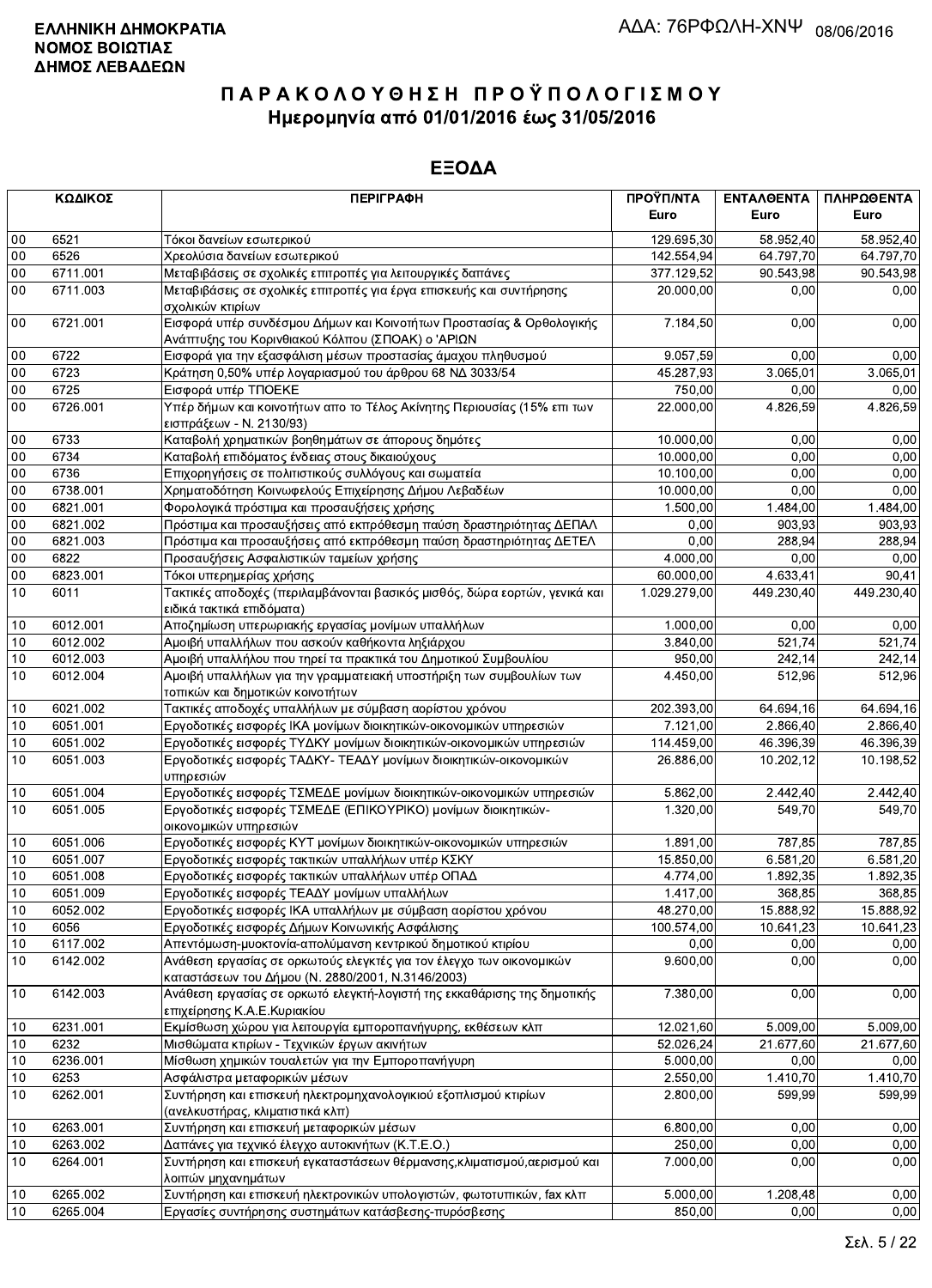**ΕΛΛΗΝΙΚΗ ΔΗΜΟΚΡΑΤΙΑ**
**ΝΟΜΟΣ ΒΟΙΩΤΙΑΣ**
**ΔΗΜΟΣ ΛΕΒΑΔΕΩΝ**

ΑΔΑ: 76ΡΦΩΛΗ-ΧΝΨ 08/06/2016

# ΠΑΡΑΚΟΛΟΥΘΗΣΗ ΠΡΟΫΠΟΛΟΓΙΣΜΟΥ
## Ημερομηνία από 01/01/2016 έως 31/05/2016

## ΕΞΟΔΑ

| ΚΩΔΙΚΟΣ | | ΠΕΡΙΓΡΑΦΗ | ΠΡΟΫΠ/ΝΤΑ Euro | ΕΝΤΑΛΘΕΝΤΑ Euro | ΠΛΗΡΩΘΕΝΤΑ Euro |
|---|---|---|---|---|---|
| 00 | 6521 | Τόκοι δανείων εσωτερικού | 129.695,30 | 58.952,40 | 58.952,40 |
| 00 | 6526 | Χρεολύσια δανείων εσωτερικού | 142.554,94 | 64.797,70 | 64.797,70 |
| 00 | 6711.001 | Μεταβιβάσεις σε σχολικές επιτροπές για λειτουργικές δαπάνες | 377.129,52 | 90.543,98 | 90.543,98 |
| 00 | 6711.003 | Μεταβιβάσεις σε σχολικές επιτροπές για έργα επισκευής και συντήρησης σχολικών κτιρίων | 20.000,00 | 0,00 | 0,00 |
| 00 | 6721.001 | Εισφορά υπέρ συνδέσμου Δήμων και Κοινοτήτων Προστασίας & Ορθολογικής Ανάπτυξης του Κορινθιακού Κόλπου (ΣΠΟΑΚ) ο 'ΑΡΙΩΝ | 7.184,50 | 0,00 | 0,00 |
| 00 | 6722 | Εισφορά για την εξασφάλιση μέσων προστασίας άμαχου πληθυσμού | 9.057,59 | 0,00 | 0,00 |
| 00 | 6723 | Κράτηση 0,50% υπέρ λογαριασμού του άρθρου 68 ΝΔ 3033/54 | 45.287,93 | 3.065,01 | 3.065,01 |
| 00 | 6725 | Εισφορά υπέρ ΤΠΟΕΚΕ | 750,00 | 0,00 | 0,00 |
| 00 | 6726.001 | Υπέρ δήμων και κοινοτήτων απο το Τέλος Ακίνητης Περιουσίας (15% επι των εισπράξεων - Ν. 2130/93) | 22.000,00 | 4.826,59 | 4.826,59 |
| 00 | 6733 | Καταβολή χρηματικών βοηθημάτων σε άπορους δημότες | 10.000,00 | 0,00 | 0,00 |
| 00 | 6734 | Καταβολή επιδόματος ένδειας στους δικαιούχους | 10.000,00 | 0,00 | 0,00 |
| 00 | 6736 | Επιχορηγήσεις σε πολιτιστικούς συλλόγους και σωματεία | 10.100,00 | 0,00 | 0,00 |
| 00 | 6738.001 | Χρηματοδότηση Κοινωφελούς Επιχείρησης Δήμου Λεβαδέων | 10.000,00 | 0,00 | 0,00 |
| 00 | 6821.001 | Φορολογικά πρόστιμα και προσαυξήσεις χρήσης | 1.500,00 | 1.484,00 | 1.484,00 |
| 00 | 6821.002 | Πρόστιμα και προσαυξήσεις από εκπρόθεσμη παύση δραστηριότητας ΔΕΠΑΛ | 0,00 | 903,93 | 903,93 |
| 00 | 6821.003 | Πρόστιμα και προσαυξήσεις από εκπρόθεσμη παύση δραστηριότητας ΔΕΤΕΛ | 0,00 | 288,94 | 288,94 |
| 00 | 6822 | Προσαυξήσεις Ασφαλιστικών ταμείων χρήσης | 4.000,00 | 0,00 | 0,00 |
| 00 | 6823.001 | Τόκοι υπερημερίας χρήσης | 60.000,00 | 4.633,41 | 90,41 |
| 10 | 6011 | Τακτικές αποδοχές (περιλαμβάνονται βασικός μισθός, δώρα εορτών, γενικά και ειδικά τακτικά επιδόματα) | 1.029.279,00 | 449.230,40 | 449.230,40 |
| 10 | 6012.001 | Αποζημίωση υπερωριακής εργασίας μονίμων υπαλλήλων | 1.000,00 | 0,00 | 0,00 |
| 10 | 6012.002 | Αμοιβή υπαλλήλων που ασκούν καθήκοντα ληξιάρχου | 3.840,00 | 521,74 | 521,74 |
| 10 | 6012.003 | Αμοιβή υπαλλήλου που τηρεί τα πρακτικά του Δημοτικού Συμβουλίου | 950,00 | 242,14 | 242,14 |
| 10 | 6012.004 | Αμοιβή υπαλλήλων για την γραμματειακή υποστήριξη των συμβουλίων των τοπικών και δημοτικών κοινοτήτων | 4.450,00 | 512,96 | 512,96 |
| 10 | 6021.002 | Τακτικές αποδοχές υπαλλήλων με σύμβαση αορίστου χρόνου | 202.393,00 | 64.694,16 | 64.694,16 |
| 10 | 6051.001 | Εργοδοτικές εισφορές ΙΚΑ μονίμων διοικητικών-οικονομικών υπηρεσιών | 7.121,00 | 2.866,40 | 2.866,40 |
| 10 | 6051.002 | Εργοδοτικές εισφορές ΤΥΔΚΥ μονίμων διοικητικών-οικονομικών υπηρεσιών | 114.459,00 | 46.396,39 | 46.396,39 |
| 10 | 6051.003 | Εργοδοτικές εισφορές ΤΑΔΚΥ- ΤΕΑΔΥ μονίμων διοικητικών-οικονομικών υπηρεσιών | 26.886,00 | 10.202,12 | 10.198,52 |
| 10 | 6051.004 | Εργοδοτικές εισφορές ΤΣΜΕΔΕ μονίμων διοικητικών-οικονομικών υπηρεσιών | 5.862,00 | 2.442,40 | 2.442,40 |
| 10 | 6051.005 | Εργοδοτικές εισφορές ΤΣΜΕΔΕ (ΕΠΙΚΟΥΡΙΚΟ) μονίμων διοικητικών-οικονομικών υπηρεσιών | 1.320,00 | 549,70 | 549,70 |
| 10 | 6051.006 | Εργοδοτικές εισφορές ΚΥΤ μονίμων διοικητικών-οικονομικών υπηρεσιών | 1.891,00 | 787,85 | 787,85 |
| 10 | 6051.007 | Εργοδοτικές εισφορές τακτικών υπαλλήλων υπέρ ΚΣΚΥ | 15.850,00 | 6.581,20 | 6.581,20 |
| 10 | 6051.008 | Εργοδοτικές εισφορές τακτικών υπαλλήλων υπέρ ΟΠΑΔ | 4.774,00 | 1.892,35 | 1.892,35 |
| 10 | 6051.009 | Εργοδοτικές εισφορές ΤΕΑΔΥ μονίμων υπαλλήλων | 1.417,00 | 368,85 | 368,85 |
| 10 | 6052.002 | Εργοδοτικές εισφορές ΙΚΑ υπαλλήλων με σύμβαση αορίστου χρόνου | 48.270,00 | 15.888,92 | 15.888,92 |
| 10 | 6056 | Εργοδοτικές εισφορές Δήμων Κοινωνικής Ασφάλισης | 100.574,00 | 10.641,23 | 10.641,23 |
| 10 | 6117.002 | Απεντόμωση-μυοκτονία-απολύμανση κεντρικού δημοτικού κτιρίου | 0,00 | 0,00 | 0,00 |
| 10 | 6142.002 | Ανάθεση εργασίας σε ορκωτούς ελεγκτές για τον έλεγχο των οικονομικών καταστάσεων του Δήμου (Ν. 2880/2001, Ν.3146/2003) | 9.600,00 | 0,00 | 0,00 |
| 10 | 6142.003 | Ανάθεση εργασίας σε ορκωτό ελεγκτή-λογιστή της εκκαθάρισης της δημοτικής επιχείρησης Κ.Α.Ε.Κυριακίου | 7.380,00 | 0,00 | 0,00 |
| 10 | 6231.001 | Εκμίσθωση χώρου για λειτουργία εμποροπανήγυρης, εκθέσεων κλπ | 12.021,60 | 5.009,00 | 5.009,00 |
| 10 | 6232 | Μισθώματα κτιρίων - Τεχνικών έργων ακινήτων | 52.026,24 | 21.677,60 | 21.677,60 |
| 10 | 6236.001 | Μίσθωση χημικών τουαλετών για την Εμποροπανήγυρη | 5.000,00 | 0,00 | 0,00 |
| 10 | 6253 | Ασφάλιστρα μεταφορικών μέσων | 2.550,00 | 1.410,70 | 1.410,70 |
| 10 | 6262.001 | Συντήρηση και επισκευή ηλεκτρομηχανολογικιού εξοπλισμού κτιρίων (ανελκυστήρας, κλιματιστικά κλπ) | 2.800,00 | 599,99 | 599,99 |
| 10 | 6263.001 | Συντήρηση και επισκευή μεταφορικών μέσων | 6.800,00 | 0,00 | 0,00 |
| 10 | 6263.002 | Δαπάνες για τεχνικό έλεγχο αυτοκινήτων (Κ.Τ.Ε.Ο.) | 250,00 | 0,00 | 0,00 |
| 10 | 6264.001 | Συντήρηση και επισκευή εγκαταστάσεων θέρμανσης,κλιματισμού,αερισμού και λοιπών μηχανημάτων | 7.000,00 | 0,00 | 0,00 |
| 10 | 6265.002 | Συντήρηση και επισκευή ηλεκτρονικών υπολογιστών, φωτοτυπικών, fax κλπ | 5.000,00 | 1.208,48 | 0,00 |
| 10 | 6265.004 | Εργασίες συντήρησης συστημάτων κατάσβεσης-πυρόσβεσης | 850,00 | 0,00 | 0,00 |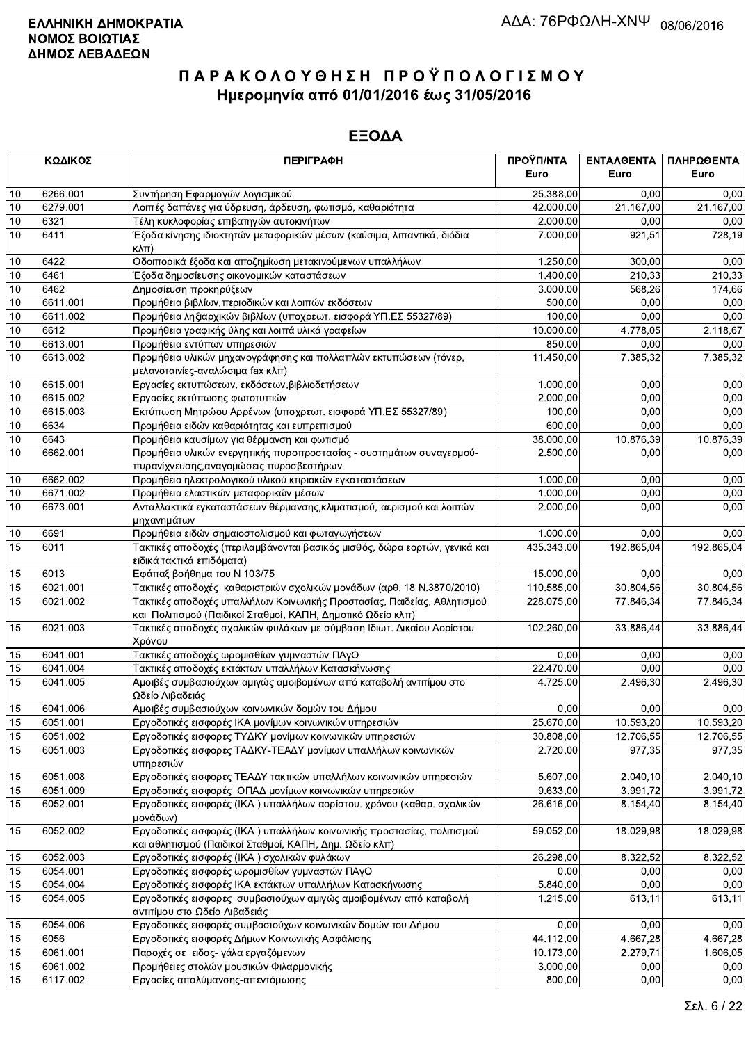**ΕΛΛΗΝΙΚΗ ΔΗΜΟΚΡΑΤΙΑ**
**ΝΟΜΟΣ ΒΟΙΩΤΙΑΣ**
**ΔΗΜΟΣ ΛΕΒΑΔΕΩΝ**

ΑΔΑ: 76ΡΦΩΛΗ-ΧΝΨ 08/06/2016

# ΠΑΡΑΚΟΛΟΥΘΗΣΗ ΠΡΟΫΠΟΛΟΓΙΣΜΟΥ
## Ημερομηνία από 01/01/2016 έως 31/05/2016

## ΕΞΟΔΑ

| ΚΩΔΙΚΟΣ | | ΠΕΡΙΓΡΑΦΗ | ΠΡΟΫΠ/ΝΤΑ Euro | ΕΝΤΑΛΘΕΝΤΑ Euro | ΠΛΗΡΩΘΕΝΤΑ Euro |
|---|---|---|---|---|---|
| 10 | 6266.001 | Συντήρηση Εφαρμογών λογισμικού | 25.388,00 | 0,00 | 0,00 |
| 10 | 6279.001 | Λοιπές δαπάνες για ύδρευση, άρδευση, φωτισμό, καθαριότητα | 42.000,00 | 21.167,00 | 21.167,00 |
| 10 | 6321 | Τέλη κυκλοφορίας επιβατηγών αυτοκινήτων | 2.000,00 | 0,00 | 0,00 |
| 10 | 6411 | Έξοδα κίνησης ιδιοκτητών μεταφορικών μέσων (καύσιμα, λιπαντικά, διόδια κλπ) | 7.000,00 | 921,51 | 728,19 |
| 10 | 6422 | Οδοιπορικά έξοδα και αποζημίωση μετακινούμενων υπαλλήλων | 1.250,00 | 300,00 | 0,00 |
| 10 | 6461 | Έξοδα δημοσίευσης οικονομικών καταστάσεων | 1.400,00 | 210,33 | 210,33 |
| 10 | 6462 | Δημοσίευση προκηρύξεων | 3.000,00 | 568,26 | 174,66 |
| 10 | 6611.001 | Προμήθεια βιβλίων,περιοδικών και λοιπών εκδόσεων | 500,00 | 0,00 | 0,00 |
| 10 | 6611.002 | Προμήθεια ληξιαρχικών βιβλίων (υποχρεωτ. εισφορά ΥΠ.ΕΣ 55327/89) | 100,00 | 0,00 | 0,00 |
| 10 | 6612 | Προμήθεια γραφικής ύλης και λοιπά υλικά γραφείων | 10.000,00 | 4.778,05 | 2.118,67 |
| 10 | 6613.001 | Προμήθεια εντύπων υπηρεσιών | 850,00 | 0,00 | 0,00 |
| 10 | 6613.002 | Προμήθεια υλικών μηχανογράφησης και πολλαπλών εκτυπώσεων (τόνερ, μελανοταινίες-αναλώσιμα fax κλπ) | 11.450,00 | 7.385,32 | 7.385,32 |
| 10 | 6615.001 | Εργασίες εκτυπώσεων, εκδόσεων,βιβλιοδετήσεων | 1.000,00 | 0,00 | 0,00 |
| 10 | 6615.002 | Εργασίες εκτύπωσης φωτοτυπιών | 2.000,00 | 0,00 | 0,00 |
| 10 | 6615.003 | Εκτύπωση Μητρώου Αρρένων (υποχρεωτ. εισφορά ΥΠ.ΕΣ 55327/89) | 100,00 | 0,00 | 0,00 |
| 10 | 6634 | Προμήθεια ειδών καθαριότητας και ευπρεπισμού | 600,00 | 0,00 | 0,00 |
| 10 | 6643 | Προμήθεια καυσίμων για θέρμανση και φωτισμό | 38.000,00 | 10.876,39 | 10.876,39 |
| 10 | 6662.001 | Προμήθεια υλικών ενεργητικής πυροπροστασίας - συστημάτων συναγερμού-πυρανίχνευσης,αναγομώσεις πυροσβεστήρων | 2.500,00 | 0,00 | 0,00 |
| 10 | 6662.002 | Προμήθεια ηλεκτρολογικού υλικού κτιριακών εγκαταστάσεων | 1.000,00 | 0,00 | 0,00 |
| 10 | 6671.002 | Προμήθεια ελαστικών μεταφορικών μέσων | 1.000,00 | 0,00 | 0,00 |
| 10 | 6673.001 | Ανταλλακτικά εγκαταστάσεων θέρμανσης,κλιματισμού, αερισμού και λοιπών μηχανημάτων | 2.000,00 | 0,00 | 0,00 |
| 10 | 6691 | Προμήθεια ειδών σημαιοστολισμού και φωταγωγήσεων | 1.000,00 | 0,00 | 0,00 |
| 15 | 6011 | Τακτικές αποδοχές (περιλαμβάνονται βασικός μισθός, δώρα εορτών, γενικά και ειδικά τακτικά επιδόματα) | 435.343,00 | 192.865,04 | 192.865,04 |
| 15 | 6013 | Εφάπαξ βοήθημα του Ν 103/75 | 15.000,00 | 0,00 | 0,00 |
| 15 | 6021.001 | Τακτικές αποδοχές καθαριστριών σχολικών μονάδων (αρθ. 18 Ν.3870/2010) | 110.585,00 | 30.804,56 | 30.804,56 |
| 15 | 6021.002 | Τακτικές αποδοχές υπαλλήλων Κοινωνικής Προστασίας, Παιδείας, Αθλητισμού και Πολιτισμού (Παιδικοί Σταθμοί, ΚΑΠΗ, Δημοτικό Ωδείο κλπ) | 228.075,00 | 77.846,34 | 77.846,34 |
| 15 | 6021.003 | Τακτικές αποδοχές σχολικών φυλάκων με σύμβαση Ιδιωτ. Δικαίου Αορίστου Χρόνου | 102.260,00 | 33.886,44 | 33.886,44 |
| 15 | 6041.001 | Τακτικές αποδοχές ωρομισθίων γυμναστών ΠΑγΟ | 0,00 | 0,00 | 0,00 |
| 15 | 6041.004 | Τακτικές αποδοχές εκτάκτων υπαλλήλων Κατασκήνωσης | 22.470,00 | 0,00 | 0,00 |
| 15 | 6041.005 | Αμοιβές συμβασιούχων αμιγώς αμοιβομένων από καταβολή αντιτίμου στο Ωδείο Λιβαδειάς | 4.725,00 | 2.496,30 | 2.496,30 |
| 15 | 6041.006 | Αμοιβές συμβασιούχων κοινωνικών δομών του Δήμου | 0,00 | 0,00 | 0,00 |
| 15 | 6051.001 | Εργοδοτικές εισφορές ΙΚΑ μονίμων κοινωνικών υπηρεσιών | 25.670,00 | 10.593,20 | 10.593,20 |
| 15 | 6051.002 | Εργοδοτικές εισφορές ΤΥΔΚΥ μονίμων κοινωνικών υπηρεσιών | 30.808,00 | 12.706,55 | 12.706,55 |
| 15 | 6051.003 | Εργοδοτικές εισφορές ΤΑΔΚΥ-ΤΕΑΔΥ μονίμων υπαλλήλων κοινωνικών υπηρεσιών | 2.720,00 | 977,35 | 977,35 |
| 15 | 6051.008 | Εργοδοτικές εισφορες ΤΕΑΔΥ τακτικών υπαλλήλων κοινωνικών υπηρεσιών | 5.607,00 | 2.040,10 | 2.040,10 |
| 15 | 6051.009 | Εργοδοτικές εισφορές ΟΠΑΔ μονίμων κοινωνικών υπηρεσιών | 9.633,00 | 3.991,72 | 3.991,72 |
| 15 | 6052.001 | Εργοδοτικές εισφορές (ΙΚΑ ) υπαλλήλων αορίστου. χρόνου (καθαρ. σχολικών μονάδων) | 26.616,00 | 8.154,40 | 8.154,40 |
| 15 | 6052.002 | Εργοδοτικές εισφορές (ΙΚΑ ) υπαλλήλων κοινωνικής προστασίας, πολιτισμού και αθλητισμού (Παιδικοί Σταθμοί, ΚΑΠΗ, Δημ. Ωδείο κλπ) | 59.052,00 | 18.029,98 | 18.029,98 |
| 15 | 6052.003 | Εργοδοτικές εισφορές (ΙΚΑ ) σχολικών φυλάκων | 26.298,00 | 8.322,52 | 8.322,52 |
| 15 | 6054.001 | Εργοδοτικές εισφορές ωρομισθίων γυμναστών ΠΑγΟ | 0,00 | 0,00 | 0,00 |
| 15 | 6054.004 | Εργοδοτικές εισφορές ΙΚΑ εκτάκτων υπαλλήλων Κατασκήνωσης | 5.840,00 | 0,00 | 0,00 |
| 15 | 6054.005 | Εργοδοτικές εισφορες συμβασιούχων αμιγώς αμοιβομένων από καταβολή αντιτίμου στο Ωδείο Λιβαδειάς | 1.215,00 | 613,11 | 613,11 |
| 15 | 6054.006 | Εργοδοτικές εισφορές συμβασιούχων κοινωνικών δομών του Δήμου | 0,00 | 0,00 | 0,00 |
| 15 | 6056 | Εργοδοτικές εισφορές Δήμων Κοινωνικής Ασφάλισης | 44.112,00 | 4.667,28 | 4.667,28 |
| 15 | 6061.001 | Παροχές σε ειδος- γάλα εργαζόμενων | 10.173,00 | 2.279,71 | 1.606,05 |
| 15 | 6061.002 | Προμήθειες στολών μουσικών Φιλαρμονικής | 3.000,00 | 0,00 | 0,00 |
| 15 | 6117.002 | Εργασίες απολύμανσης-απεντόμωσης | 800,00 | 0,00 | 0,00 |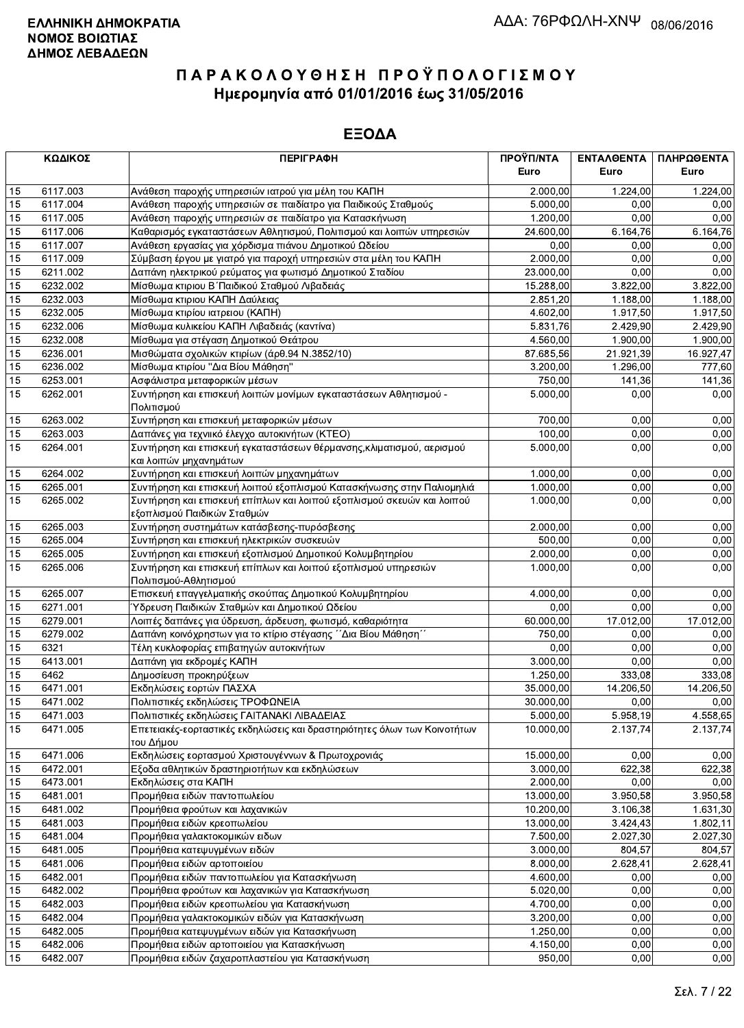ΕΛΛΗΝΙΚΗ ΔΗΜΟΚΡΑΤΙΑ
ΝΟΜΟΣ ΒΟΙΩΤΙΑΣ
ΔΗΜΟΣ ΛΕΒΑΔΕΩΝ

ΑΔΑ: 76ΡΦΩΛΗ-ΧΝΨ 08/06/2016

# ΠΑΡΑΚΟΛΟΥΘΗΣΗ ΠΡΟΫΠΟΛΟΓΙΣΜΟΥ

## Ημερομηνία από 01/01/2016 έως 31/05/2016

## ΕΞΟΔΑ

| ΚΩΔΙΚΟΣ | | ΠΕΡΙΓΡΑΦΗ | ΠΡΟΫΠ/ΝΤΑ Euro | ΕΝΤΑΛΘΕΝΤΑ Euro | ΠΛΗΡΩΘΕΝΤΑ Euro |
|---|---|---|---|---|---|
| 15 | 6117.003 | Ανάθεση παροχής υπηρεσιών ιατρού για μέλη του ΚΑΠΗ | 2.000,00 | 1.224,00 | 1.224,00 |
| 15 | 6117.004 | Ανάθεση παροχής υπηρεσιών σε παιδίατρο για Παιδικούς Σταθμούς | 5.000,00 | 0,00 | 0,00 |
| 15 | 6117.005 | Ανάθεση παροχής υπηρεσιών σε παιδίατρο για Κατασκήνωση | 1.200,00 | 0,00 | 0,00 |
| 15 | 6117.006 | Καθαρισμός εγκαταστάσεων Αθλητισμού, Πολιτισμού και λοιπών υπηρεσιών | 24.600,00 | 6.164,76 | 6.164,76 |
| 15 | 6117.007 | Ανάθεση εργασίας για χόρδισμα πιάνου Δημοτικού Ωδείου | 0,00 | 0,00 | 0,00 |
| 15 | 6117.009 | Σύμβαση έργου με γιατρό για παροχή υπηρεσιών στα μέλη του ΚΑΠΗ | 2.000,00 | 0,00 | 0,00 |
| 15 | 6211.002 | Δαπάνη ηλεκτρικού ρεύματος για φωτισμό Δημοτικού Σταδίου | 23.000,00 | 0,00 | 0,00 |
| 15 | 6232.002 | Μίσθωμα κτιριου Β΄Παιδικού Σταθμού Λιβαδειάς | 15.288,00 | 3.822,00 | 3.822,00 |
| 15 | 6232.003 | Μίσθωμα κτιριου ΚΑΠΗ Δαύλειας | 2.851,20 | 1.188,00 | 1.188,00 |
| 15 | 6232.005 | Μίσθωμα κτιρίου ιατρειου (ΚΑΠΗ) | 4.602,00 | 1.917,50 | 1.917,50 |
| 15 | 6232.006 | Μίσθωμα κυλικείου ΚΑΠΗ Λιβαδειάς (καντίνα) | 5.831,76 | 2.429,90 | 2.429,90 |
| 15 | 6232.008 | Μίσθωμα για στέγαση Δημοτικού Θεάτρου | 4.560,00 | 1.900,00 | 1.900,00 |
| 15 | 6236.001 | Μισθώματα σχολικών κτιρίων (άρθ.94 Ν.3852/10) | 87.685,56 | 21.921,39 | 16.927,47 |
| 15 | 6236.002 | Μίσθωμα κτιρίου "Δια Βίου Μάθηση" | 3.200,00 | 1.296,00 | 777,60 |
| 15 | 6253.001 | Ασφάλιστρα μεταφορικών μέσων | 750,00 | 141,36 | 141,36 |
| 15 | 6262.001 | Συντήρηση και επισκευή λοιπών μονίμων εγκαταστάσεων Αθλητισμού - Πολιτισμού | 5.000,00 | 0,00 | 0,00 |
| 15 | 6263.002 | Συντήρηση και επισκευή μεταφορικών μέσων | 700,00 | 0,00 | 0,00 |
| 15 | 6263.003 | Δαπάνες για τεχνικό έλεγχο αυτοκινήτων (ΚΤΕΟ) | 100,00 | 0,00 | 0,00 |
| 15 | 6264.001 | Συντήρηση και επισκευή εγκαταστάσεων θέρμανσης,κλιματισμού, αερισμού και λοιπών μηχανημάτων | 5.000,00 | 0,00 | 0,00 |
| 15 | 6264.002 | Συντήρηση και επισκευή λοιπών μηχανημάτων | 1.000,00 | 0,00 | 0,00 |
| 15 | 6265.001 | Συντήρηση και επισκευή λοιπού εξοπλισμού Κατασκήνωσης στην Παλιομηλιά | 1.000,00 | 0,00 | 0,00 |
| 15 | 6265.002 | Συντήρηση και επισκευή επίπλων και λοιπού εξοπλισμού σκευών και λοιπού εξοπλισμού Παιδικών Σταθμών | 1.000,00 | 0,00 | 0,00 |
| 15 | 6265.003 | Συντήρηση συστημάτων κατάσβεσης-πυρόσβεσης | 2.000,00 | 0,00 | 0,00 |
| 15 | 6265.004 | Συντήρηση και επισκευή ηλεκτρικών συσκευών | 500,00 | 0,00 | 0,00 |
| 15 | 6265.005 | Συντήρηση και επισκευή εξοπλισμού Δημοτικού Κολυμβητηρίου | 2.000,00 | 0,00 | 0,00 |
| 15 | 6265.006 | Συντήρηση και επισκευή επίπλων και λοιπού εξοπλισμού υπηρεσιών Πολιτισμού-Αθλητισμού | 1.000,00 | 0,00 | 0,00 |
| 15 | 6265.007 | Επισκευή επαγγελματικής σκούπας Δημοτικού Κολυμβητηρίου | 4.000,00 | 0,00 | 0,00 |
| 15 | 6271.001 | Ύδρευση Παιδικών Σταθμών και Δημοτικού Ωδείου | 0,00 | 0,00 | 0,00 |
| 15 | 6279.001 | Λοιπές δαπάνες για ύδρευση, άρδευση, φωτισμό, καθαριότητα | 60.000,00 | 17.012,00 | 17.012,00 |
| 15 | 6279.002 | Δαπάνη κοινόχρηστων για το κτίριο στέγασης ΄΄Δια Βίου Μάθηση΄΄ | 750,00 | 0,00 | 0,00 |
| 15 | 6321 | Τέλη κυκλοφορίας επιβατηγών αυτοκινήτων | 0,00 | 0,00 | 0,00 |
| 15 | 6413.001 | Δαπάνη για εκδρομές ΚΑΠΗ | 3.000,00 | 0,00 | 0,00 |
| 15 | 6462 | Δημοσίευση προκηρύξεων | 1.250,00 | 333,08 | 333,08 |
| 15 | 6471.001 | Εκδηλώσεις εορτών ΠΑΣΧΑ | 35.000,00 | 14.206,50 | 14.206,50 |
| 15 | 6471.002 | Πολιτιστικές εκδηλώσεις ΤΡΟΦΩΝΕΙΑ | 30.000,00 | 0,00 | 0,00 |
| 15 | 6471.003 | Πολιτιστικές εκδηλώσεις ΓΑΙΤΑΝΑΚΙ ΛΙΒΑΔΕΙΑΣ | 5.000,00 | 5.958,19 | 4.558,65 |
| 15 | 6471.005 | Επετειακές-εορταστικές εκδηλώσεις και δραστηριότητες όλων των Κοινοτήτων του Δήμου | 10.000,00 | 2.137,74 | 2.137,74 |
| 15 | 6471.006 | Εκδηλώσεις εορτασμού Χριστουγέννων & Πρωτοχρονιάς | 15.000,00 | 0,00 | 0,00 |
| 15 | 6472.001 | Εξοδα αθλητικών δραστηριοτήτων και εκδηλώσεων | 3.000,00 | 622,38 | 622,38 |
| 15 | 6473.001 | Εκδηλώσεις στα ΚΑΠΗ | 2.000,00 | 0,00 | 0,00 |
| 15 | 6481.001 | Προμήθεια ειδών παντοπωλείου | 13.000,00 | 3.950,58 | 3.950,58 |
| 15 | 6481.002 | Προμήθεια φρούτων και λαχανικών | 10.200,00 | 3.106,38 | 1.631,30 |
| 15 | 6481.003 | Προμήθεια ειδών κρεοπωλείου | 13.000,00 | 3.424,43 | 1.802,11 |
| 15 | 6481.004 | Προμήθεια γαλακτοκομικών ειδων | 7.500,00 | 2.027,30 | 2.027,30 |
| 15 | 6481.005 | Προμήθεια κατεψυγμένων ειδών | 3.000,00 | 804,57 | 804,57 |
| 15 | 6481.006 | Προμήθεια ειδών αρτοποιείου | 8.000,00 | 2.628,41 | 2.628,41 |
| 15 | 6482.001 | Προμήθεια ειδών παντοπωλείου για Κατασκήνωση | 4.600,00 | 0,00 | 0,00 |
| 15 | 6482.002 | Προμήθεια φρούτων και λαχανικών για Κατασκήνωση | 5.020,00 | 0,00 | 0,00 |
| 15 | 6482.003 | Προμήθεια ειδών κρεοπωλείου για Κατασκήνωση | 4.700,00 | 0,00 | 0,00 |
| 15 | 6482.004 | Προμήθεια γαλακτοκομικών ειδών για Κατασκήνωση | 3.200,00 | 0,00 | 0,00 |
| 15 | 6482.005 | Προμήθεια κατεψυγμένων ειδών για Κατασκήνωση | 1.250,00 | 0,00 | 0,00 |
| 15 | 6482.006 | Προμήθεια ειδών αρτοποιείου για Κατασκήνωση | 4.150,00 | 0,00 | 0,00 |
| 15 | 6482.007 | Προμήθεια ειδών ζαχαροπλαστείου για Κατασκήνωση | 950,00 | 0,00 | 0,00 |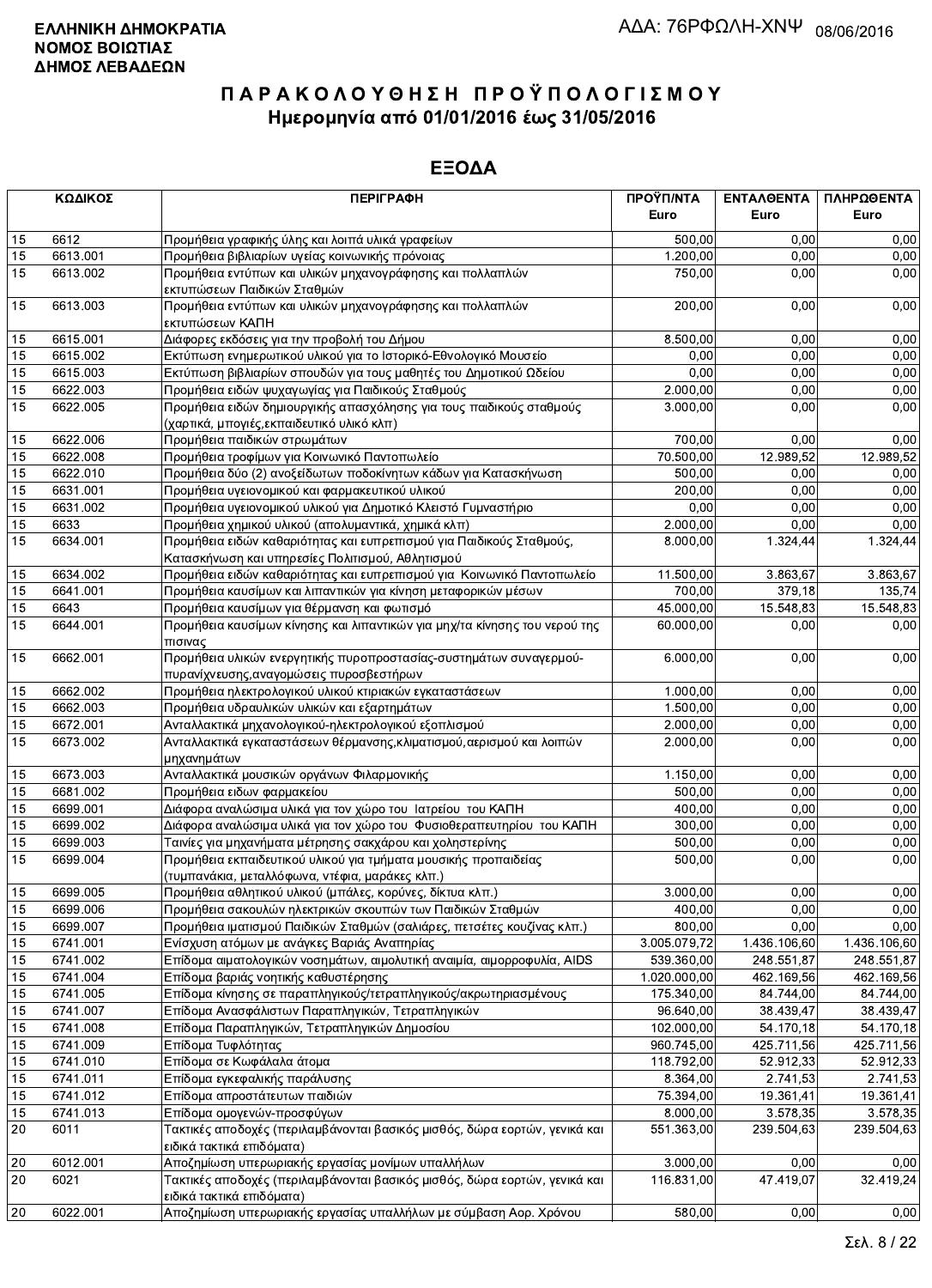**ΕΛΛΗΝΙΚΗ ΔΗΜΟΚΡΑΤΙΑ**
**ΝΟΜΟΣ ΒΟΙΩΤΙΑΣ**
**ΔΗΜΟΣ ΛΕΒΑΔΕΩΝ**

ΑΔΑ: 76ΡΦΩΛΗ-ΧΝΨ 08/06/2016

# ΠΑΡΑΚΟΛΟΥΘΗΣΗ ΠΡΟΫΠΟΛΟΓΙΣΜΟΥ
## Ημερομηνία από 01/01/2016 έως 31/05/2016

## ΕΞΟΔΑ

| ΚΩΔΙΚΟΣ | | ΠΕΡΙΓΡΑΦΗ | ΠΡΟΫΠ/ΝΤΑ Euro | ΕΝΤΑΛΘΕΝΤΑ Euro | ΠΛΗΡΩΘΕΝΤΑ Euro |
|---|---|---|---|---|---|
| 15 | 6612 | Προμήθεια γραφικής ύλης και λοιπά υλικά γραφείων | 500,00 | 0,00 | 0,00 |
| 15 | 6613.001 | Προμήθεια βιβλιαρίων υγείας κοινωνικής πρόνοιας | 1.200,00 | 0,00 | 0,00 |
| 15 | 6613.002 | Προμήθεια εντύπων και υλικών μηχανογράφησης και πολλαπλών εκτυπώσεων Παιδικών Σταθμών | 750,00 | 0,00 | 0,00 |
| 15 | 6613.003 | Προμήθεια εντύπων και υλικών μηχανογράφησης και πολλαπλών εκτυπώσεων ΚΑΠΗ | 200,00 | 0,00 | 0,00 |
| 15 | 6615.001 | Διάφορες εκδόσεις για την προβολή του Δήμου | 8.500,00 | 0,00 | 0,00 |
| 15 | 6615.002 | Εκτύπωση ενημερωτικού υλικού για το Ιστορικό-Εθνολογικό Μουσείο | 0,00 | 0,00 | 0,00 |
| 15 | 6615.003 | Εκτύπωση βιβλιαρίων σπουδών για τους μαθητές του Δημοτικού Ωδείου | 0,00 | 0,00 | 0,00 |
| 15 | 6622.003 | Προμήθεια ειδών ψυχαγωγίας για Παιδικούς Σταθμούς | 2.000,00 | 0,00 | 0,00 |
| 15 | 6622.005 | Προμήθεια ειδών δημιουργικής απασχόλησης για τους παιδικούς σταθμούς (χαρτικά, μπογιές,εκπαιδευτικό υλικό κλπ) | 3.000,00 | 0,00 | 0,00 |
| 15 | 6622.006 | Προμήθεια παιδικών στρωμάτων | 700,00 | 0,00 | 0,00 |
| 15 | 6622.008 | Προμήθεια τροφίμων για Κοινωνικό Παντοπωλείο | 70.500,00 | 12.989,52 | 12.989,52 |
| 15 | 6622.010 | Προμήθεια δύο (2) ανοξείδωτων ποδοκίνητων κάδων για Κατασκήνωση | 500,00 | 0,00 | 0,00 |
| 15 | 6631.001 | Προμήθεια υγειονομικού και φαρμακευτικού υλικού | 200,00 | 0,00 | 0,00 |
| 15 | 6631.002 | Προμήθεια υγειονομικού υλικού για Δημοτικό Κλειστό Γυμναστήριο | 0,00 | 0,00 | 0,00 |
| 15 | 6633 | Προμήθεια χημικού υλικού (απολυμαντικά, χημικά κλπ) | 2.000,00 | 0,00 | 0,00 |
| 15 | 6634.001 | Προμήθεια ειδών καθαριότητας και ευπρεπισμού για Παιδικούς Σταθμούς, Κατασκήνωση και υπηρεσίες Πολιτισμού, Αθλητισμού | 8.000,00 | 1.324,44 | 1.324,44 |
| 15 | 6634.002 | Προμήθεια ειδών καθαριότητας και ευπρεπισμού για Κοινωνικό Παντοπωλείο | 11.500,00 | 3.863,67 | 3.863,67 |
| 15 | 6641.001 | Προμήθεια καυσίμων και λιπαντικών για κίνηση μεταφορικών μέσων | 700,00 | 379,18 | 135,74 |
| 15 | 6643 | Προμήθεια καυσίμων για θέρμανση και φωτισμό | 45.000,00 | 15.548,83 | 15.548,83 |
| 15 | 6644.001 | Προμήθεια καυσίμων κίνησης και λιπαντικών για μηχ/τα κίνησης του νερού της πισινας | 60.000,00 | 0,00 | 0,00 |
| 15 | 6662.001 | Προμήθεια υλικών ενεργητικής πυροπροστασίας-συστημάτων συναγερμού-πυρανίχνευσης,αναγομώσεις πυροσβεστήρων | 6.000,00 | 0,00 | 0,00 |
| 15 | 6662.002 | Προμήθεια ηλεκτρολογικού υλικού κτιριακών εγκαταστάσεων | 1.000,00 | 0,00 | 0,00 |
| 15 | 6662.003 | Προμήθεια υδραυλικών υλικών και εξαρτημάτων | 1.500,00 | 0,00 | 0,00 |
| 15 | 6672.001 | Ανταλλακτικά μηχανολογικού-ηλεκτρολογικού εξοπλισμού | 2.000,00 | 0,00 | 0,00 |
| 15 | 6673.002 | Ανταλλακτικά εγκαταστάσεων θέρμανσης,κλιματισμού,αερισμού και λοιπών μηχανημάτων | 2.000,00 | 0,00 | 0,00 |
| 15 | 6673.003 | Ανταλλακτικά μουσικών οργάνων Φιλαρμονικής | 1.150,00 | 0,00 | 0,00 |
| 15 | 6681.002 | Προμήθεια ειδων φαρμακείου | 500,00 | 0,00 | 0,00 |
| 15 | 6699.001 | Διάφορα αναλώσιμα υλικά για τον χώρο του Ιατρείου του ΚΑΠΗ | 400,00 | 0,00 | 0,00 |
| 15 | 6699.002 | Διάφορα αναλώσιμα υλικά για τον χώρο του Φυσιοθεραπευτηρίου του ΚΑΠΗ | 300,00 | 0,00 | 0,00 |
| 15 | 6699.003 | Ταινίες για μηχανήματα μέτρησης σακχάρου και χοληστερίνης | 500,00 | 0,00 | 0,00 |
| 15 | 6699.004 | Προμήθεια εκπαιδευτικού υλικού για τμήματα μουσικής προπαιδείας (τυμπανάκια, μεταλλόφωνα, ντέφια, μαράκες κλπ.) | 500,00 | 0,00 | 0,00 |
| 15 | 6699.005 | Προμήθεια αθλητικού υλικού (μπάλες, κορύνες, δίκτυα κλπ.) | 3.000,00 | 0,00 | 0,00 |
| 15 | 6699.006 | Προμήθεια σακουλών ηλεκτρικών σκουπών των Παιδικών Σταθμών | 400,00 | 0,00 | 0,00 |
| 15 | 6699.007 | Προμήθεια ιματισμού Παιδικών Σταθμών (σαλιάρες, πετσέτες κουζίνας κλπ.) | 800,00 | 0,00 | 0,00 |
| 15 | 6741.001 | Ενίσχυση ατόμων με ανάγκες Βαριάς Αναπηρίας | 3.005.079,72 | 1.436.106,60 | 1.436.106,60 |
| 15 | 6741.002 | Επίδομα αιματολογικών νοσημάτων, αιμολυτική αναιμία, αιμορροφυλία, AIDS | 539.360,00 | 248.551,87 | 248.551,87 |
| 15 | 6741.004 | Επίδομα βαριάς νοητικής καθυστέρησης | 1.020.000,00 | 462.169,56 | 462.169,56 |
| 15 | 6741.005 | Επίδομα κίνησης σε παραπληγικούς/τετραπληγικούς/ακρωτηριασμένους | 175.340,00 | 84.744,00 | 84.744,00 |
| 15 | 6741.007 | Επίδομα Ανασφάλιστων Παραπληγικών, Τετραπληγικών | 96.640,00 | 38.439,47 | 38.439,47 |
| 15 | 6741.008 | Επίδομα Παραπληγικών, Τετραπληγικών Δημοσίου | 102.000,00 | 54.170,18 | 54.170,18 |
| 15 | 6741.009 | Επίδομα Τυφλότητας | 960.745,00 | 425.711,56 | 425.711,56 |
| 15 | 6741.010 | Επίδομα σε Κωφάλαλα άτομα | 118.792,00 | 52.912,33 | 52.912,33 |
| 15 | 6741.011 | Επίδομα εγκεφαλικής παράλυσης | 8.364,00 | 2.741,53 | 2.741,53 |
| 15 | 6741.012 | Επίδομα απροστάτευτων παιδιών | 75.394,00 | 19.361,41 | 19.361,41 |
| 15 | 6741.013 | Επίδομα ομογενών-προσφύγων | 8.000,00 | 3.578,35 | 3.578,35 |
| 20 | 6011 | Τακτικές αποδοχές (περιλαμβάνονται βασικός μισθός, δώρα εορτών, γενικά και ειδικά τακτικά επιδόματα) | 551.363,00 | 239.504,63 | 239.504,63 |
| 20 | 6012.001 | Αποζημίωση υπερωριακής εργασίας μονίμων υπαλλήλων | 3.000,00 | 0,00 | 0,00 |
| 20 | 6021 | Τακτικές αποδοχές (περιλαμβάνονται βασικός μισθός, δώρα εορτών, γενικά και ειδικά τακτικά επιδόματα) | 116.831,00 | 47.419,07 | 32.419,24 |
| 20 | 6022.001 | Αποζημίωση υπερωριακής εργασίας υπαλλήλων με σύμβαση Αορ. Χρόνου | 580,00 | 0,00 | 0,00 |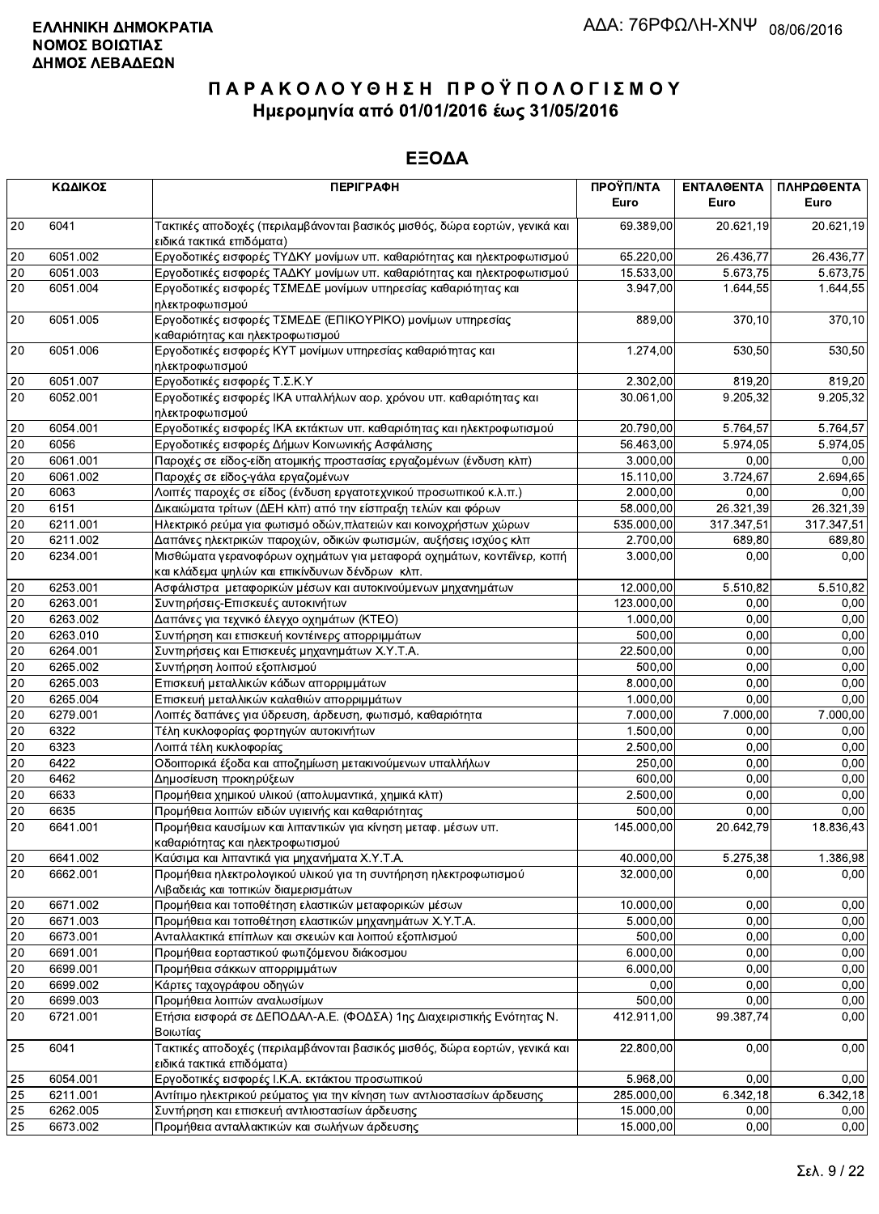**ΕΛΛΗΝΙΚΗ ΔΗΜΟΚΡΑΤΙΑ**
**ΝΟΜΟΣ ΒΟΙΩΤΙΑΣ**
**ΔΗΜΟΣ ΛΕΒΑΔΕΩΝ**

ΑΔΑ: 76ΡΦΩΛΗ-ΧΝΨ 08/06/2016

# ΠΑΡΑΚΟΛΟΥΘΗΣΗ ΠΡΟΫΠΟΛΟΓΙΣΜΟΥ
## Ημερομηνία από 01/01/2016 έως 31/05/2016

## ΕΞΟΔΑ

| ΚΩΔΙΚΟΣ | | ΠΕΡΙΓΡΑΦΗ | ΠΡΟΫΠ/ΝΤΑ Euro | ΕΝΤΑΛΘΕΝΤΑ Euro | ΠΛΗΡΩΘΕΝΤΑ Euro |
|---|---|---|---|---|---|
| 20 | 6041 | Τακτικές αποδοχές (περιλαμβάνονται βασικός μισθός, δώρα εορτών, γενικά και ειδικά τακτικά επιδόματα) | 69.389,00 | 20.621,19 | 20.621,19 |
| 20 | 6051.002 | Εργοδοτικές εισφορές ΤΥΔΚΥ μονίμων υπ. καθαριότητας και ηλεκτροφωτισμού | 65.220,00 | 26.436,77 | 26.436,77 |
| 20 | 6051.003 | Εργοδοτικές εισφορές ΤΑΔΚΥ μονίμων υπ. καθαριότητας και ηλεκτροφωτισμού | 15.533,00 | 5.673,75 | 5.673,75 |
| 20 | 6051.004 | Εργοδοτικές εισφορές ΤΣΜΕΔΕ μονίμων υπηρεσίας καθαριότητας και ηλεκτροφωτισμού | 3.947,00 | 1.644,55 | 1.644,55 |
| 20 | 6051.005 | Εργοδοτικές εισφορές ΤΣΜΕΔΕ (ΕΠΙΚΟΥΡΙΚΟ) μονίμων υπηρεσίας καθαριότητας και ηλεκτροφωτισμού | 889,00 | 370,10 | 370,10 |
| 20 | 6051.006 | Εργοδοτικές εισφορές ΚΥΤ μονίμων υπηρεσίας καθαριότητας και ηλεκτροφωτισμού | 1.274,00 | 530,50 | 530,50 |
| 20 | 6051.007 | Εργοδοτικές εισφορές Τ.Σ.Κ.Υ | 2.302,00 | 819,20 | 819,20 |
| 20 | 6052.001 | Εργοδοτικές εισφορές ΙΚΑ υπαλλήλων αορ. χρόνου υπ. καθαριότητας και ηλεκτροφωτισμού | 30.061,00 | 9.205,32 | 9.205,32 |
| 20 | 6054.001 | Εργοδοτικές εισφορές ΙΚΑ εκτάκτων υπ. καθαριότητας και ηλεκτροφωτισμού | 20.790,00 | 5.764,57 | 5.764,57 |
| 20 | 6056 | Εργοδοτικές εισφορές Δήμων Κοινωνικής Ασφάλισης | 56.463,00 | 5.974,05 | 5.974,05 |
| 20 | 6061.001 | Παροχές σε είδος-είδη ατομικής προστασίας εργαζομένων (ένδυση κλπ) | 3.000,00 | 0,00 | 0,00 |
| 20 | 6061.002 | Παροχές σε είδος-γάλα εργαζομένων | 15.110,00 | 3.724,67 | 2.694,65 |
| 20 | 6063 | Λοιπές παροχές σε είδος (ένδυση εργατοτεχνικού προσωπικού κ.λ.π.) | 2.000,00 | 0,00 | 0,00 |
| 20 | 6151 | Δικαιώματα τρίτων (ΔΕΗ κλπ) από την είσπραξη τελών και φόρων | 58.000,00 | 26.321,39 | 26.321,39 |
| 20 | 6211.001 | Ηλεκτρικό ρεύμα για φωτισμό οδών,πλατειών και κοινοχρήστων χώρων | 535.000,00 | 317.347,51 | 317.347,51 |
| 20 | 6211.002 | Δαπάνες ηλεκτρικών παροχών, οδικών φωτισμών, αυξήσεις ισχύος κλπ | 2.700,00 | 689,80 | 689,80 |
| 20 | 6234.001 | Μισθώματα γερανοφόρων οχημάτων για μεταφορά οχημάτων, κοντέινερ, κοπή και κλάδεμα ψηλών και επικίνδυνων δένδρων κλπ. | 3.000,00 | 0,00 | 0,00 |
| 20 | 6253.001 | Ασφάλιστρα μεταφορικών μέσων και αυτοκινούμενων μηχανημάτων | 12.000,00 | 5.510,82 | 5.510,82 |
| 20 | 6263.001 | Συντηρήσεις-Επισκευές αυτοκινήτων | 123.000,00 | 0,00 | 0,00 |
| 20 | 6263.002 | Δαπάνες για τεχνικό έλεγχο οχημάτων (ΚΤΕΟ) | 1.000,00 | 0,00 | 0,00 |
| 20 | 6263.010 | Συντήρηση και επισκευή κοντέινερς απορριμμάτων | 500,00 | 0,00 | 0,00 |
| 20 | 6264.001 | Συντηρήσεις και Επισκευές μηχανημάτων Χ.Υ.Τ.Α. | 22.500,00 | 0,00 | 0,00 |
| 20 | 6265.002 | Συντήρηση λοιπού εξοπλισμού | 500,00 | 0,00 | 0,00 |
| 20 | 6265.003 | Επισκευή μεταλλικών κάδων απορριμμάτων | 8.000,00 | 0,00 | 0,00 |
| 20 | 6265.004 | Επισκευή μεταλλικών καλαθιών απορριμμάτων | 1.000,00 | 0,00 | 0,00 |
| 20 | 6279.001 | Λοιπές δαπάνες για ύδρευση, άρδευση, φωτισμό, καθαριότητα | 7.000,00 | 7.000,00 | 7.000,00 |
| 20 | 6322 | Τέλη κυκλοφορίας φορτηγών αυτοκινήτων | 1.500,00 | 0,00 | 0,00 |
| 20 | 6323 | Λοιπά τέλη κυκλοφορίας | 2.500,00 | 0,00 | 0,00 |
| 20 | 6422 | Οδοιπορικά έξοδα και αποζημίωση μετακινούμενων υπαλλήλων | 250,00 | 0,00 | 0,00 |
| 20 | 6462 | Δημοσίευση προκηρύξεων | 600,00 | 0,00 | 0,00 |
| 20 | 6633 | Προμήθεια χημικού υλικού (απολυμαντικά, χημικά κλπ) | 2.500,00 | 0,00 | 0,00 |
| 20 | 6635 | Προμήθεια λοιπών ειδών υγιεινής και καθαριότητας | 500,00 | 0,00 | 0,00 |
| 20 | 6641.001 | Προμήθεια καυσίμων και λιπαντικών για κίνηση μεταφ. μέσων υπ. καθαριότητας και ηλεκτροφωτισμού | 145.000,00 | 20.642,79 | 18.836,43 |
| 20 | 6641.002 | Καύσιμα και λιπαντικά για μηχανήματα Χ.Υ.Τ.Α. | 40.000,00 | 5.275,38 | 1.386,98 |
| 20 | 6662.001 | Προμήθεια ηλεκτρολογικού υλικού για τη συντήρηση ηλεκτροφωτισμού Λιβαδειάς και τοπικών διαμερισμάτων | 32.000,00 | 0,00 | 0,00 |
| 20 | 6671.002 | Προμήθεια και τοποθέτηση ελαστικών μεταφορικών μέσων | 10.000,00 | 0,00 | 0,00 |
| 20 | 6671.003 | Προμήθεια και τοποθέτηση ελαστικών μηχανημάτων Χ.Υ.Τ.Α. | 5.000,00 | 0,00 | 0,00 |
| 20 | 6673.001 | Ανταλλακτικά επίπλων και σκευών και λοιπού εξοπλισμού | 500,00 | 0,00 | 0,00 |
| 20 | 6691.001 | Προμήθεια εορταστικού φωτιζόμενου διάκοσμου | 6.000,00 | 0,00 | 0,00 |
| 20 | 6699.001 | Προμήθεια σάκκων απορριμμάτων | 6.000,00 | 0,00 | 0,00 |
| 20 | 6699.002 | Κάρτες ταχογράφου οδηγών | 0,00 | 0,00 | 0,00 |
| 20 | 6699.003 | Προμήθεια λοιπών αναλωσίμων | 500,00 | 0,00 | 0,00 |
| 20 | 6721.001 | Ετήσια εισφορά σε ΔΕΠΟΔΑΛ-Α.Ε. (ΦΟΔΣΑ) 1ης Διαχειριστικής Ενότητας Ν. Βοιωτίας | 412.911,00 | 99.387,74 | 0,00 |
| 25 | 6041 | Τακτικές αποδοχές (περιλαμβάνονται βασικός μισθός, δώρα εορτών, γενικά και ειδικά τακτικά επιδόματα) | 22.800,00 | 0,00 | 0,00 |
| 25 | 6054.001 | Εργοδοτικές εισφορές Ι.Κ.Α. εκτάκτου προσωπικού | 5.968,00 | 0,00 | 0,00 |
| 25 | 6211.001 | Αντίτιμο ηλεκτρικού ρεύματος για την κίνηση των αντλιοστασίων άρδευσης | 285.000,00 | 6.342,18 | 6.342,18 |
| 25 | 6262.005 | Συντήρηση και επισκευή αντλιοστασίων άρδευσης | 15.000,00 | 0,00 | 0,00 |
| 25 | 6673.002 | Προμήθεια ανταλλακτικών και σωλήνων άρδευσης | 15.000,00 | 0,00 | 0,00 |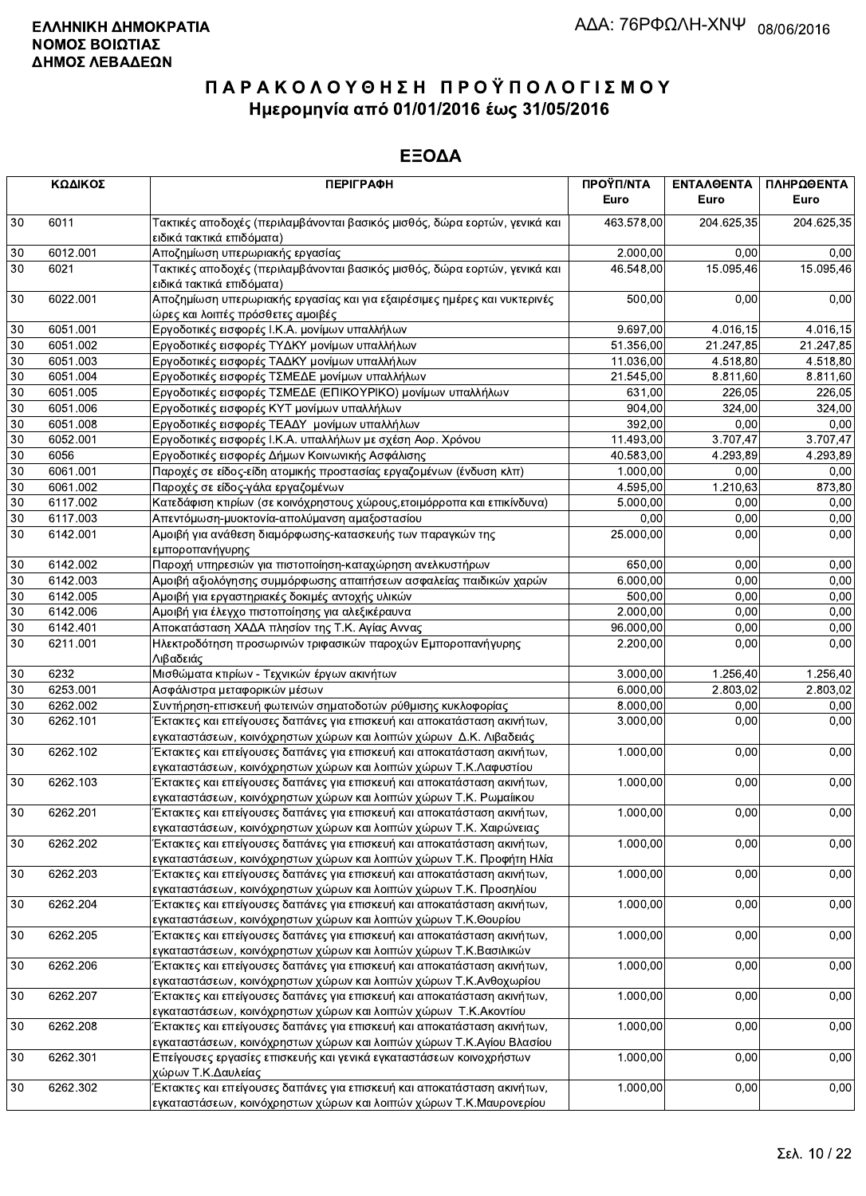**ΕΛΛΗΝΙΚΗ ΔΗΜΟΚΡΑΤΙΑ**
**ΝΟΜΟΣ ΒΟΙΩΤΙΑΣ**
**ΔΗΜΟΣ ΛΕΒΑΔΕΩΝ**

ΑΔΑ: 76ΡΦΩΛΗ-ΧΝΨ 08/06/2016

# ΠΑΡΑΚΟΛΟΥΘΗΣΗ ΠΡΟΫΠΟΛΟΓΙΣΜΟΥ
## Ημερομηνία από 01/01/2016 έως 31/05/2016

## ΕΞΟΔΑ

| ΚΩΔΙΚΟΣ | | ΠΕΡΙΓΡΑΦΗ | ΠΡΟΫΠ/ΝΤΑ Euro | ΕΝΤΑΛΘΕΝΤΑ Euro | ΠΛΗΡΩΘΕΝΤΑ Euro |
|---|---|---|---|---|---|
| 30 | 6011 | Τακτικές αποδοχές (περιλαμβάνονται βασικός μισθός, δώρα εορτών, γενικά και ειδικά τακτικά επιδόματα) | 463.578,00 | 204.625,35 | 204.625,35 |
| 30 | 6012.001 | Αποζημίωση υπερωριακής εργασίας | 2.000,00 | 0,00 | 0,00 |
| 30 | 6021 | Τακτικές αποδοχές (περιλαμβάνονται βασικός μισθός, δώρα εορτών, γενικά και ειδικά τακτικά επιδόματα) | 46.548,00 | 15.095,46 | 15.095,46 |
| 30 | 6022.001 | Αποζημίωση υπερωριακής εργασίας και για εξαιρέσιμες ημέρες και νυκτερινές ώρες και λοιπές πρόσθετες αμοιβές | 500,00 | 0,00 | 0,00 |
| 30 | 6051.001 | Εργοδοτικές εισφορές Ι.Κ.Α. μονίμων υπαλλήλων | 9.697,00 | 4.016,15 | 4.016,15 |
| 30 | 6051.002 | Εργοδοτικές εισφορές ΤΥΔΚΥ μονίμων υπαλλήλων | 51.356,00 | 21.247,85 | 21.247,85 |
| 30 | 6051.003 | Εργοδοτικές εισφορές ΤΑΔΚΥ μονίμων υπαλλήλων | 11.036,00 | 4.518,80 | 4.518,80 |
| 30 | 6051.004 | Εργοδοτικές εισφορές ΤΣΜΕΔΕ μονίμων υπαλλήλων | 21.545,00 | 8.811,60 | 8.811,60 |
| 30 | 6051.005 | Εργοδοτικές εισφορές ΤΣΜΕΔΕ (ΕΠΙΚΟΥΡΙΚΟ) μονίμων υπαλλήλων | 631,00 | 226,05 | 226,05 |
| 30 | 6051.006 | Εργοδοτικές εισφορές ΚΥΤ μονίμων υπαλλήλων | 904,00 | 324,00 | 324,00 |
| 30 | 6051.008 | Εργοδοτικές εισφορές ΤΕΑΔΥ μονίμων υπαλλήλων | 392,00 | 0,00 | 0,00 |
| 30 | 6052.001 | Εργοδοτικές εισφορές Ι.Κ.Α. υπαλλήλων με σχέση Αορ. Χρόνου | 11.493,00 | 3.707,47 | 3.707,47 |
| 30 | 6056 | Εργοδοτικές εισφορές Δήμων Κοινωνικής Ασφάλισης | 40.583,00 | 4.293,89 | 4.293,89 |
| 30 | 6061.001 | Παροχές σε είδος-είδη ατομικής προστασίας εργαζομένων (ένδυση κλπ) | 1.000,00 | 0,00 | 0,00 |
| 30 | 6061.002 | Παροχές σε είδος-γάλα εργαζομένων | 4.595,00 | 1.210,63 | 873,80 |
| 30 | 6117.002 | Κατεδάφιση κτιρίων (σε κοινόχρηστους χώρους,ετοιμόρροπα και επικίνδυνα) | 5.000,00 | 0,00 | 0,00 |
| 30 | 6117.003 | Απεντόμωση-μυοκτονία-απολύμανση αμαξοστασίου | 0,00 | 0,00 | 0,00 |
| 30 | 6142.001 | Αμοιβή για ανάθεση διαμόρφωσης-κατασκευής των παραγκών της εμποροπανήγυρης | 25.000,00 | 0,00 | 0,00 |
| 30 | 6142.002 | Παροχή υπηρεσιών για πιστοποίηση-καταχώρηση ανελκυστήρων | 650,00 | 0,00 | 0,00 |
| 30 | 6142.003 | Αμοιβή αξιολόγησης συμμόρφωσης απαιτήσεων ασφαλείας παιδικών χαρών | 6.000,00 | 0,00 | 0,00 |
| 30 | 6142.005 | Αμοιβή για εργαστηριακές δοκιμές αντοχής υλικών | 500,00 | 0,00 | 0,00 |
| 30 | 6142.006 | Αμοιβή για έλεγχο πιστοποίησης για αλεξικέραυνα | 2.000,00 | 0,00 | 0,00 |
| 30 | 6142.401 | Αποκατάσταση ΧΑΔΑ πλησίον της Τ.Κ. Αγίας Αννας | 96.000,00 | 0,00 | 0,00 |
| 30 | 6211.001 | Ηλεκτροδότηση προσωρινών τριφασικών παροχών Εμποροπανήγυρης Λιβαδειάς | 2.200,00 | 0,00 | 0,00 |
| 30 | 6232 | Μισθώματα κτιρίων - Τεχνικών έργων ακινήτων | 3.000,00 | 1.256,40 | 1.256,40 |
| 30 | 6253.001 | Ασφάλιστρα μεταφορικών μέσων | 6.000,00 | 2.803,02 | 2.803,02 |
| 30 | 6262.002 | Συντήρηση-επισκευή φωτεινών σηματοδοτών ρύθμισης κυκλοφορίας | 8.000,00 | 0,00 | 0,00 |
| 30 | 6262.101 | Έκτακτες και επείγουσες δαπάνες για επισκευή και αποκατάσταση ακινήτων, εγκαταστάσεων, κοινόχρηστων χώρων και λοιπών χώρων Δ.Κ. Λιβαδειάς | 3.000,00 | 0,00 | 0,00 |
| 30 | 6262.102 | Έκτακτες και επείγουσες δαπάνες για επισκευή και αποκατάσταση ακινήτων, εγκαταστάσεων, κοινόχρηστων χώρων και λοιπών χώρων Τ.Κ.Λαφυστίου | 1.000,00 | 0,00 | 0,00 |
| 30 | 6262.103 | Έκτακτες και επείγουσες δαπάνες για επισκευή και αποκατάσταση ακινήτων, εγκαταστάσεων, κοινόχρηστων χώρων και λοιπών χώρων Τ.Κ. Ρωμαίικου | 1.000,00 | 0,00 | 0,00 |
| 30 | 6262.201 | Έκτακτες και επείγουσες δαπάνες για επισκευή και αποκατάσταση ακινήτων, εγκαταστάσεων, κοινόχρηστων χώρων και λοιπών χώρων Τ.Κ. Χαιρώνειας | 1.000,00 | 0,00 | 0,00 |
| 30 | 6262.202 | Έκτακτες και επείγουσες δαπάνες για επισκευή και αποκατάσταση ακινήτων, εγκαταστάσεων, κοινόχρηστων χώρων και λοιπών χώρων Τ.Κ. Προφήτη Ηλία | 1.000,00 | 0,00 | 0,00 |
| 30 | 6262.203 | Έκτακτες και επείγουσες δαπάνες για επισκευή και αποκατάσταση ακινήτων, εγκαταστάσεων, κοινόχρηστων χώρων και λοιπών χώρων Τ.Κ. Προσηλίου | 1.000,00 | 0,00 | 0,00 |
| 30 | 6262.204 | Έκτακτες και επείγουσες δαπάνες για επισκευή και αποκατάσταση ακινήτων, εγκαταστάσεων, κοινόχρηστων χώρων και λοιπών χώρων Τ.Κ.Θουρίου | 1.000,00 | 0,00 | 0,00 |
| 30 | 6262.205 | Έκτακτες και επείγουσες δαπάνες για επισκευή και αποκατάσταση ακινήτων, εγκαταστάσεων, κοινόχρηστων χώρων και λοιπών χώρων Τ.Κ.Βασιλικών | 1.000,00 | 0,00 | 0,00 |
| 30 | 6262.206 | Έκτακτες και επείγουσες δαπάνες για επισκευή και αποκατάσταση ακινήτων, εγκαταστάσεων, κοινόχρηστων χώρων και λοιπών χώρων Τ.Κ.Ανθοχωρίου | 1.000,00 | 0,00 | 0,00 |
| 30 | 6262.207 | Έκτακτες και επείγουσες δαπάνες για επισκευή και αποκατάσταση ακινήτων, εγκαταστάσεων, κοινόχρηστων χώρων και λοιπών χώρων Τ.Κ.Ακοντίου | 1.000,00 | 0,00 | 0,00 |
| 30 | 6262.208 | Έκτακτες και επείγουσες δαπάνες για επισκευή και αποκατάσταση ακινήτων, εγκαταστάσεων, κοινόχρηστων χώρων και λοιπών χώρων Τ.Κ.Αγίου Βλασίου | 1.000,00 | 0,00 | 0,00 |
| 30 | 6262.301 | Επείγουσες εργασίες επισκευής και γενικά εγκαταστάσεων κοινοχρήστων χώρων Τ.Κ.Δαυλείας | 1.000,00 | 0,00 | 0,00 |
| 30 | 6262.302 | Έκτακτες και επείγουσες δαπάνες για επισκευή και αποκατάσταση ακινήτων, εγκαταστάσεων, κοινόχρηστων χώρων και λοιπών χώρων Τ.Κ.Μαυρονερίου | 1.000,00 | 0,00 | 0,00 |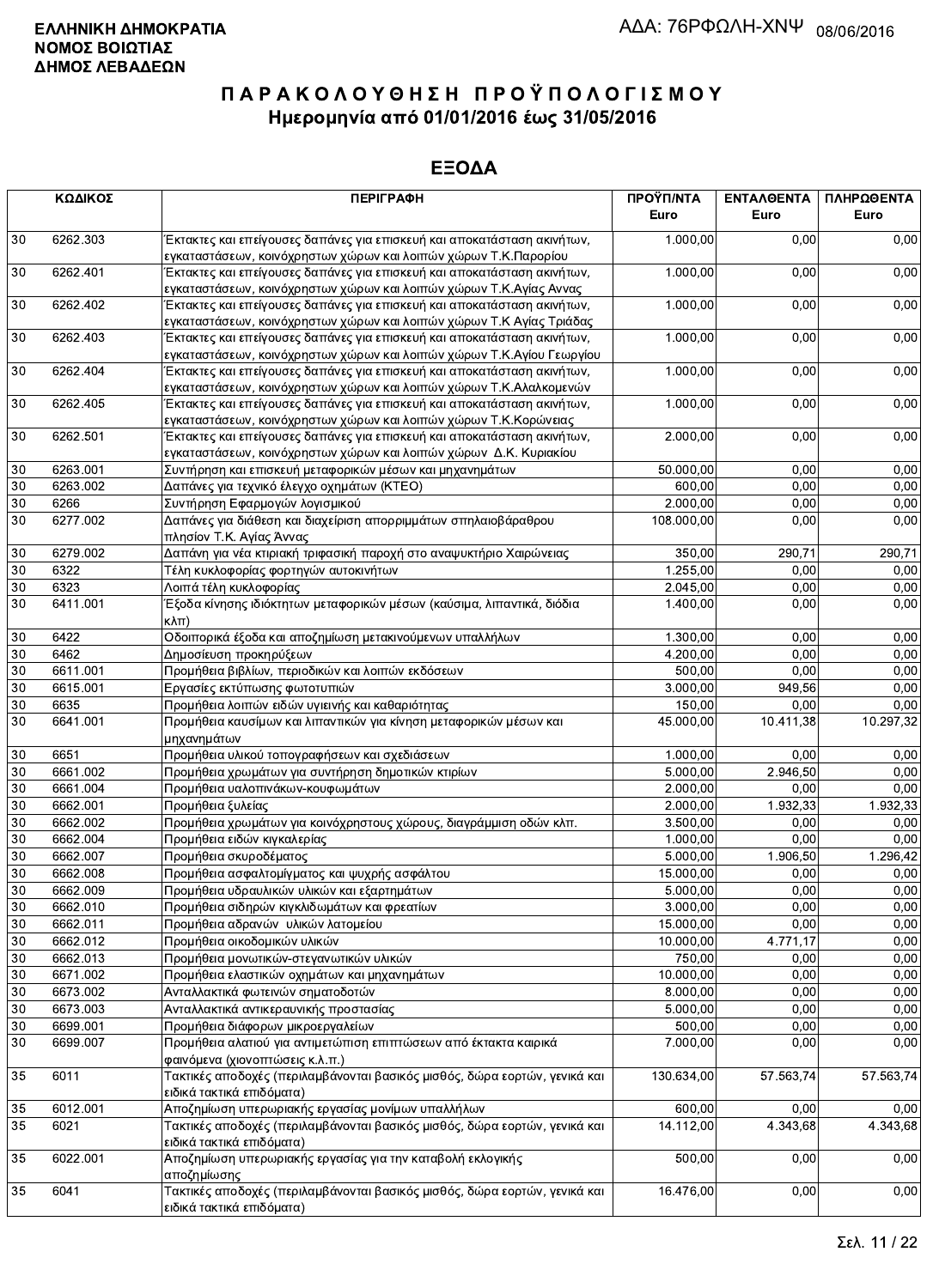**ΕΛΛΗΝΙΚΗ ΔΗΜΟΚΡΑΤΙΑ**
**ΝΟΜΟΣ ΒΟΙΩΤΙΑΣ**
**ΔΗΜΟΣ ΛΕΒΑΔΕΩΝ**

ΑΔΑ: 76ΡΦΩΛΗ-ΧΝΨ 08/06/2016

# ΠΑΡΑΚΟΛΟΥΘΗΣΗ ΠΡΟΫΠΟΛΟΓΙΣΜΟΥ
## Ημερομηνία από 01/01/2016 έως 31/05/2016

## ΕΞΟΔΑ

| ΚΩΔΙΚΟΣ | | ΠΕΡΙΓΡΑΦΗ | ΠΡΟΫΠ/ΝΤΑ Euro | ΕΝΤΑΛΘΕΝΤΑ Euro | ΠΛΗΡΩΘΕΝΤΑ Euro |
|---|---|---|---|---|---|
| 30 | 6262.303 | Έκτακτες και επείγουσες δαπάνες για επισκευή και αποκατάσταση ακινήτων, εγκαταστάσεων, κοινόχρηστων χώρων και λοιπών χώρων Τ.Κ.Παρορίου | 1.000,00 | 0,00 | 0,00 |
| 30 | 6262.401 | Έκτακτες και επείγουσες δαπάνες για επισκευή και αποκατάσταση ακινήτων, εγκαταστάσεων, κοινόχρηστων χώρων και λοιπών χώρων Τ.Κ.Αγίας Αννας | 1.000,00 | 0,00 | 0,00 |
| 30 | 6262.402 | Έκτακτες και επείγουσες δαπάνες για επισκευή και αποκατάσταση ακινήτων, εγκαταστάσεων, κοινόχρηστων χώρων και λοιπών χώρων Τ.Κ Αγίας Τριάδας | 1.000,00 | 0,00 | 0,00 |
| 30 | 6262.403 | Έκτακτες και επείγουσες δαπάνες για επισκευή και αποκατάσταση ακινήτων, εγκαταστάσεων, κοινόχρηστων χώρων και λοιπών χώρων Τ.Κ.Αγίου Γεωργίου | 1.000,00 | 0,00 | 0,00 |
| 30 | 6262.404 | Έκτακτες και επείγουσες δαπάνες για επισκευή και αποκατάσταση ακινήτων, εγκαταστάσεων, κοινόχρηστων χώρων και λοιπών χώρων Τ.Κ.Αλαλκομενών | 1.000,00 | 0,00 | 0,00 |
| 30 | 6262.405 | Έκτακτες και επείγουσες δαπάνες για επισκευή και αποκατάσταση ακινήτων, εγκαταστάσεων, κοινόχρηστων χώρων και λοιπών χώρων Τ.Κ.Κορώνειας | 1.000,00 | 0,00 | 0,00 |
| 30 | 6262.501 | Έκτακτες και επείγουσες δαπάνες για επισκευή και αποκατάσταση ακινήτων, εγκαταστάσεων, κοινόχρηστων χώρων και λοιπών χώρων Δ.Κ. Κυριακίου | 2.000,00 | 0,00 | 0,00 |
| 30 | 6263.001 | Συντήρηση και επισκευή μεταφορικών μέσων και μηχανημάτων | 50.000,00 | 0,00 | 0,00 |
| 30 | 6263.002 | Δαπάνες για τεχνικό έλεγχο οχημάτων (ΚΤΕΟ) | 600,00 | 0,00 | 0,00 |
| 30 | 6266 | Συντήρηση Εφαρμογών λογισμικού | 2.000,00 | 0,00 | 0,00 |
| 30 | 6277.002 | Δαπάνες για διάθεση και διαχείριση απορριμμάτων σπηλαιοβάραθρου πλησίον Τ.Κ. Αγίας Άννας | 108.000,00 | 0,00 | 0,00 |
| 30 | 6279.002 | Δαπάνη για νέα κτιριακή τριφασική παροχή στο αναψυκτήριο Χαιρώνειας | 350,00 | 290,71 | 290,71 |
| 30 | 6322 | Τέλη κυκλοφορίας φορτηγών αυτοκινήτων | 1.255,00 | 0,00 | 0,00 |
| 30 | 6323 | Λοιπά τέλη κυκλοφορίας | 2.045,00 | 0,00 | 0,00 |
| 30 | 6411.001 | Έξοδα κίνησης ιδιόκτητων μεταφορικών μέσων (καύσιμα, λιπαντικά, διόδια κλπ) | 1.400,00 | 0,00 | 0,00 |
| 30 | 6422 | Οδοιπορικά έξοδα και αποζημίωση μετακινούμενων υπαλλήλων | 1.300,00 | 0,00 | 0,00 |
| 30 | 6462 | Δημοσίευση προκηρύξεων | 4.200,00 | 0,00 | 0,00 |
| 30 | 6611.001 | Προμήθεια βιβλίων, περιοδικών και λοιπών εκδόσεων | 500,00 | 0,00 | 0,00 |
| 30 | 6615.001 | Εργασίες εκτύπωσης φωτοτυπιών | 3.000,00 | 949,56 | 0,00 |
| 30 | 6635 | Προμήθεια λοιπών ειδών υγιεινής και καθαριότητας | 150,00 | 0,00 | 0,00 |
| 30 | 6641.001 | Προμήθεια καυσίμων και λιπαντικών για κίνηση μεταφορικών μέσων και μηχανημάτων | 45.000,00 | 10.411,38 | 10.297,32 |
| 30 | 6651 | Προμήθεια υλικού τοπογραφήσεων και σχεδιάσεων | 1.000,00 | 0,00 | 0,00 |
| 30 | 6661.002 | Προμήθεια χρωμάτων για συντήρηση δημοτικών κτιρίων | 5.000,00 | 2.946,50 | 0,00 |
| 30 | 6661.004 | Προμήθεια υαλοπινάκων-κουφωμάτων | 2.000,00 | 0,00 | 0,00 |
| 30 | 6662.001 | Προμήθεια ξυλείας | 2.000,00 | 1.932,33 | 1.932,33 |
| 30 | 6662.002 | Προμήθεια χρωμάτων για κοινόχρηστους χώρους, διαγράμμιση οδών κλπ. | 3.500,00 | 0,00 | 0,00 |
| 30 | 6662.004 | Προμήθεια ειδών κιγκαλερίας | 1.000,00 | 0,00 | 0,00 |
| 30 | 6662.007 | Προμήθεια σκυροδέματος | 5.000,00 | 1.906,50 | 1.296,42 |
| 30 | 6662.008 | Προμήθεια ασφαλτομίγματος και ψυχρής ασφάλτου | 15.000,00 | 0,00 | 0,00 |
| 30 | 6662.009 | Προμήθεια υδραυλικών υλικών και εξαρτημάτων | 5.000,00 | 0,00 | 0,00 |
| 30 | 6662.010 | Προμήθεια σιδηρών κιγκλιδωμάτων και φρεατίων | 3.000,00 | 0,00 | 0,00 |
| 30 | 6662.011 | Προμήθεια αδρανών υλικών λατομείου | 15.000,00 | 0,00 | 0,00 |
| 30 | 6662.012 | Προμήθεια οικοδομικών υλικών | 10.000,00 | 4.771,17 | 0,00 |
| 30 | 6662.013 | Προμήθεια μονωτικών-στεγανωτικών υλικών | 750,00 | 0,00 | 0,00 |
| 30 | 6671.002 | Προμήθεια ελαστικών οχημάτων και μηχανημάτων | 10.000,00 | 0,00 | 0,00 |
| 30 | 6673.002 | Ανταλλακτικά φωτεινών σηματοδοτών | 8.000,00 | 0,00 | 0,00 |
| 30 | 6673.003 | Ανταλλακτικά αντικεραυνικής προστασίας | 5.000,00 | 0,00 | 0,00 |
| 30 | 6699.001 | Προμήθεια διάφορων μικροεργαλείων | 500,00 | 0,00 | 0,00 |
| 30 | 6699.007 | Προμήθεια αλατιού για αντιμετώπιση επιπτώσεων από έκτακτα καιρικά φαινόμενα (χιονοπτώσεις κ.λ.π.) | 7.000,00 | 0,00 | 0,00 |
| 35 | 6011 | Τακτικές αποδοχές (περιλαμβάνονται βασικός μισθός, δώρα εορτών, γενικά και ειδικά τακτικά επιδόματα) | 130.634,00 | 57.563,74 | 57.563,74 |
| 35 | 6012.001 | Αποζημίωση υπερωριακής εργασίας μονίμων υπαλλήλων | 600,00 | 0,00 | 0,00 |
| 35 | 6021 | Τακτικές αποδοχές (περιλαμβάνονται βασικός μισθός, δώρα εορτών, γενικά και ειδικά τακτικά επιδόματα) | 14.112,00 | 4.343,68 | 4.343,68 |
| 35 | 6022.001 | Αποζημίωση υπερωριακής εργασίας για την καταβολή εκλογικής αποζημίωσης | 500,00 | 0,00 | 0,00 |
| 35 | 6041 | Τακτικές αποδοχές (περιλαμβάνονται βασικός μισθός, δώρα εορτών, γενικά και ειδικά τακτικά επιδόματα) | 16.476,00 | 0,00 | 0,00 |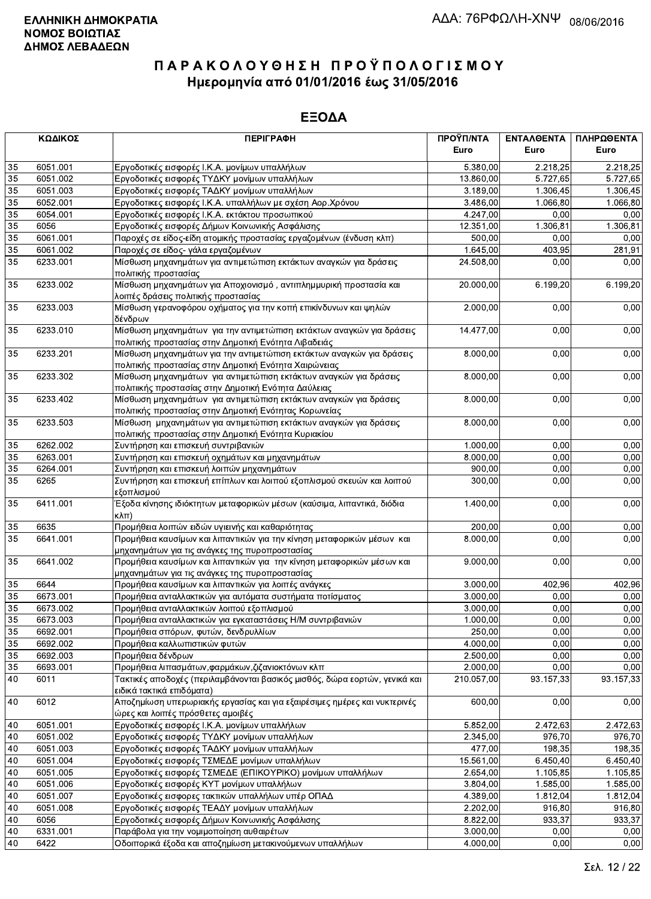**ΕΛΛΗΝΙΚΗ ΔΗΜΟΚΡΑΤΙΑ**
**ΝΟΜΟΣ ΒΟΙΩΤΙΑΣ**
**ΔΗΜΟΣ ΛΕΒΑΔΕΩΝ**

ΑΔΑ: 76ΡΦΩΛΗ-ΧΝΨ 08/06/2016

# ΠΑΡΑΚΟΛΟΥΘΗΣΗ ΠΡΟΫΠΟΛΟΓΙΣΜΟΥ
## Ημερομηνία από 01/01/2016 έως 31/05/2016

## ΕΞΟΔΑ

| ΚΩΔΙΚΟΣ | | ΠΕΡΙΓΡΑΦΗ | ΠΡΟΫΠ/ΝΤΑ Euro | ΕΝΤΑΛΘΕΝΤΑ Euro | ΠΛΗΡΩΘΕΝΤΑ Euro |
|---|---|---|---|---|---|
| 35 | 6051.001 | Εργοδοτικές εισφορές Ι.Κ.Α. μονίμων υπαλλήλων | 5.380,00 | 2.218,25 | 2.218,25 |
| 35 | 6051.002 | Εργοδοτικές εισφορές ΤΥΔΚΥ μονίμων υπαλλήλων | 13.860,00 | 5.727,65 | 5.727,65 |
| 35 | 6051.003 | Εργοδοτικές εισφορές ΤΑΔΚΥ μονίμων υπαλλήλων | 3.189,00 | 1.306,45 | 1.306,45 |
| 35 | 6052.001 | Εργοδοτικες εισφορές Ι.Κ.Α. υπαλλήλων με σχέση Αορ.Χρόνου | 3.486,00 | 1.066,80 | 1.066,80 |
| 35 | 6054.001 | Εργοδοτικές εισφορές Ι.Κ.Α. εκτάκτου προσωπικού | 4.247,00 | 0,00 | 0,00 |
| 35 | 6056 | Εργοδοτικές εισφορές Δήμων Κοινωνικής Ασφάλισης | 12.351,00 | 1.306,81 | 1.306,81 |
| 35 | 6061.001 | Παροχές σε είδος-είδη ατομικής προστασίας εργαζομένων (ένδυση κλπ) | 500,00 | 0,00 | 0,00 |
| 35 | 6061.002 | Παροχές σε είδος- γάλα εργαζομένων | 1.645,00 | 403,95 | 281,91 |
| 35 | 6233.001 | Μίσθωση μηχανημάτων για αντιμετώπιση εκτάκτων αναγκών για δράσεις πολιτικής προστασίας | 24.508,00 | 0,00 | 0,00 |
| 35 | 6233.002 | Μίσθωση μηχανημάτων για Αποχιονισμό , αντιπλημμυρική προστασία και λοιπές δράσεις πολιτικής προστασίας | 20.000,00 | 6.199,20 | 6.199,20 |
| 35 | 6233.003 | Μίσθωση γερανοφόρου οχήματος για την κοπή επικίνδυνων και ψηλών δένδρων | 2.000,00 | 0,00 | 0,00 |
| 35 | 6233.010 | Μίσθωση μηχανημάτων για την αντιμετώπιση εκτάκτων αναγκών για δράσεις πολιτικής προστασίας στην Δημοτική Ενότητα Λιβαδειάς | 14.477,00 | 0,00 | 0,00 |
| 35 | 6233.201 | Μίσθωση μηχανημάτων για την αντιμετώπιση εκτάκτων αναγκών για δράσεις πολιτικής προστασίας στην Δημοτική Ενότητα Χαιρώνειας | 8.000,00 | 0,00 | 0,00 |
| 35 | 6233.302 | Μίσθωση μηχανημάτων για αντιμετώπιση εκτάκτων αναγκών για δράσεις πολιτιικής προστασίας στην Δημοτική Ενότητα Δαύλειας | 8.000,00 | 0,00 | 0,00 |
| 35 | 6233.402 | Μίσθωση μηχανημάτων για αντιμετώπιση εκτάκτων αναγκών για δράσεις πολιτικής προστασίας στην Δημοτική Ενότητας Κορωνείας | 8.000,00 | 0,00 | 0,00 |
| 35 | 6233.503 | Μίσθωση μηχανημάτων για αντιμετώπιση εκτάκτων αναγκών για δράσεις πολιτικής προστασίας στην Δημοτική Ενότητα Κυριακίου | 8.000,00 | 0,00 | 0,00 |
| 35 | 6262.002 | Συντήρηση και επισκευή συντριβανιών | 1.000,00 | 0,00 | 0,00 |
| 35 | 6263.001 | Συντήρηση και επισκευή οχημάτων και μηχανημάτων | 8.000,00 | 0,00 | 0,00 |
| 35 | 6264.001 | Συντήρηση και επισκευή λοιπών μηχανημάτων | 900,00 | 0,00 | 0,00 |
| 35 | 6265 | Συντήρηση και επισκευή επίπλων και λοιπού εξοπλισμού σκευών και λοιπού εξοπλισμού | 300,00 | 0,00 | 0,00 |
| 35 | 6411.001 | Έξοδα κίνησης ιδιόκτητων μεταφορικών μέσων (καύσιμα, λιπαντικά, διόδια κλπ) | 1.400,00 | 0,00 | 0,00 |
| 35 | 6635 | Προμήθεια λοιπών ειδών υγιεινής και καθαριότητας | 200,00 | 0,00 | 0,00 |
| 35 | 6641.001 | Προμήθεια καυσίμων και λιπαντικών για την κίνηση μεταφορικών μέσων και μηχανημάτων για τις ανάγκες της πυροπροστασίας | 8.000,00 | 0,00 | 0,00 |
| 35 | 6641.002 | Προμήθεια καυσίμων και λιπαντικών για την κίνηση μεταφορικών μέσων και μηχανημάτων για τις ανάγκες της πυροπροστασίας | 9.000,00 | 0,00 | 0,00 |
| 35 | 6644 | Προμήθεια καυσίμων και λιπαντικών για λοιπές ανάγκες | 3.000,00 | 402,96 | 402,96 |
| 35 | 6673.001 | Προμήθεια ανταλλακτικών για αυτόματα συστήματα ποτίσματος | 3.000,00 | 0,00 | 0,00 |
| 35 | 6673.002 | Προμήθεια ανταλλακτικών λοιπού εξοπλισμού | 3.000,00 | 0,00 | 0,00 |
| 35 | 6673.003 | Προμήθεια ανταλλακτικών για εγκαταστάσεις Η/Μ συντριβανιών | 1.000,00 | 0,00 | 0,00 |
| 35 | 6692.001 | Προμήθεια σπόρων, φυτών, δενδρυλλίων | 250,00 | 0,00 | 0,00 |
| 35 | 6692.002 | Προμήθεια καλλωπιστικών φυτών | 4.000,00 | 0,00 | 0,00 |
| 35 | 6692.003 | Προμήθεια δένδρων | 2.500,00 | 0,00 | 0,00 |
| 35 | 6693.001 | Προμήθεια λιπασμάτων,φαρμάκων,ζιζανιοκτόνων κλπ | 2.000,00 | 0,00 | 0,00 |
| 40 | 6011 | Τακτικές αποδοχές (περιλαμβάνονται βασικός μισθός, δώρα εορτών, γενικά και ειδικά τακτικά επιδόματα) | 210.057,00 | 93.157,33 | 93.157,33 |
| 40 | 6012 | Αποζημίωση υπερωριακής εργασίας και για εξαιρέσιμες ημέρες και νυκτερινές ώρες και λοιπές πρόσθετες αμοιβές | 600,00 | 0,00 | 0,00 |
| 40 | 6051.001 | Εργοδοτικές εισφορές Ι.Κ.Α. μονίμων υπαλλήλων | 5.852,00 | 2.472,63 | 2.472,63 |
| 40 | 6051.002 | Εργοδοτικές εισφορές ΤΥΔΚΥ μονίμων υπαλλήλων | 2.345,00 | 976,70 | 976,70 |
| 40 | 6051.003 | Εργοδοτικές εισφορές ΤΑΔΚΥ μονίμων υπαλλήλων | 477,00 | 198,35 | 198,35 |
| 40 | 6051.004 | Εργοδοτικές εισφορές ΤΣΜΕΔΕ μονίμων υπαλλήλων | 15.561,00 | 6.450,40 | 6.450,40 |
| 40 | 6051.005 | Εργοδοτικές εισφορές ΤΣΜΕΔΕ (ΕΠΙΚΟΥΡΙΚΟ) μονίμων υπαλλήλων | 2.654,00 | 1.105,85 | 1.105,85 |
| 40 | 6051.006 | Εργοδοτικές εισφορές ΚΥΤ μονίμων υπαλλήλων | 3.804,00 | 1.585,00 | 1.585,00 |
| 40 | 6051.007 | Εργοδοτικές εισφορες τακτικών υπαλλήλων υπέρ ΟΠΑΔ | 4.389,00 | 1.812,04 | 1.812,04 |
| 40 | 6051.008 | Εργοδοτικές εισφορές ΤΕΑΔΥ μονίμων υπαλλήλων | 2.202,00 | 916,80 | 916,80 |
| 40 | 6056 | Εργοδοτικές εισφορές Δήμων Κοινωνικής Ασφάλισης | 8.822,00 | 933,37 | 933,37 |
| 40 | 6331.001 | Παράβολα για την νομιμοποίηση αυθαιρέτων | 3.000,00 | 0,00 | 0,00 |
| 40 | 6422 | Οδοιπορικά έξοδα και αποζημίωση μετακινούμενων υπαλλήλων | 4.000,00 | 0,00 | 0,00 |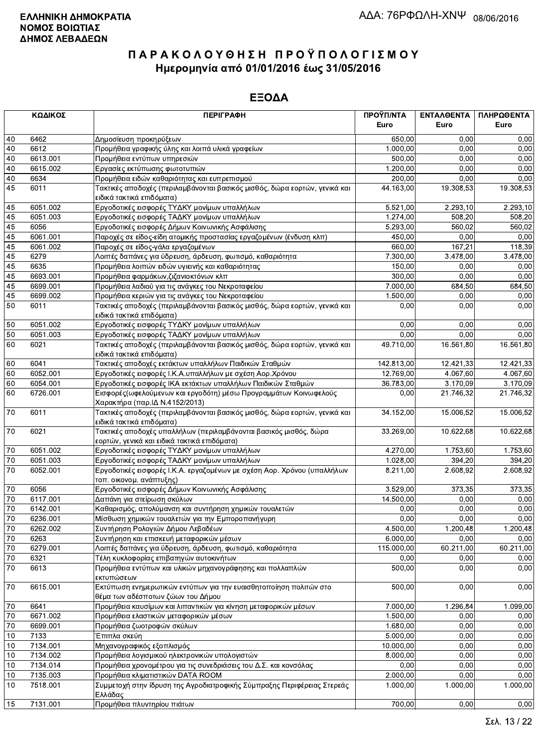**ΕΛΛΗΝΙΚΗ ΔΗΜΟΚΡΑΤΙΑ**
**ΝΟΜΟΣ ΒΟΙΩΤΙΑΣ**
**ΔΗΜΟΣ ΛΕΒΑΔΕΩΝ**

ΑΔΑ: 76ΡΦΩΛΗ-ΧΝΨ 08/06/2016

# ΠΑΡΑΚΟΛΟΥΘΗΣΗ ΠΡΟΫΠΟΛΟΓΙΣΜΟΥ
## Ημερομηνία από 01/01/2016 έως 31/05/2016

## ΕΞΟΔΑ

| ΚΩΔΙΚΟΣ | | ΠΕΡΙΓΡΑΦΗ | ΠΡΟΫΠ/ΝΤΑ Euro | ΕΝΤΑΛΘΕΝΤΑ Euro | ΠΛΗΡΩΘΕΝΤΑ Euro |
|---|---|---|---|---|---|
| 40 | 6462 | Δημοσίευση προκηρύξεων | 650,00 | 0,00 | 0,00 |
| 40 | 6612 | Προμήθεια γραφικής ύλης και λοιπά υλικά γραφείων | 1.000,00 | 0,00 | 0,00 |
| 40 | 6613.001 | Προμήθεια εντύπων υπηρεσιών | 500,00 | 0,00 | 0,00 |
| 40 | 6615.002 | Εργασίες εκτύπωσης φωτοτυπιών | 1.200,00 | 0,00 | 0,00 |
| 40 | 6634 | Προμήθεια ειδών καθαριότητας και ευπρεπισμού | 200,00 | 0,00 | 0,00 |
| 45 | 6011 | Τακτικές αποδοχές (περιλαμβάνονται βασικός μισθός, δώρα εορτών, γενικά και ειδικά τακτικά επιδόματα) | 44.163,00 | 19.308,53 | 19.308,53 |
| 45 | 6051.002 | Εργοδοτικές εισφορές ΤΥΔΚΥ μονίμων υπαλλήλων | 5.521,00 | 2.293,10 | 2.293,10 |
| 45 | 6051.003 | Εργοδοτικές εισφορές ΤΑΔΚΥ μονίμων υπαλλήλων | 1.274,00 | 508,20 | 508,20 |
| 45 | 6056 | Εργοδοτικές εισφορές Δήμων Κοινωνικής Ασφάλισης | 5.293,00 | 560,02 | 560,02 |
| 45 | 6061.001 | Παροχές σε είδος-είδη ατομικής προστασίας εργαζομένων (ένδυση κλπ) | 450,00 | 0,00 | 0,00 |
| 45 | 6061.002 | Παροχές σε είδος-γάλα εργαζομένων | 660,00 | 167,21 | 118,39 |
| 45 | 6279 | Λοιπές δαπάνες για ύδρευση, άρδευση, φωτισμό, καθαριότητα | 7.300,00 | 3.478,00 | 3.478,00 |
| 45 | 6635 | Προμήθεια λοιπών ειδών υγιεινής και καθαριότητας | 150,00 | 0,00 | 0,00 |
| 45 | 6693.001 | Προμήθεια φαρμάκων,ζιζανιοκτόνων κλπ | 300,00 | 0,00 | 0,00 |
| 45 | 6699.001 | Προμήθεια λαδιού για τις ανάγκες του Νεκροταφείου | 7.000,00 | 684,50 | 684,50 |
| 45 | 6699.002 | Προμήθεια κεριών για τις ανάγκες του Νεκροταφείου | 1.500,00 | 0,00 | 0,00 |
| 50 | 6011 | Τακτικές αποδοχές (περιλαμβάνονται βασικός μισθός, δώρα εορτών, γενικά και ειδικά τακτικά επιδόματα) | 0,00 | 0,00 | 0,00 |
| 50 | 6051.002 | Εργοδοτικές εισφορές ΤΥΔΚΥ μονίμων υπαλλήλων | 0,00 | 0,00 | 0,00 |
| 50 | 6051.003 | Εργοδοτικές εισφορές ΤΑΔΚΥ μονίμων υπαλλήλων | 0,00 | 0,00 | 0,00 |
| 60 | 6021 | Τακτικές αποδοχές (περιλαμβάνονται βασικός μισθός, δώρα εορτών, γενικά και ειδικά τακτικά επιδόματα) | 49.710,00 | 16.561,80 | 16.561,80 |
| 60 | 6041 | Τακτικές αποδοχές εκτάκτων υπαλλήλων Παιδικών Σταθμών | 142.813,00 | 12.421,33 | 12.421,33 |
| 60 | 6052.001 | Εργοδοτικές εισφορές Ι.Κ.Α.υπαλλήλων με σχέση Αορ.Χρόνου | 12.769,00 | 4.067,60 | 4.067,60 |
| 60 | 6054.001 | Εργοδοτικές εισφορές ΙΚΑ εκτάκτων υπαλλήλων Παιδικών Σταθμών | 36.783,00 | 3.170,09 | 3.170,09 |
| 60 | 6726.001 | Εισφορές(ωφελούμενων και εργοδότη) μέσω Προγραμμάτων Κοινωφελούς Χαρακτήρα (παρ.ΙΔ Ν.4152/2013) | 0,00 | 21.746,32 | 21.746,32 |
| 70 | 6011 | Τακτικές αποδοχές (περιλαμβάνονται βασικός μισθός, δώρα εορτών, γενικά και ειδικά τακτικά επιδόματα) | 34.152,00 | 15.006,52 | 15.006,52 |
| 70 | 6021 | Τακτικές αποδοχές υπαλλήλων (περιλαμβάνονται βασικός μισθός, δώρα εορτών, γενικά και ειδικά τακτικά επιδόματα) | 33.269,00 | 10.622,68 | 10.622,68 |
| 70 | 6051.002 | Εργοδοτικές εισφορές ΤΥΔΚΥ μονίμων υπαλλήλων | 4.270,00 | 1.753,60 | 1.753,60 |
| 70 | 6051.003 | Εργοδοτικές εισφορές ΤΑΔΚΥ μονίμων υπαλλήλων | 1.028,00 | 394,20 | 394,20 |
| 70 | 6052.001 | Εργοδοτικές εισφορές Ι.Κ.Α. εργαζομένων με σχέση Αορ. Χρόνου (υπαλλήλων τοπ. οικονομ. ανάπτυξης) | 8.211,00 | 2.608,92 | 2.608,92 |
| 70 | 6056 | Εργοδοτικές εισφορές Δήμων Κοινωνικής Ασφάλισης | 3.529,00 | 373,35 | 373,35 |
| 70 | 6117.001 | Δαπάνη για στείρωση σκύλων | 14.500,00 | 0,00 | 0,00 |
| 70 | 6142.001 | Καθαρισμός, απολύμανση και συντήρηση χημικών τουαλετών | 0,00 | 0,00 | 0,00 |
| 70 | 6236.001 | Μίσθωση χημικών τουαλετών για την Εμποροπανήγυρη | 0,00 | 0,00 | 0,00 |
| 70 | 6262.002 | Συντήρηση Ρολογιών Δήμου Λεβαδέων | 4.500,00 | 1.200,48 | 1.200,48 |
| 70 | 6263 | Συντήρηση και επισκευή μεταφορικών μέσων | 6.000,00 | 0,00 | 0,00 |
| 70 | 6279.001 | Λοιπές δαπάνες για ύδρευση, άρδευση, φωτισμό, καθαριότητα | 115.000,00 | 60.211,00 | 60.211,00 |
| 70 | 6321 | Τέλη κυκλοφορίας επιβατηγών αυτοκινήτων | 0,00 | 0,00 | 0,00 |
| 70 | 6613 | Προμήθεια εντύπων και υλικών μηχανογράφησης και πολλαπλών εκτυπώσεων | 500,00 | 0,00 | 0,00 |
| 70 | 6615.001 | Εκτύπωση ενημερωτικών εντύπων για την ευαισθητοποίηση πολιτών στο θέμα των αδέσποτων ζώων του Δήμου | 500,00 | 0,00 | 0,00 |
| 70 | 6641 | Προμήθεια καυσίμων και λιπαντικών για κίνηση μεταφορικών μέσων | 7.000,00 | 1.296,84 | 1.099,00 |
| 70 | 6671.002 | Προμήθεια ελαστικών μεταφορικών μέσων | 1.500,00 | 0,00 | 0,00 |
| 70 | 6699.001 | Προμήθεια ζωοτροφών σκύλων | 1.680,00 | 0,00 | 0,00 |
| 10 | 7133 | Έπιπλα σκεύη | 5.000,00 | 0,00 | 0,00 |
| 10 | 7134.001 | Μηχανογραφικός εξοπλισμός | 10.000,00 | 0,00 | 0,00 |
| 10 | 7134.002 | Προμήθεια λογισμικού ηλεκτρονικών υπολογιστών | 8.000,00 | 0,00 | 0,00 |
| 10 | 7134.014 | Προμήθεια χρονομέτρου για τις συνεδριάσεις του Δ.Σ. και κονσόλας | 0,00 | 0,00 | 0,00 |
| 10 | 7135.003 | Προμήθεια κλιματιστικών DATA ROOM | 2.000,00 | 0,00 | 0,00 |
| 10 | 7518.001 | Συμμετοχή στην ίδρυση της Αγροδιατροφικής Σύμπραξης Περιφέρειας Στερεάς Ελλάδας | 1.000,00 | 1.000,00 | 1.000,00 |
| 15 | 7131.001 | Προμήθεια πλυντηρίου πιάτων | 700,00 | 0,00 | 0,00 |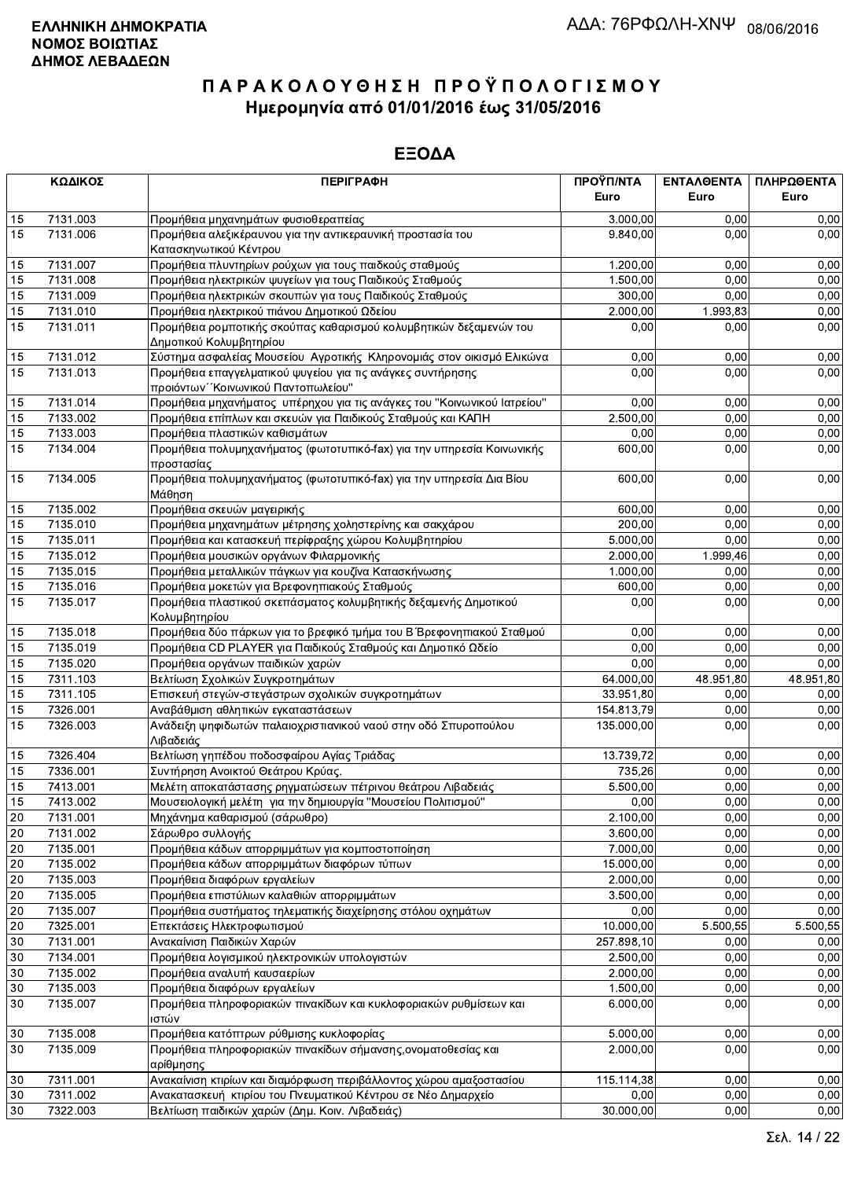**ΕΛΛΗΝΙΚΗ ΔΗΜΟΚΡΑΤΙΑ**
**ΝΟΜΟΣ ΒΟΙΩΤΙΑΣ**
**ΔΗΜΟΣ ΛΕΒΑΔΕΩΝ**

ΑΔΑ: 76ΡΦΩΛΗ-ΧΝΨ 08/06/2016

# ΠΑΡΑΚΟΛΟΥΘΗΣΗ ΠΡΟΫΠΟΛΟΓΙΣΜΟΥ
## Ημερομηνία από 01/01/2016 έως 31/05/2016

## ΕΞΟΔΑ

| ΚΩΔΙΚΟΣ | | ΠΕΡΙΓΡΑΦΗ | ΠΡΟΫΠ/ΝΤΑ Euro | ΕΝΤΑΛΘΕΝΤΑ Euro | ΠΛΗΡΩΘΕΝΤΑ Euro |
|---|---|---|---|---|---|
| 15 | 7131.003 | Προμήθεια μηχανημάτων φυσιοθεραπείας | 3.000,00 | 0,00 | 0,00 |
| 15 | 7131.006 | Προμήθεια αλεξικέραυνου για την αντικεραυνική προστασία του Κατασκηνωτικού Κέντρου | 9.840,00 | 0,00 | 0,00 |
| 15 | 7131.007 | Προμήθεια πλυντηρίων ρούχων για τους παιδικούς σταθμούς | 1.200,00 | 0,00 | 0,00 |
| 15 | 7131.008 | Προμήθεια ηλεκτρικών ψυγείων για τους Παιδικούς Σταθμούς | 1.500,00 | 0,00 | 0,00 |
| 15 | 7131.009 | Προμήθεια ηλεκτρικών σκουπών για τους Παιδικούς Σταθμούς | 300,00 | 0,00 | 0,00 |
| 15 | 7131.010 | Προμήθεια ηλεκτρικού πιάνου Δημοτικού Ωδείου | 2.000,00 | 1.993,83 | 0,00 |
| 15 | 7131.011 | Προμήθεια ρομποτικής σκούπας καθαρισμού κολυμβητικών δεξαμενών του Δημοτικού Κολυμβητηρίου | 0,00 | 0,00 | 0,00 |
| 15 | 7131.012 | Σύστημα ασφαλείας Μουσείου Αγροτικής Κληρονομιάς στον οικισμό Ελικώνα | 0,00 | 0,00 | 0,00 |
| 15 | 7131.013 | Προμήθεια επαγγελματικού ψυγείου για τις ανάγκες συντήρησης προιόντων΄΄Κοινωνικού Παντοπωλείου" | 0,00 | 0,00 | 0,00 |
| 15 | 7131.014 | Προμήθεια μηχανήματος υπέρηχου για τις ανάγκες του "Κοινωνικού Ιατρείου" | 0,00 | 0,00 | 0,00 |
| 15 | 7133.002 | Προμήθεια επίπλων και σκευών για Παιδικούς Σταθμούς και ΚΑΠΗ | 2.500,00 | 0,00 | 0,00 |
| 15 | 7133.003 | Προμήθεια πλαστικών καθισμάτων | 0,00 | 0,00 | 0,00 |
| 15 | 7134.004 | Προμήθεια πολυμηχανήματος (φωτοτυπικό-fax) για την υπηρεσία Κοινωνικής προστασίας | 600,00 | 0,00 | 0,00 |
| 15 | 7134.005 | Προμήθεια πολυμηχανήματος (φωτοτυπικό-fax) για την υπηρεσία Δια Βίου Μάθηση | 600,00 | 0,00 | 0,00 |
| 15 | 7135.002 | Προμήθεια σκευών μαγειρικής | 600,00 | 0,00 | 0,00 |
| 15 | 7135.010 | Προμήθεια μηχανημάτων μέτρησης χοληστερίνης και σακχάρου | 200,00 | 0,00 | 0,00 |
| 15 | 7135.011 | Προμήθεια και κατασκευή περίφραξης χώρου Κολυμβητηρίου | 5.000,00 | 0,00 | 0,00 |
| 15 | 7135.012 | Προμήθεια μουσικών οργάνων Φιλαρμονικής | 2.000,00 | 1.999,46 | 0,00 |
| 15 | 7135.015 | Προμήθεια μεταλλικών πάγκων για κουζίνα Κατασκήνωσης | 1.000,00 | 0,00 | 0,00 |
| 15 | 7135.016 | Προμήθεια μοκετών για Βρεφονηπιακούς Σταθμούς | 600,00 | 0,00 | 0,00 |
| 15 | 7135.017 | Προμήθεια πλαστικού σκεπάσματος κολυμβητικής δεξαμενής Δημοτικού Κολυμβητηρίου | 0,00 | 0,00 | 0,00 |
| 15 | 7135.018 | Προμήθεια δύο πάρκων για το βρεφικό τμήμα του Β΄Βρεφονηπιακού Σταθμού | 0,00 | 0,00 | 0,00 |
| 15 | 7135.019 | Προμήθεια CD PLAYER για Παιδικούς Σταθμούς και Δημοτικό Ωδείο | 0,00 | 0,00 | 0,00 |
| 15 | 7135.020 | Προμήθεια οργάνων παιδικών χαρών | 0,00 | 0,00 | 0,00 |
| 15 | 7311.103 | Βελτίωση Σχολικών Συγκροτημάτων | 64.000,00 | 48.951,80 | 48.951,80 |
| 15 | 7311.105 | Επισκευή στεγών-στεγάστρων σχολικών συγκροτημάτων | 33.951,80 | 0,00 | 0,00 |
| 15 | 7326.001 | Αναβάθμιση αθλητικών εγκαταστάσεων | 154.813,79 | 0,00 | 0,00 |
| 15 | 7326.003 | Ανάδειξη ψηφιδωτών παλαιοχριστιανικού ναού στην οδό Σπυροπούλου Λιβαδειάς | 135.000,00 | 0,00 | 0,00 |
| 15 | 7326.404 | Βελτίωση γηπέδου ποδοσφαίρου Αγίας Τριάδας | 13.739,72 | 0,00 | 0,00 |
| 15 | 7336.001 | Συντήρηση Ανοικτού Θεάτρου Κρύας. | 735,26 | 0,00 | 0,00 |
| 15 | 7413.001 | Μελέτη αποκατάστασης ρηγματώσεων πέτρινου θεάτρου Λιβαδειάς | 5.500,00 | 0,00 | 0,00 |
| 15 | 7413.002 | Μουσειολογική μελέτη για την δημιουργία "Μουσείου Πολιτισμού" | 0,00 | 0,00 | 0,00 |
| 20 | 7131.001 | Μηχάνημα καθαρισμού (σάρωθρο) | 2.100,00 | 0,00 | 0,00 |
| 20 | 7131.002 | Σάρωθρο συλλογής | 3.600,00 | 0,00 | 0,00 |
| 20 | 7135.001 | Προμήθεια κάδων απορριμμάτων για κομποστοποίηση | 7.000,00 | 0,00 | 0,00 |
| 20 | 7135.002 | Προμήθεια κάδων απορριμμάτων διαφόρων τύπων | 15.000,00 | 0,00 | 0,00 |
| 20 | 7135.003 | Προμήθεια διαφόρων εργαλείων | 2.000,00 | 0,00 | 0,00 |
| 20 | 7135.005 | Προμήθεια επιστύλιων καλαθιών απορριμμάτων | 3.500,00 | 0,00 | 0,00 |
| 20 | 7135.007 | Προμήθεια συστήματος τηλεματικής διαχείρησης στόλου οχημάτων | 0,00 | 0,00 | 0,00 |
| 20 | 7325.001 | Επεκτάσεις Ηλεκτροφωτισμού | 10.000,00 | 5.500,55 | 5.500,55 |
| 30 | 7131.001 | Ανακαίνιση Παιδικών Χαρών | 257.898,10 | 0,00 | 0,00 |
| 30 | 7134.001 | Προμήθεια λογισμικού ηλεκτρονικών υπολογιστών | 2.500,00 | 0,00 | 0,00 |
| 30 | 7135.002 | Προμήθεια αναλυτή καυσαερίων | 2.000,00 | 0,00 | 0,00 |
| 30 | 7135.003 | Προμήθεια διαφόρων εργαλείων | 1.500,00 | 0,00 | 0,00 |
| 30 | 7135.007 | Προμήθεια πληροφοριακών πινακίδων και κυκλοφοριακών ρυθμίσεων και ιστών | 6.000,00 | 0,00 | 0,00 |
| 30 | 7135.008 | Προμήθεια κατόπτρων ρύθμισης κυκλοφορίας | 5.000,00 | 0,00 | 0,00 |
| 30 | 7135.009 | Προμήθεια πληροφοριακών πινακίδων σήμανσης,ονοματοθεσίας και αρίθμησης | 2.000,00 | 0,00 | 0,00 |
| 30 | 7311.001 | Ανακαίνιση κτιρίων και διαμόρφωση περιβάλλοντος χώρου αμαξοστασίου | 115.114,38 | 0,00 | 0,00 |
| 30 | 7311.002 | Ανακατασκευή κτιρίου του Πνευματικού Κέντρου σε Νέο Δημαρχείο | 0,00 | 0,00 | 0,00 |
| 30 | 7322.003 | Βελτίωση παιδικών χαρών (Δημ. Κοιν. Λιβαδειάς) | 30.000,00 | 0,00 | 0,00 |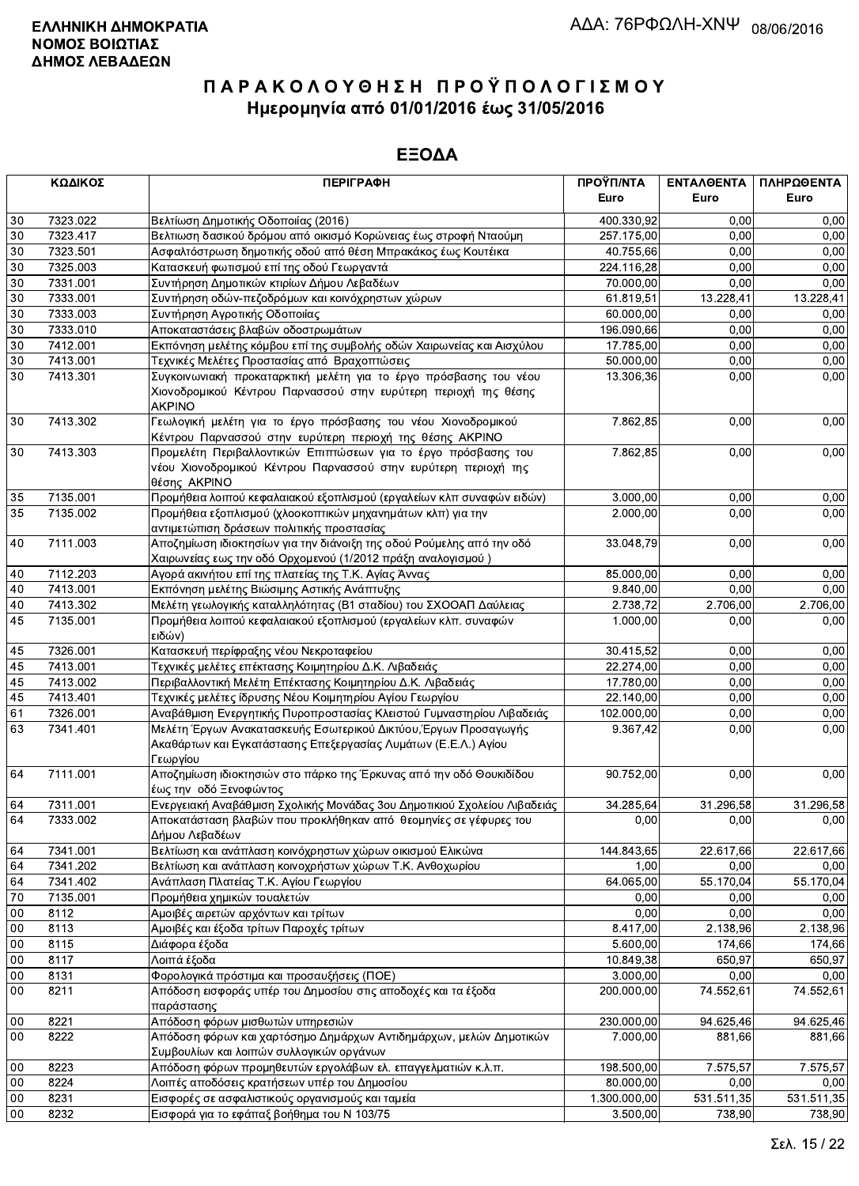**ΕΛΛΗΝΙΚΗ ΔΗΜΟΚΡΑΤΙΑ**
**ΝΟΜΟΣ ΒΟΙΩΤΙΑΣ**
**ΔΗΜΟΣ ΛΕΒΑΔΕΩΝ**

ΑΔΑ: 76ΡΦΩΛΗ-ΧΝΨ 08/06/2016

# Π Α Ρ Α Κ Ο Λ Ο Υ Θ Η Σ Η  Π Ρ Ο Ϋ Π Ο Λ Ο Γ Ι Σ Μ Ο Υ
## Ημερομηνία από 01/01/2016 έως 31/05/2016

## ΕΞΟΔΑ

| ΚΩΔΙΚΟΣ | | ΠΕΡΙΓΡΑΦΗ | ΠΡΟΫΠ/ΝΤΑ Euro | ΕΝΤΑΛΘΕΝΤΑ Euro | ΠΛΗΡΩΘΕΝΤΑ Euro |
|---|---|---|---|---|---|
| 30 | 7323.022 | Βελτίωση Δημοτικής Οδοποιίας (2016) | 400.330,92 | 0,00 | 0,00 |
| 30 | 7323.417 | Βελτιωση δασικού δρόμου από οικισμό Κορώνειας έως στροφή Νταούμη | 257.175,00 | 0,00 | 0,00 |
| 30 | 7323.501 | Ασφαλτόστρωση δημοτικής οδού από θέση Μπρακάκος έως Κουτέικα | 40.755,66 | 0,00 | 0,00 |
| 30 | 7325.003 | Κατασκευή φωτισμού επί της οδού Γεωργαντά | 224.116,28 | 0,00 | 0,00 |
| 30 | 7331.001 | Συντήρηση Δημοτικών κτιρίων Δήμου Λεβαδέων | 70.000,00 | 0,00 | 0,00 |
| 30 | 7333.001 | Συντήρηση οδών-πεζοδρόμων και κοινόχρηστων χώρων | 61.819,51 | 13.228,41 | 13.228,41 |
| 30 | 7333.003 | Συντήρηση Αγροτικής Οδοποιίας | 60.000,00 | 0,00 | 0,00 |
| 30 | 7333.010 | Αποκαταστάσεις βλαβών οδοστρωμάτων | 196.090,66 | 0,00 | 0,00 |
| 30 | 7412.001 | Εκπόνηση μελέτης κόμβου επί της συμβολής οδών Χαιρωνείας και Αισχύλου | 17.785,00 | 0,00 | 0,00 |
| 30 | 7413.001 | Τεχνικές Μελέτες Προστασίας από Βραχοπτώσεις | 50.000,00 | 0,00 | 0,00 |
| 30 | 7413.301 | Συγκοινωνιακή προκαταρκτική μελέτη για το έργο πρόσβασης του νέου Χιονοδρομικού Κέντρου Παρνασσού στην ευρύτερη περιοχή της θέσης ΑΚΡΙΝΟ | 13.306,36 | 0,00 | 0,00 |
| 30 | 7413.302 | Γεωλογική μελέτη για το έργο πρόσβασης του νέου Χιονοδρομικού Κέντρου Παρνασσού στην ευρύτερη περιοχή της θέσης ΑΚΡΙΝΟ | 7.862,85 | 0,00 | 0,00 |
| 30 | 7413.303 | Προμελέτη Περιβαλλοντικών Επιπτώσεων για το έργο πρόσβασης του νέου Χιονοδρομικού Κέντρου Παρνασσού στην ευρύτερη περιοχή της θέσης ΑΚΡΙΝΟ | 7.862,85 | 0,00 | 0,00 |
| 35 | 7135.001 | Προμήθεια λοιπού κεφαλαιακού εξοπλισμού (εργαλείων κλπ συναφών ειδών) | 3.000,00 | 0,00 | 0,00 |
| 35 | 7135.002 | Προμήθεια εξοπλισμού (χλοοκοπτικών μηχανημάτων κλπ) για την αντιμετώπιση δράσεων πολιτικής προστασίας | 2.000,00 | 0,00 | 0,00 |
| 40 | 7111.003 | Αποζημίωση ιδιοκτησίων για την διάνοιξη της οδού Ρούμελης από την οδό Χαιρωνείας εως την οδό Ορχομενού (1/2012 πράξη αναλογισμού ) | 33.048,79 | 0,00 | 0,00 |
| 40 | 7112.203 | Αγορά ακινήτου επί της πλατείας της Τ.Κ. Αγίας Άννας | 85.000,00 | 0,00 | 0,00 |
| 40 | 7413.001 | Εκπόνηση μελέτης Βιώσιμης Αστικής Ανάπτυξης | 9.840,00 | 0,00 | 0,00 |
| 40 | 7413.302 | Μελέτη γεωλογικής καταλληλότητας (Β1 σταδίου) του ΣΧΟΟΑΠ Δαύλειας | 2.738,72 | 2.706,00 | 2.706,00 |
| 45 | 7135.001 | Προμήθεια λοιπού κεφαλαιακού εξοπλισμού (εργαλείων κλπ. συναφών ειδών) | 1.000,00 | 0,00 | 0,00 |
| 45 | 7326.001 | Κατασκευή περίφραξης νέου Νεκροταφείου | 30.415,52 | 0,00 | 0,00 |
| 45 | 7413.001 | Τεχνικές μελέτες επέκτασης Κοιμητηρίου Δ.Κ. Λιβαδειάς | 22.274,00 | 0,00 | 0,00 |
| 45 | 7413.002 | Περιβαλλοντική Μελέτη Επέκτασης Κοιμητηρίου Δ.Κ. Λιβαδειάς | 17.780,00 | 0,00 | 0,00 |
| 45 | 7413.401 | Τεχνικές μελέτες ίδρυσης Νέου Κοιμητηρίου Αγίου Γεωργίου | 22.140,00 | 0,00 | 0,00 |
| 61 | 7326.001 | Αναβάθμιση Ενεργητικής Πυροπροστασίας Κλειστού Γυμναστηρίου Λιβαδειάς | 102.000,00 | 0,00 | 0,00 |
| 63 | 7341.401 | Μελέτη Έργων Ανακατασκευής Εσωτερικού Δικτύου,Έργων Προσαγωγής Ακαθάρτων και Εγκατάστασης Επεξεργασίας Λυμάτων (Ε.Ε.Λ.) Αγίου Γεωργίου | 9.367,42 | 0,00 | 0,00 |
| 64 | 7111.001 | Αποζημίωση ιδιοκτησιών στο πάρκο της Έρκυνας από την οδό Θουκιδίδου έως την οδό Ξενοφώντος | 90.752,00 | 0,00 | 0,00 |
| 64 | 7311.001 | Ενεργειακή Αναβάθμιση Σχολικής Μονάδας 3ου Δημοτικιού Σχολείου Λιβαδειάς | 34.285,64 | 31.296,58 | 31.296,58 |
| 64 | 7333.002 | Αποκατάσταση βλαβών που προκλήθηκαν από θεομηνίες σε γέφυρες του Δήμου Λεβαδέων | 0,00 | 0,00 | 0,00 |
| 64 | 7341.001 | Βελτίωση και ανάπλαση κοινόχρηστων χώρων οικισμού Ελικώνα | 144.843,65 | 22.617,66 | 22.617,66 |
| 64 | 7341.202 | Βελτίωση και ανάπλαση κοινοχρήστων χώρων Τ.Κ. Ανθοχωρίου | 1,00 | 0,00 | 0,00 |
| 64 | 7341.402 | Ανάπλαση Πλατείας Τ.Κ. Αγίου Γεωργίου | 64.065,00 | 55.170,04 | 55.170,04 |
| 70 | 7135.001 | Προμήθεια χημικών τουαλετών | 0,00 | 0,00 | 0,00 |
| 00 | 8112 | Αμοιβές αιρετών αρχόντων και τρίτων | 0,00 | 0,00 | 0,00 |
| 00 | 8113 | Αμοιβές και έξοδα τρίτων Παροχές τρίτων | 8.417,00 | 2.138,96 | 2.138,96 |
| 00 | 8115 | Διάφορα έξοδα | 5.600,00 | 174,66 | 174,66 |
| 00 | 8117 | Λοιπά έξοδα | 10.849,38 | 650,97 | 650,97 |
| 00 | 8131 | Φορολογικά πρόστιμα και προσαυξήσεις (ΠΟΕ) | 3.000,00 | 0,00 | 0,00 |
| 00 | 8211 | Απόδοση εισφοράς υπέρ του Δημοσίου στις αποδοχές και τα έξοδα παράστασης | 200.000,00 | 74.552,61 | 74.552,61 |
| 00 | 8221 | Απόδοση φόρων μισθωτών υπηρεσιών | 230.000,00 | 94.625,46 | 94.625,46 |
| 00 | 8222 | Απόδοση φόρων και χαρτόσημο Δημάρχων Αντιδημάρχων, μελών Δημοτικών Συμβουλίων και λοιπών συλλογικών οργάνων | 7.000,00 | 881,66 | 881,66 |
| 00 | 8223 | Απόδοση φόρων προμηθευτών εργολάβων ελ. επαγγελματιών κ.λ.π. | 198.500,00 | 7.575,57 | 7.575,57 |
| 00 | 8224 | Λοιπές αποδόσεις κρατήσεων υπέρ του Δημοσίου | 80.000,00 | 0,00 | 0,00 |
| 00 | 8231 | Εισφορές σε ασφαλιστικούς οργανισμούς και ταμεία | 1.300.000,00 | 531.511,35 | 531.511,35 |
| 00 | 8232 | Εισφορά για το εφάπαξ βοήθημα του Ν 103/75 | 3.500,00 | 738,90 | 738,90 |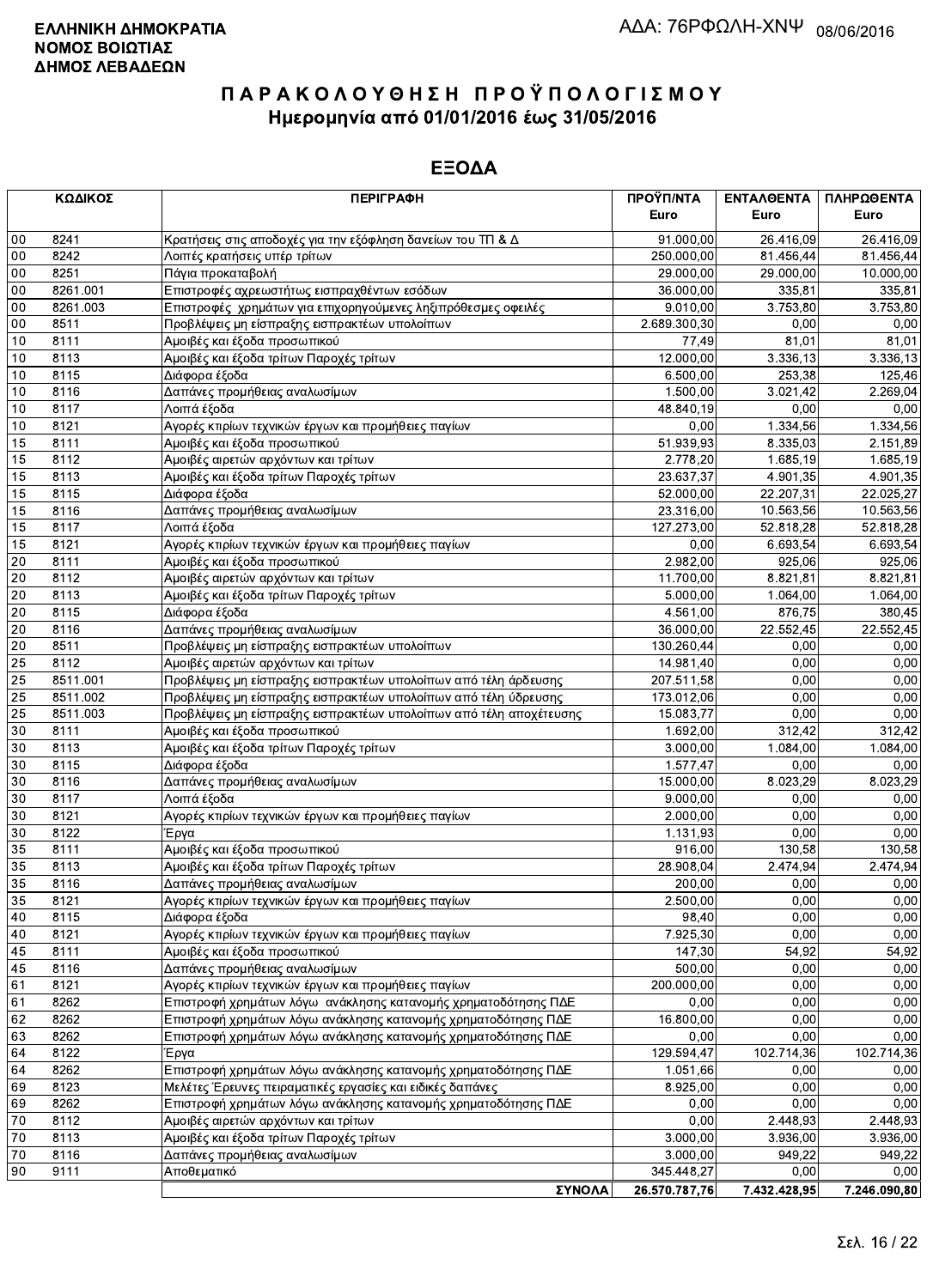**ΕΛΛΗΝΙΚΗ ΔΗΜΟΚΡΑΤΙΑ**
**ΝΟΜΟΣ ΒΟΙΩΤΙΑΣ**
**ΔΗΜΟΣ ΛΕΒΑΔΕΩΝ**

ΑΔΑ: 76ΡΦΩΛΗ-ΧΝΨ 08/06/2016

# ΠΑΡΑΚΟΛΟΥΘΗΣΗ ΠΡΟΫΠΟΛΟΓΙΣΜΟΥ
## Ημερομηνία από 01/01/2016 έως 31/05/2016

## ΕΞΟΔΑ

| ΚΩΔΙΚΟΣ | | ΠΕΡΙΓΡΑΦΗ | ΠΡΟΫΠ/ΝΤΑ Euro | ΕΝΤΑΛΘΕΝΤΑ Euro | ΠΛΗΡΩΘΕΝΤΑ Euro |
|---|---|---|---|---|---|
| 00 | 8241 | Κρατήσεις στις αποδοχές για την εξόφληση δανείων του ΤΠ & Δ | 91.000,00 | 26.416,09 | 26.416,09 |
| 00 | 8242 | Λοιπές κρατήσεις υπέρ τρίτων | 250.000,00 | 81.456,44 | 81.456,44 |
| 00 | 8251 | Πάγια προκαταβολή | 29.000,00 | 29.000,00 | 10.000,00 |
| 00 | 8261.001 | Επιστροφές αχρεωστήτως εισπραχθέντων εσόδων | 36.000,00 | 335,81 | 335,81 |
| 00 | 8261.003 | Επιστροφές χρημάτων για επιχορηγούμενες ληξιπρόθεσμες οφειλές | 9.010,00 | 3.753,80 | 3.753,80 |
| 00 | 8511 | Προβλέψεις μη είσπραξης εισπρακτέων υπολοίπων | 2.689.300,30 | 0,00 | 0,00 |
| 10 | 8111 | Αμοιβές και έξοδα προσωπικού | 77,49 | 81,01 | 81,01 |
| 10 | 8113 | Αμοιβές και έξοδα τρίτων Παροχές τρίτων | 12.000,00 | 3.336,13 | 3.336,13 |
| 10 | 8115 | Διάφορα έξοδα | 6.500,00 | 253,38 | 125,46 |
| 10 | 8116 | Δαπάνες προμήθειας αναλωσίμων | 1.500,00 | 3.021,42 | 2.269,04 |
| 10 | 8117 | Λοιπά έξοδα | 48.840,19 | 0,00 | 0,00 |
| 10 | 8121 | Αγορές κτιρίων τεχνικών έργων και προμήθειες παγίων | 0,00 | 1.334,56 | 1.334,56 |
| 15 | 8111 | Αμοιβές και έξοδα προσωπικού | 51.939,93 | 8.335,03 | 2.151,89 |
| 15 | 8112 | Αμοιβές αιρετών αρχόντων και τρίτων | 2.778,20 | 1.685,19 | 1.685,19 |
| 15 | 8113 | Αμοιβές και έξοδα τρίτων Παροχές τρίτων | 23.637,37 | 4.901,35 | 4.901,35 |
| 15 | 8115 | Διάφορα έξοδα | 52.000,00 | 22.207,31 | 22.025,27 |
| 15 | 8116 | Δαπάνες προμήθειας αναλωσίμων | 23.316,00 | 10.563,56 | 10.563,56 |
| 15 | 8117 | Λοιπά έξοδα | 127.273,00 | 52.818,28 | 52.818,28 |
| 15 | 8121 | Αγορές κτιρίων τεχνικών έργων και προμήθειες παγίων | 0,00 | 6.693,54 | 6.693,54 |
| 20 | 8111 | Αμοιβές και έξοδα προσωπικού | 2.982,00 | 925,06 | 925,06 |
| 20 | 8112 | Αμοιβές αιρετών αρχόντων και τρίτων | 11.700,00 | 8.821,81 | 8.821,81 |
| 20 | 8113 | Αμοιβές και έξοδα τρίτων Παροχές τρίτων | 5.000,00 | 1.064,00 | 1.064,00 |
| 20 | 8115 | Διάφορα έξοδα | 4.561,00 | 876,75 | 380,45 |
| 20 | 8116 | Δαπάνες προμήθειας αναλωσίμων | 36.000,00 | 22.552,45 | 22.552,45 |
| 20 | 8511 | Προβλέψεις μη είσπραξης εισπρακτέων υπολοίπων | 130.260,44 | 0,00 | 0,00 |
| 25 | 8112 | Αμοιβές αιρετών αρχόντων και τρίτων | 14.981,40 | 0,00 | 0,00 |
| 25 | 8511.001 | Προβλέψεις μη είσπραξης εισπρακτέων υπολοίπων από τέλη άρδευσης | 207.511,58 | 0,00 | 0,00 |
| 25 | 8511.002 | Προβλέψεις μη είσπραξης εισπρακτέων υπολοίπων από τέλη ύδρευσης | 173.012,06 | 0,00 | 0,00 |
| 25 | 8511.003 | Προβλέψεις μη είσπραξης εισπρακτέων υπολοίπων από τέλη αποχέτευσης | 15.083,77 | 0,00 | 0,00 |
| 30 | 8111 | Αμοιβές και έξοδα προσωπικού | 1.692,00 | 312,42 | 312,42 |
| 30 | 8113 | Αμοιβές και έξοδα τρίτων Παροχές τρίτων | 3.000,00 | 1.084,00 | 1.084,00 |
| 30 | 8115 | Διάφορα έξοδα | 1.577,47 | 0,00 | 0,00 |
| 30 | 8116 | Δαπάνες προμήθειας αναλωσίμων | 15.000,00 | 8.023,29 | 8.023,29 |
| 30 | 8117 | Λοιπά έξοδα | 9.000,00 | 0,00 | 0,00 |
| 30 | 8121 | Αγορές κτιρίων τεχνικών έργων και προμήθειες παγίων | 2.000,00 | 0,00 | 0,00 |
| 30 | 8122 | Έργα | 1.131,93 | 0,00 | 0,00 |
| 35 | 8111 | Αμοιβές και έξοδα προσωπικού | 916,00 | 130,58 | 130,58 |
| 35 | 8113 | Αμοιβές και έξοδα τρίτων Παροχές τρίτων | 28.908,04 | 2.474,94 | 2.474,94 |
| 35 | 8116 | Δαπάνες προμήθειας αναλωσίμων | 200,00 | 0,00 | 0,00 |
| 35 | 8121 | Αγορές κτιρίων τεχνικών έργων και προμήθειες παγίων | 2.500,00 | 0,00 | 0,00 |
| 40 | 8115 | Διάφορα έξοδα | 98,40 | 0,00 | 0,00 |
| 40 | 8121 | Αγορές κτιρίων τεχνικών έργων και προμήθειες παγίων | 7.925,30 | 0,00 | 0,00 |
| 45 | 8111 | Αμοιβές και έξοδα προσωπικού | 147,30 | 54,92 | 54,92 |
| 45 | 8116 | Δαπάνες προμήθειας αναλωσίμων | 500,00 | 0,00 | 0,00 |
| 61 | 8121 | Αγορές κτιρίων τεχνικών έργων και προμήθειες παγίων | 200.000,00 | 0,00 | 0,00 |
| 61 | 8262 | Επιστροφή χρημάτων λόγω ανάκλησης κατανομής χρηματοδότησης ΠΔΕ | 0,00 | 0,00 | 0,00 |
| 62 | 8262 | Επιστροφή χρημάτων λόγω ανάκλησης κατανομής χρηματοδότησης ΠΔΕ | 16.800,00 | 0,00 | 0,00 |
| 63 | 8262 | Επιστροφή χρημάτων λόγω ανάκλησης κατανομής χρηματοδότησης ΠΔΕ | 0,00 | 0,00 | 0,00 |
| 64 | 8122 | Έργα | 129.594,47 | 102.714,36 | 102.714,36 |
| 64 | 8262 | Επιστροφή χρημάτων λόγω ανάκλησης κατανομής χρηματοδότησης ΠΔΕ | 1.051,66 | 0,00 | 0,00 |
| 69 | 8123 | Μελέτες Έρευνες πειραματικές εργασίες και ειδικές δαπάνες | 8.925,00 | 0,00 | 0,00 |
| 69 | 8262 | Επιστροφή χρημάτων λόγω ανάκλησης κατανομής χρηματοδότησης ΠΔΕ | 0,00 | 0,00 | 0,00 |
| 70 | 8112 | Αμοιβές αιρετών αρχόντων και τρίτων | 0,00 | 2.448,93 | 2.448,93 |
| 70 | 8113 | Αμοιβές και έξοδα τρίτων Παροχές τρίτων | 3.000,00 | 3.936,00 | 3.936,00 |
| 70 | 8116 | Δαπάνες προμήθειας αναλωσίμων | 3.000,00 | 949,22 | 949,22 |
| 90 | 9111 | Αποθεματικό | 345.448,27 | 0,00 | 0,00 |
| | | **ΣΥΝΟΛΑ** | **26.570.787,76** | **7.432.428,95** | **7.246.090,80** |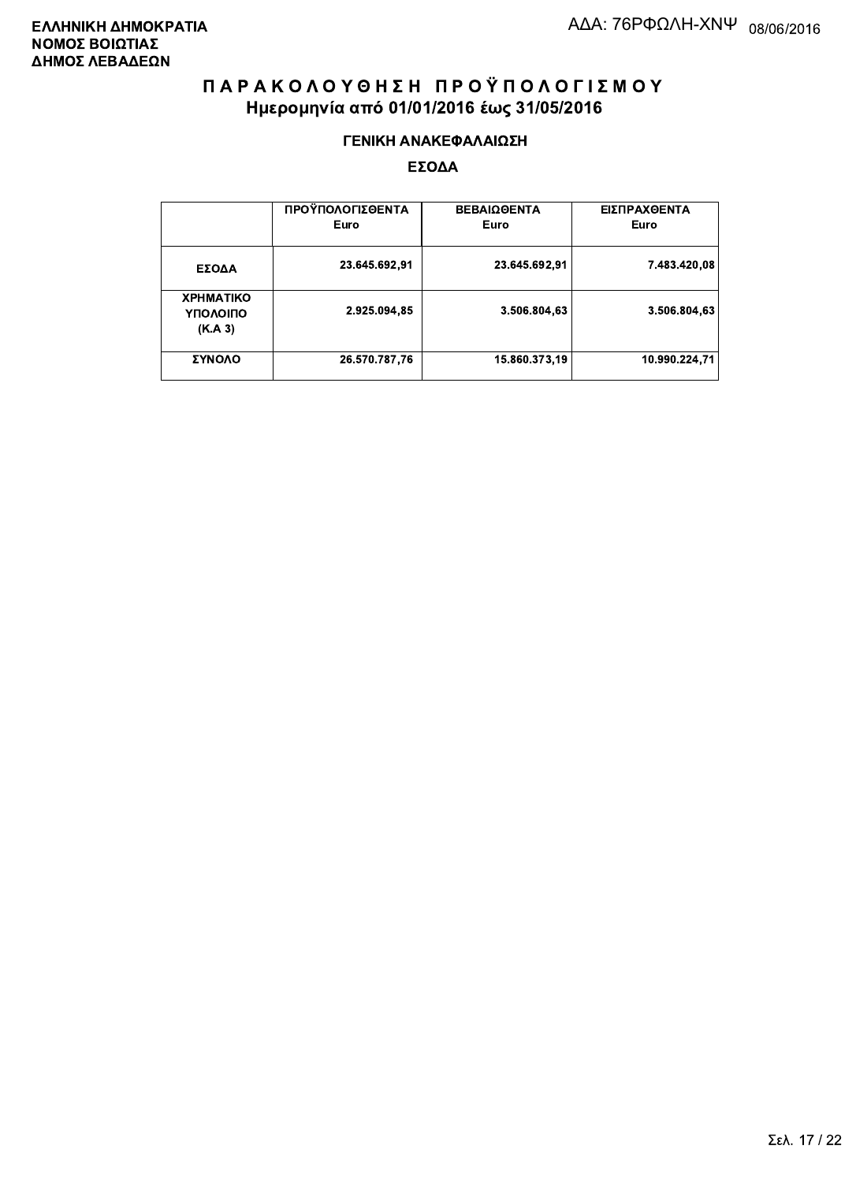**ΕΛΛΗΝΙΚΗ ΔΗΜΟΚΡΑΤΙΑ**
**ΝΟΜΟΣ ΒΟΙΩΤΙΑΣ**
**ΔΗΜΟΣ ΛΕΒΑΔΕΩΝ**

ΑΔΑ: 76ΡΦΩΛΗ-ΧΝΨ 08/06/2016

# ΠΑΡΑΚΟΛΟΥΘΗΣΗ ΠΡΟΫΠΟΛΟΓΙΣΜΟΥ
## Ημερομηνία από 01/01/2016 έως 31/05/2016

### ΓΕΝΙΚΗ ΑΝΑΚΕΦΑΛΑΙΩΣΗ

### ΕΣΟΔΑ

| | ΠΡΟΫΠΟΛΟΓΙΣΘΕΝΤΑ Euro | ΒΕΒΑΙΩΘΕΝΤΑ Euro | ΕΙΣΠΡΑΧΘΕΝΤΑ Euro |
|---|---|---|---|
| **ΕΣΟΔΑ** | 23.645.692,91 | 23.645.692,91 | 7.483.420,08 |
| **ΧΡΗΜΑΤΙΚΟ ΥΠΟΛΟΙΠΟ (Κ.Α 3)** | 2.925.094,85 | 3.506.804,63 | 3.506.804,63 |
| **ΣΥΝΟΛΟ** | 26.570.787,76 | 15.860.373,19 | 10.990.224,71 |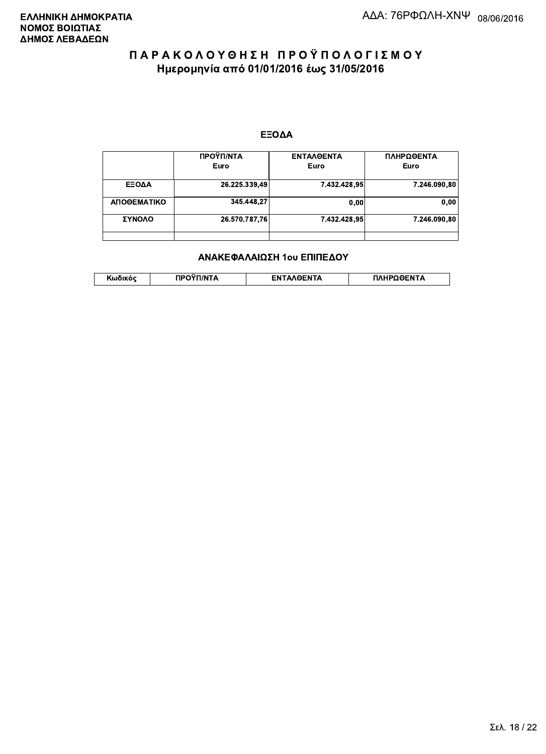**ΕΛΛΗΝΙΚΗ ΔΗΜΟΚΡΑΤΙΑ**
**ΝΟΜΟΣ ΒΟΙΩΤΙΑΣ**
**ΔΗΜΟΣ ΛΕΒΑΔΕΩΝ**

ΑΔΑ: 76ΡΦΩΛΗ-ΧΝΨ 08/06/2016

# ΠΑΡΑΚΟΛΟΥΘΗΣΗ ΠΡΟΫΠΟΛΟΓΙΣΜΟΥ
## Ημερομηνία από 01/01/2016 έως 31/05/2016

### ΕΞΟΔΑ

| | ΠΡΟΫΠ/ΝΤΑ Euro | ΕΝΤΑΛΘΕΝΤΑ Euro | ΠΛΗΡΩΘΕΝΤΑ Euro |
|---|---|---|---|
| ΕΞΟΔΑ | 26.225.339,49 | 7.432.428,95 | 7.246.090,80 |
| ΑΠΟΘΕΜΑΤΙΚΟ | 345.448,27 | 0,00 | 0,00 |
| ΣΥΝΟΛΟ | 26.570.787,76 | 7.432.428,95 | 7.246.090,80 |
| | | | |

### ΑΝΑΚΕΦΑΛΑΙΩΣΗ 1ου ΕΠΙΠΕΔΟΥ

| Κωδικός | ΠΡΟΫΠ/ΝΤΑ | ΕΝΤΑΛΘΕΝΤΑ | ΠΛΗΡΩΘΕΝΤΑ |
|---|---|---|---|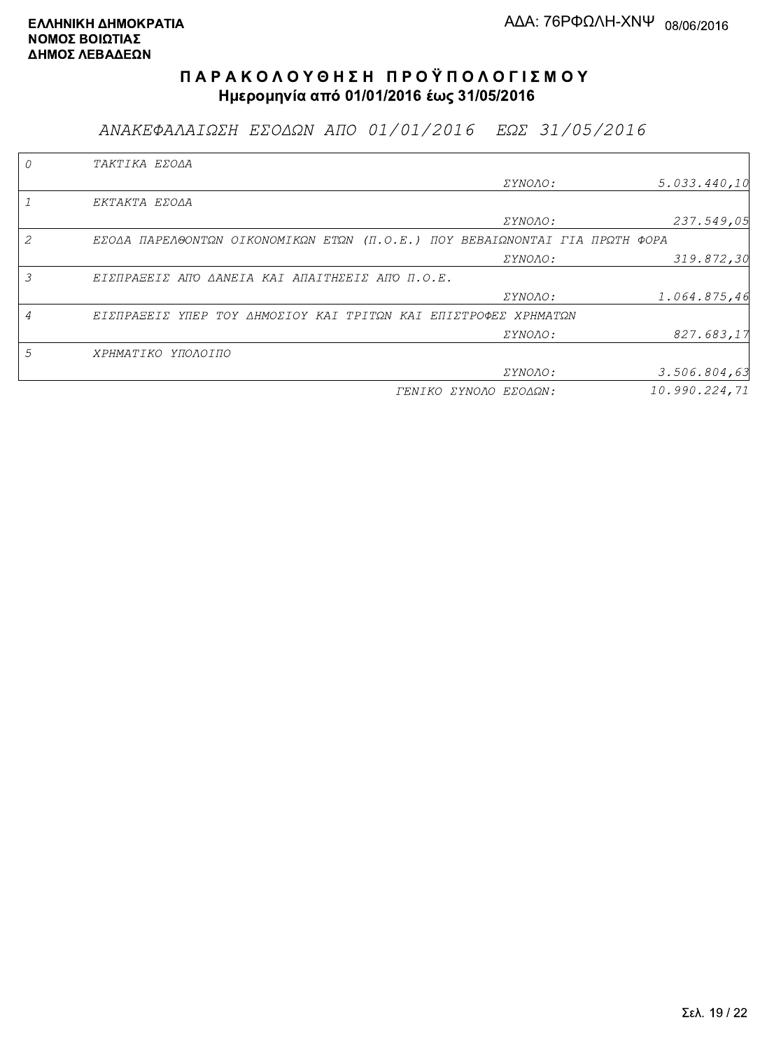**ΕΛΛΗΝΙΚΗ ΔΗΜΟΚΡΑΤΙΑ**
**ΝΟΜΟΣ ΒΟΙΩΤΙΑΣ**
**ΔΗΜΟΣ ΛΕΒΑΔΕΩΝ**

ΑΔΑ: 76ΡΦΩΛΗ-ΧΝΨ 08/06/2016

# ΠΑΡΑΚΟΛΟΥΘΗΣΗ ΠΡΟΫΠΟΛΟΓΙΣΜΟΥ

## Ημερομηνία από 01/01/2016 έως 31/05/2016

### *ΑΝΑΚΕΦΑΛΑΙΩΣΗ ΕΣΟΔΩΝ ΑΠΟ 01/01/2016 ΕΩΣ 31/05/2016*

| Κωδ. | Περιγραφή | | Ποσό |
|---|---|---|---|
| 0 | ΤΑΚΤΙΚΑ ΕΣΟΔΑ | | |
| | | ΣΥΝΟΛΟ: | 5.033.440,10 |
| 1 | ΕΚΤΑΚΤΑ ΕΣΟΔΑ | | |
| | | ΣΥΝΟΛΟ: | 237.549,05 |
| 2 | ΕΣΟΔΑ ΠΑΡΕΛΘΟΝΤΩΝ ΟΙΚΟΝΟΜΙΚΩΝ ΕΤΩΝ (Π.Ο.Ε.) ΠΟΥ ΒΕΒΑΙΩΝΟΝΤΑΙ ΓΙΑ ΠΡΩΤΗ ΦΟΡΑ | | |
| | | ΣΥΝΟΛΟ: | 319.872,30 |
| 3 | ΕΙΣΠΡΑΞΕΙΣ ΑΠΟ ΔΑΝΕΙΑ ΚΑΙ ΑΠΑΙΤΗΣΕΙΣ ΑΠΟ Π.Ο.Ε. | | |
| | | ΣΥΝΟΛΟ: | 1.064.875,46 |
| 4 | ΕΙΣΠΡΑΞΕΙΣ ΥΠΕΡ ΤΟΥ ΔΗΜΟΣΙΟΥ ΚΑΙ ΤΡΙΤΩΝ ΚΑΙ ΕΠΙΣΤΡΟΦΕΣ ΧΡΗΜΑΤΩΝ | | |
| | | ΣΥΝΟΛΟ: | 827.683,17 |
| 5 | ΧΡΗΜΑΤΙΚΟ ΥΠΟΛΟΙΠΟ | | |
| | | ΣΥΝΟΛΟ: | 3.506.804,63 |
| | | ΓΕΝΙΚΟ ΣΥΝΟΛΟ ΕΣΟΔΩΝ: | 10.990.224,71 |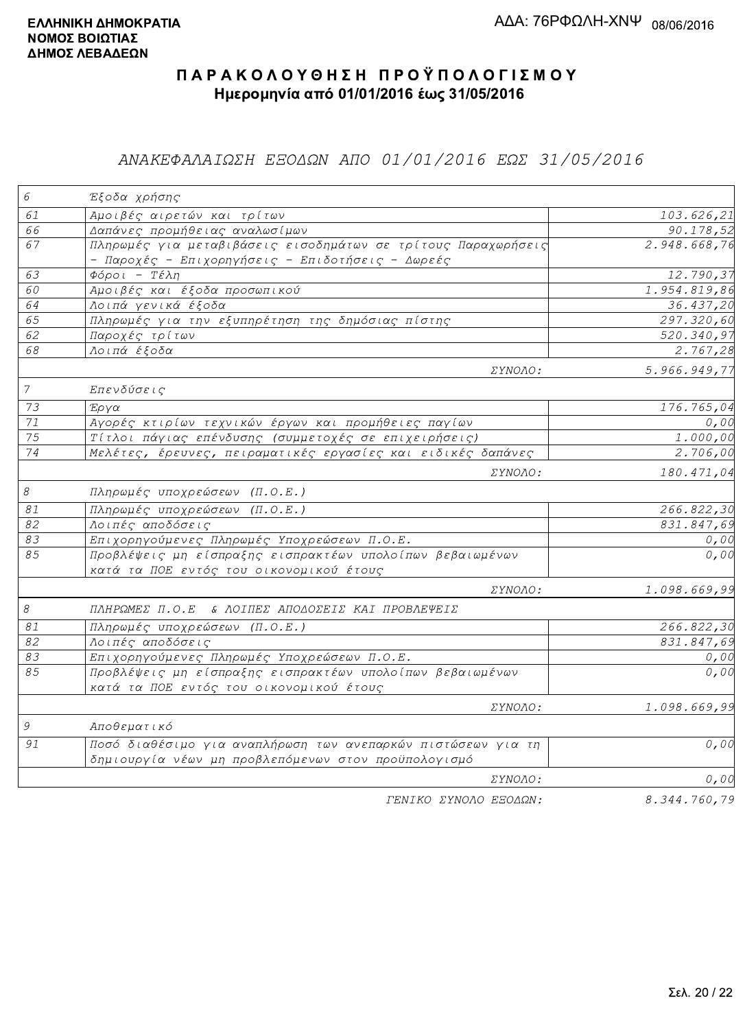**ΕΛΛΗΝΙΚΗ ΔΗΜΟΚΡΑΤΙΑ**
**ΝΟΜΟΣ ΒΟΙΩΤΙΑΣ**
**ΔΗΜΟΣ ΛΕΒΑΔΕΩΝ**

ΑΔΑ: 76ΡΦΩΛΗ-ΧΝΨ 08/06/2016

# ΠΑΡΑΚΟΛΟΥΘΗΣΗ ΠΡΟΫΠΟΛΟΓΙΣΜΟΥ

**Ημερομηνία από 01/01/2016 έως 31/05/2016**

## ΑΝΑΚΕΦΑΛΑΙΩΣΗ ΕΞΟΔΩΝ ΑΠΟ 01/01/2016 ΕΩΣ 31/05/2016

| Κωδ. | Περιγραφή | Ποσό |
|---|---|---|
| 6 | Έξοδα χρήσης | |
| 61 | Αμοιβές αιρετών και τρίτων | 103.626,21 |
| 66 | Δαπάνες προμήθειας αναλωσίμων | 90.178,52 |
| 67 | Πληρωμές για μεταβιβάσεις εισοδημάτων σε τρίτους Παραχωρήσεις - Παροχές - Επιχορηγήσεις - Επιδοτήσεις - Δωρεές | 2.948.668,76 |
| 63 | Φόροι - Τέλη | 12.790,37 |
| 60 | Αμοιβές και έξοδα προσωπικού | 1.954.819,86 |
| 64 | Λοιπά γενικά έξοδα | 36.437,20 |
| 65 | Πληρωμές για την εξυπηρέτηση της δημόσιας πίστης | 297.320,60 |
| 62 | Παροχές τρίτων | 520.340,97 |
| 68 | Λοιπά έξοδα | 2.767,28 |
| | ΣΥΝΟΛΟ: | 5.966.949,77 |
| 7 | Επενδύσεις | |
| 73 | Έργα | 176.765,04 |
| 71 | Αγορές κτιρίων τεχνικών έργων και προμήθειες παγίων | 0,00 |
| 75 | Τίτλοι πάγιας επένδυσης (συμμετοχές σε επιχειρήσεις) | 1.000,00 |
| 74 | Μελέτες, έρευνες, πειραματικές εργασίες και ειδικές δαπάνες | 2.706,00 |
| | ΣΥΝΟΛΟ: | 180.471,04 |
| 8 | Πληρωμές υποχρεώσεων (Π.Ο.Ε.) | |
| 81 | Πληρωμές υποχρεώσεων (Π.Ο.Ε.) | 266.822,30 |
| 82 | Λοιπές αποδόσεις | 831.847,69 |
| 83 | Επιχορηγούμενες Πληρωμές Υποχρεώσεων Π.Ο.Ε. | 0,00 |
| 85 | Προβλέψεις μη είσπραξης εισπρακτέων υπολοίπων βεβαιωμένων κατά τα ΠΟΕ εντός του οικονομικού έτους | 0,00 |
| | ΣΥΝΟΛΟ: | 1.098.669,99 |
| 8 | ΠΛΗΡΩΜΕΣ Π.Ο.Ε & ΛΟΙΠΕΣ ΑΠΟΔΟΣΕΙΣ ΚΑΙ ΠΡΟΒΛΕΨΕΙΣ | |
| 81 | Πληρωμές υποχρεώσεων (Π.Ο.Ε.) | 266.822,30 |
| 82 | Λοιπές αποδόσεις | 831.847,69 |
| 83 | Επιχορηγούμενες Πληρωμές Υποχρεώσεων Π.Ο.Ε. | 0,00 |
| 85 | Προβλέψεις μη είσπραξης εισπρακτέων υπολοίπων βεβαιωμένων κατά τα ΠΟΕ εντός του οικονομικού έτους | 0,00 |
| | ΣΥΝΟΛΟ: | 1.098.669,99 |
| 9 | Αποθεματικό | |
| 91 | Ποσό διαθέσιμο για αναπλήρωση των ανεπαρκών πιστώσεων για τη δημιουργία νέων μη προβλεπόμενων στον προϋπολογισμό | 0,00 |
| | ΣΥΝΟΛΟ: | 0,00 |
| | ΓΕΝΙΚΟ ΣΥΝΟΛΟ ΕΞΟΔΩΝ: | 8.344.760,79 |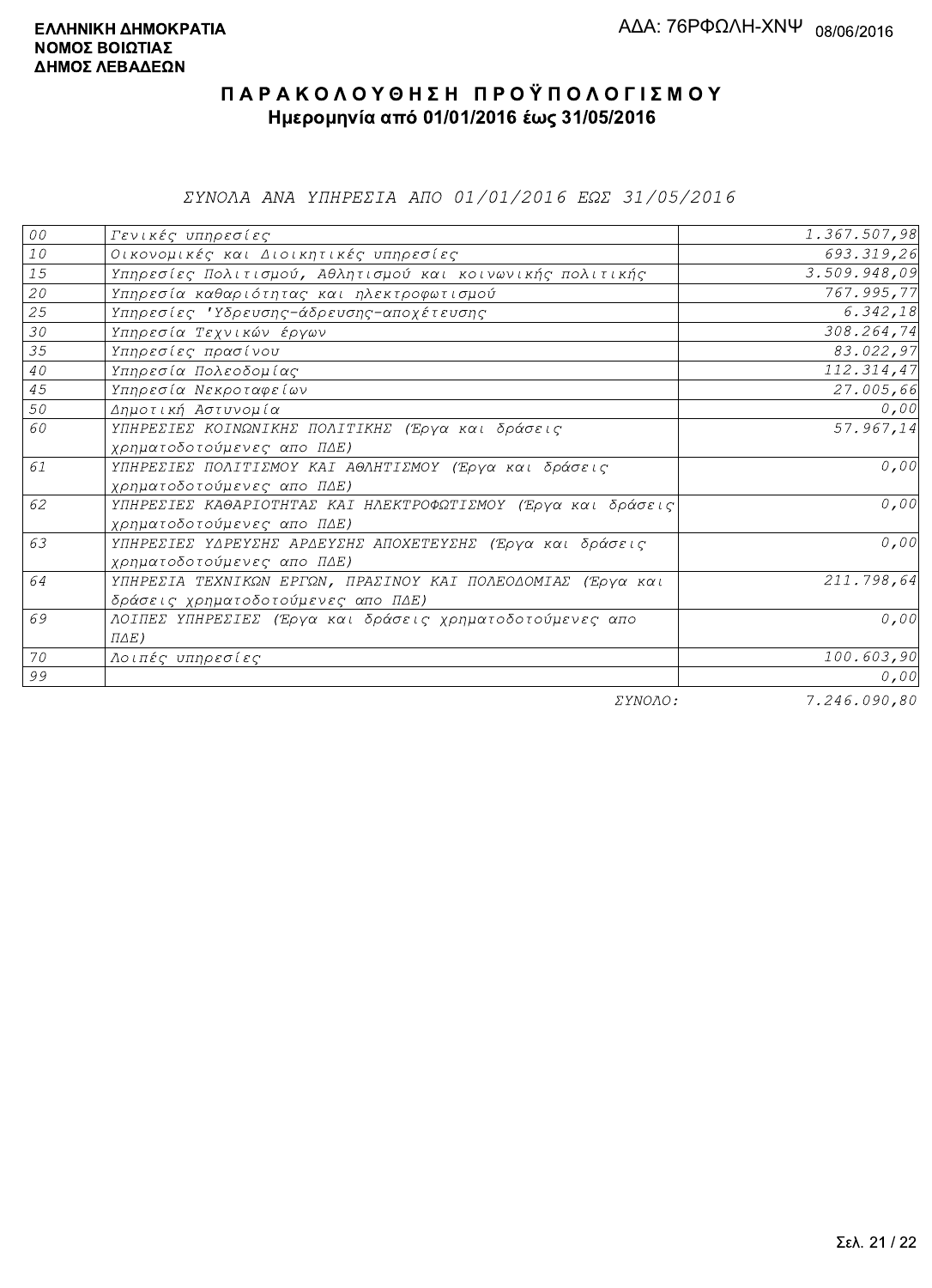**ΕΛΛΗΝΙΚΗ ΔΗΜΟΚΡΑΤΙΑ**
**ΝΟΜΟΣ ΒΟΙΩΤΙΑΣ**
**ΔΗΜΟΣ ΛΕΒΑΔΕΩΝ**

ΑΔΑ: 76ΡΦΩΛΗ-ΧΝΨ 08/06/2016

# ΠΑΡΑΚΟΛΟΥΘΗΣΗ ΠΡΟΫΠΟΛΟΓΙΣΜΟΥ

**Ημερομηνία από 01/01/2016 έως 31/05/2016**

*ΣΥΝΟΛΑ ΑΝΑ ΥΠΗΡΕΣΙΑ ΑΠΟ 01/01/2016 ΕΩΣ 31/05/2016*

| | | |
|---|---|---|
| 00 | Γενικές υπηρεσίες | 1.367.507,98 |
| 10 | Οικονομικές και Διοικητικές υπηρεσίες | 693.319,26 |
| 15 | Υπηρεσίες Πολιτισμού, Αθλητισμού και κοινωνικής πολιτικής | 3.509.948,09 |
| 20 | Υπηρεσία καθαριότητας και ηλεκτροφωτισμού | 767.995,77 |
| 25 | Υπηρεσίες 'Υδρευσης-άδρευσης-αποχέτευσης | 6.342,18 |
| 30 | Υπηρεσία Τεχνικών έργων | 308.264,74 |
| 35 | Υπηρεσίες πρασίνου | 83.022,97 |
| 40 | Υπηρεσία Πολεοδομίας | 112.314,47 |
| 45 | Υπηρεσία Νεκροταφείων | 27.005,66 |
| 50 | Δημοτική Αστυνομία | 0,00 |
| 60 | ΥΠΗΡΕΣΙΕΣ ΚΟΙΝΩΝΙΚΗΣ ΠΟΛΙΤΙΚΗΣ (Έργα και δράσεις χρηματοδοτούμενες απο ΠΔΕ) | 57.967,14 |
| 61 | ΥΠΗΡΕΣΙΕΣ ΠΟΛΙΤΙΣΜΟΥ ΚΑΙ ΑΘΛΗΤΙΣΜΟΥ (Έργα και δράσεις χρηματοδοτούμενες απο ΠΔΕ) | 0,00 |
| 62 | ΥΠΗΡΕΣΙΕΣ ΚΑΘΑΡΙΟΤΗΤΑΣ ΚΑΙ ΗΛΕΚΤΡΟΦΩΤΙΣΜΟΥ (Έργα και δράσεις χρηματοδοτούμενες απο ΠΔΕ) | 0,00 |
| 63 | ΥΠΗΡΕΣΙΕΣ ΥΔΡΕΥΣΗΣ ΑΡΔΕΥΣΗΣ ΑΠΟΧΕΤΕΥΣΗΣ (Έργα και δράσεις χρηματοδοτούμενες απο ΠΔΕ) | 0,00 |
| 64 | ΥΠΗΡΕΣΙΑ ΤΕΧΝΙΚΩΝ ΕΡΓΩΝ, ΠΡΑΣΙΝΟΥ ΚΑΙ ΠΟΛΕΟΔΟΜΙΑΣ (Έργα και δράσεις χρηματοδοτούμενες απο ΠΔΕ) | 211.798,64 |
| 69 | ΛΟΙΠΕΣ ΥΠΗΡΕΣΙΕΣ (Έργα και δράσεις χρηματοδοτούμενες απο ΠΔΕ) | 0,00 |
| 70 | Λοιπές υπηρεσίες | 100.603,90 |
| 99 | | 0,00 |
| | ΣΥΝΟΛΟ: | 7.246.090,80 |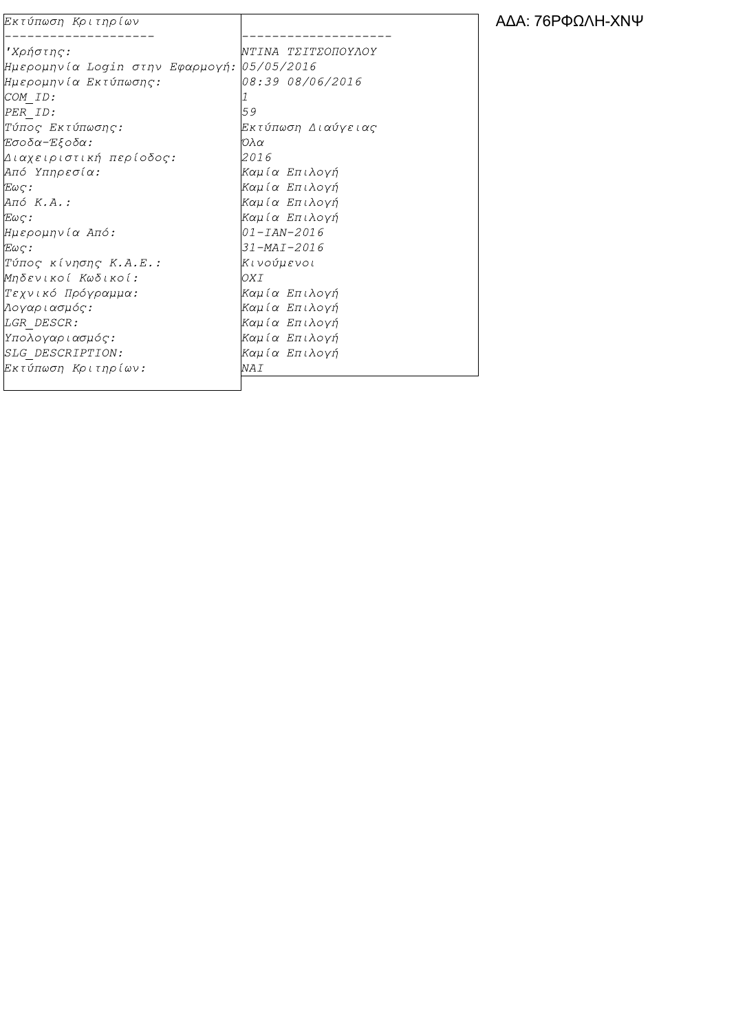ΑΔΑ: 76ΡΦΩΛΗ-ΧΝΨ

| Εκτύπωση Κριτηρίων | |
|---|---|
| 'Χρήστης: | ΝΤΙΝΑ ΤΣΙΤΣΟΠΟΥΛΟΥ |
| Ημερομηνία Login στην Εφαρμογή: | 05/05/2016 |
| Ημερομηνία Εκτύπωσης: | 08:39 08/06/2016 |
| COM_ID: | 1 |
| PER_ID: | 59 |
| Τύπος Εκτύπωσης: | Εκτύπωση Διαύγειας |
| Έσοδα-Έξοδα: | Όλα |
| Διαχειριστική περίοδος: | 2016 |
| Από Υπηρεσία: | Καμία Επιλογή |
| Έως: | Καμία Επιλογή |
| Από Κ.Α.: | Καμία Επιλογή |
| Έως: | Καμία Επιλογή |
| Ημερομηνία Από: | 01-ΙΑΝ-2016 |
| Έως: | 31-ΜΑΙ-2016 |
| Τύπος κίνησης Κ.Α.Ε.: | Κινούμενοι |
| Μηδενικοί Κωδικοί: | ΟΧΙ |
| Τεχνικό Πρόγραμμα: | Καμία Επιλογή |
| Λογαριασμός: | Καμία Επιλογή |
| LGR_DESCR: | Καμία Επιλογή |
| Υπολογαριασμός: | Καμία Επιλογή |
| SLG_DESCRIPTION: | Καμία Επιλογή |
| Εκτύπωση Κριτηρίων: | ΝΑΙ |